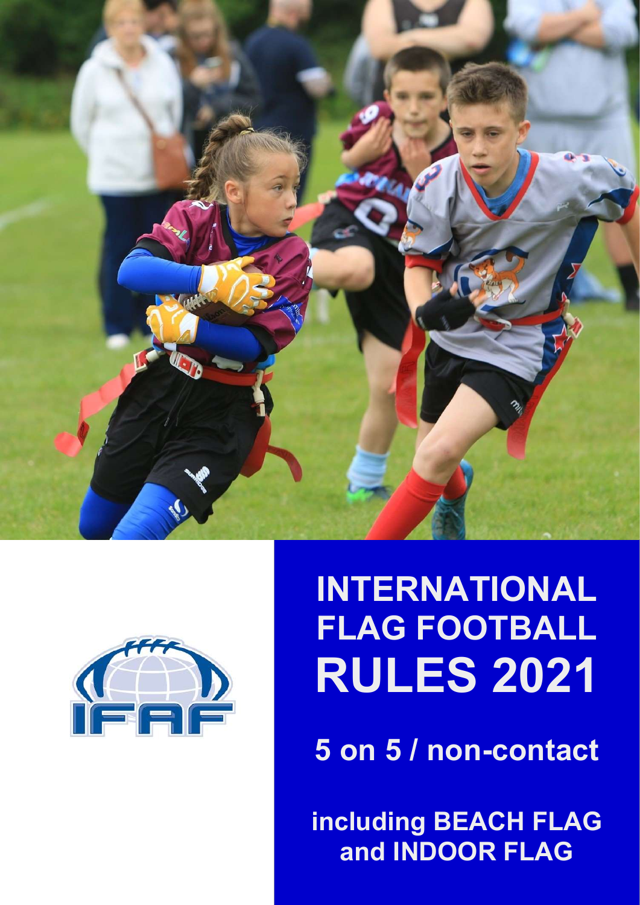# INTERNATIONAL FLAG FOOTBALL RULES 2021

**5 on 5 / non-contact**

**including BEACH FLAG and INDOOR FLAG**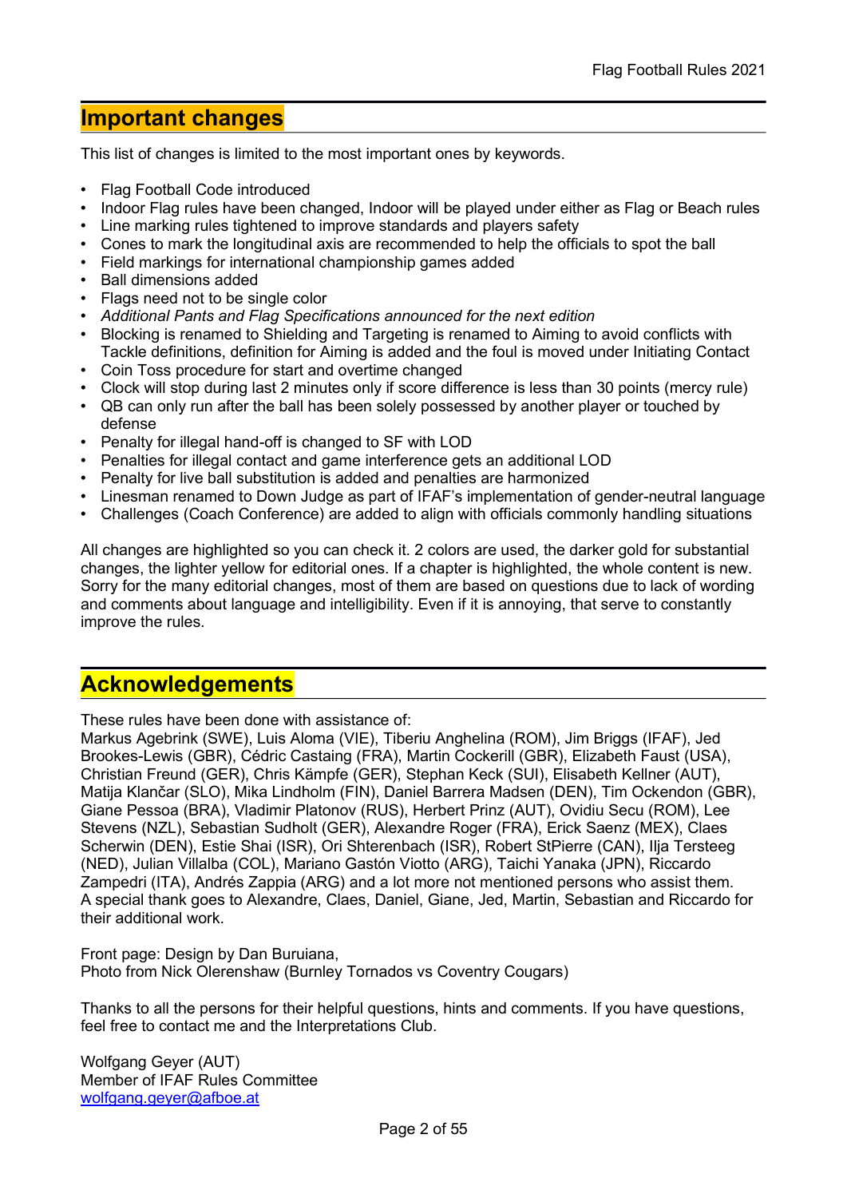## Important changes

This list of changes is limited to the most important ones by keywords.

- Flag Football Code introduced
- Indoor Flag rules have been changed, Indoor will be played under either as Flag or Beach rules
- Line marking rules tightened to improve standards and players safety
- Cones to mark the longitudinal axis are recommended to help the officials to spot the ball
- Field markings for international championship games added
- Ball dimensions added
- Flags need not to be single color
- *Additional Pants and Flag Specifications announced for the next edition*
- Blocking is renamed to Shielding and Targeting is renamed to Aiming to avoid conflicts with Tackle definitions, definition for Aiming is added and the foul is moved under Initiating Contact
- Coin Toss procedure for start and overtime changed
- Clock will stop during last 2 minutes only if score difference is less than 30 points (mercy rule)
- QB can only run after the ball has been solely possessed by another player or touched by defense
- Penalty for illegal hand-off is changed to SF with LOD
- Penalties for illegal contact and game interference gets an additional LOD
- Penalty for live ball substitution is added and penalties are harmonized
- Linesman renamed to Down Judge as part of IFAF's implementation of gender-neutral language
- Challenges (Coach Conference) are added to align with officials commonly handling situations

All changes are highlighted so you can check it. 2 colors are used, the darker gold for substantial changes, the lighter yellow for editorial ones. If a chapter is highlighted, the whole content is new. Sorry for the many editorial changes, most of them are based on questions due to lack of wording and comments about language and intelligibility. Even if it is annoying, that serve to constantly improve the rules.

## Acknowledgements

These rules have been done with assistance of:
Markus Agebrink (SWE), Luis Aloma (VIE), Tiberiu Anghelina (ROM), Jim Briggs (IFAF), Jed Brookes-Lewis (GBR), Cédric Castaing (FRA), Martin Cockerill (GBR), Elizabeth Faust (USA), Christian Freund (GER), Chris Kämpfe (GER), Stephan Keck (SUI), Elisabeth Kellner (AUT), Matija Klančar (SLO), Mika Lindholm (FIN), Daniel Barrera Madsen (DEN), Tim Ockendon (GBR), Giane Pessoa (BRA), Vladimir Platonov (RUS), Herbert Prinz (AUT), Ovidiu Secu (ROM), Lee Stevens (NZL), Sebastian Sudholt (GER), Alexandre Roger (FRA), Erick Saenz (MEX), Claes Scherwin (DEN), Estie Shai (ISR), Ori Shterenbach (ISR), Robert StPierre (CAN), Ilja Tersteeg (NED), Julian Villalba (COL), Mariano Gastón Viotto (ARG), Taichi Yanaka (JPN), Riccardo Zampedri (ITA), Andrés Zappia (ARG) and a lot more not mentioned persons who assist them.
A special thank goes to Alexandre, Claes, Daniel, Giane, Jed, Martin, Sebastian and Riccardo for their additional work.

Front page: Design by Dan Buruiana,
Photo from Nick Olerenshaw (Burnley Tornados vs Coventry Cougars)

Thanks to all the persons for their helpful questions, hints and comments. If you have questions, feel free to contact me and the Interpretations Club.

Wolfgang Geyer (AUT)
Member of IFAF Rules Committee
wolfgang.geyer@afboe.at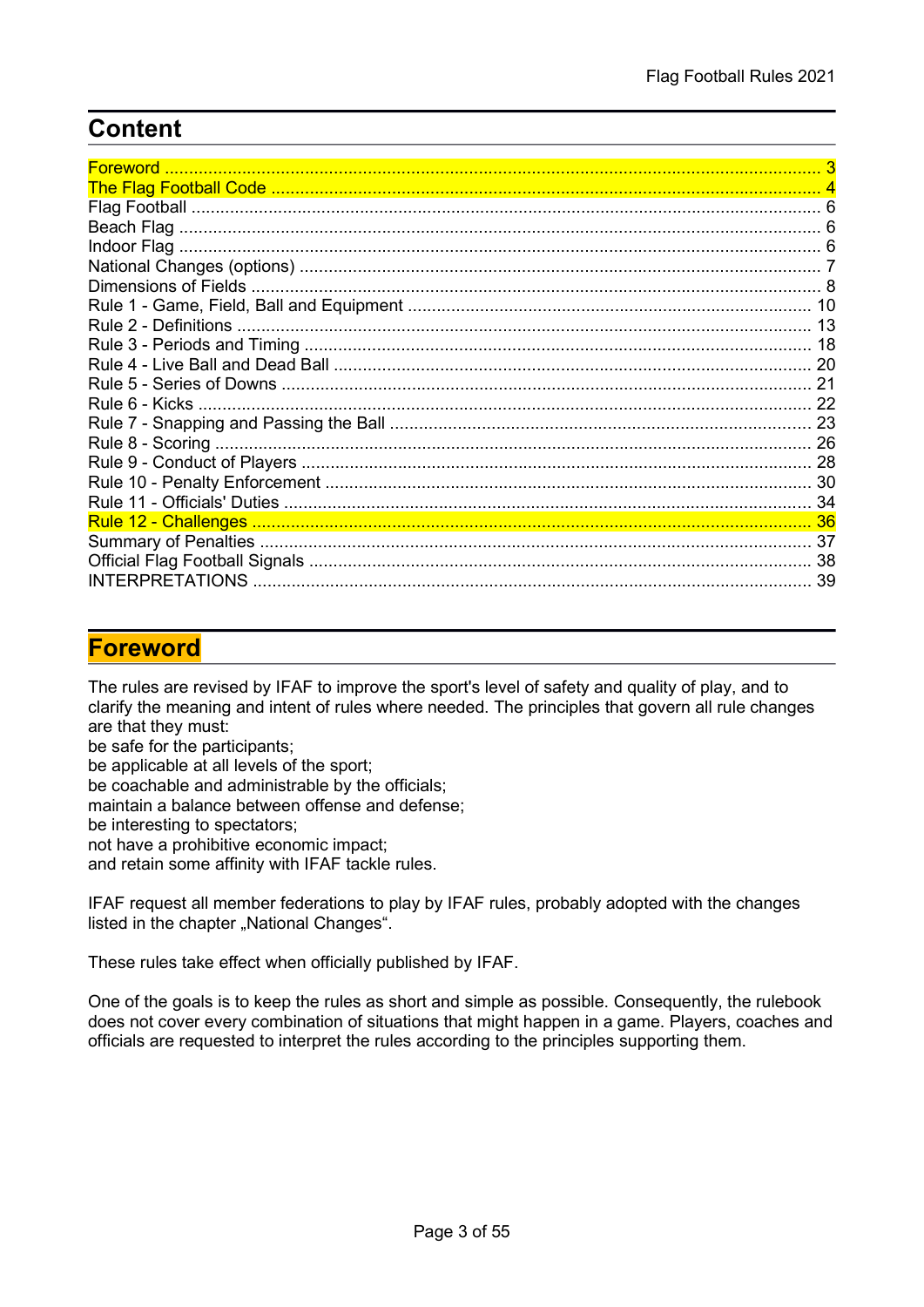## Content

| | |
|---|---|
| Foreword | 3 |
| The Flag Football Code | 4 |
| Flag Football | 6 |
| Beach Flag | 6 |
| Indoor Flag | 6 |
| National Changes (options) | 7 |
| Dimensions of Fields | 8 |
| Rule 1 - Game, Field, Ball and Equipment | 10 |
| Rule 2 - Definitions | 13 |
| Rule 3 - Periods and Timing | 18 |
| Rule 4 - Live Ball and Dead Ball | 20 |
| Rule 5 - Series of Downs | 21 |
| Rule 6 - Kicks | 22 |
| Rule 7 - Snapping and Passing the Ball | 23 |
| Rule 8 - Scoring | 26 |
| Rule 9 - Conduct of Players | 28 |
| Rule 10 - Penalty Enforcement | 30 |
| Rule 11 - Officials' Duties | 34 |
| Rule 12 - Challenges | 36 |
| Summary of Penalties | 37 |
| Official Flag Football Signals | 38 |
| INTERPRETATIONS | 39 |

## Foreword

The rules are revised by IFAF to improve the sport's level of safety and quality of play, and to clarify the meaning and intent of rules where needed. The principles that govern all rule changes are that they must:

be safe for the participants;
be applicable at all levels of the sport;
be coachable and administrable by the officials;
maintain a balance between offense and defense;
be interesting to spectators;
not have a prohibitive economic impact;
and retain some affinity with IFAF tackle rules.

IFAF request all member federations to play by IFAF rules, probably adopted with the changes listed in the chapter „National Changes“.

These rules take effect when officially published by IFAF.

One of the goals is to keep the rules as short and simple as possible. Consequently, the rulebook does not cover every combination of situations that might happen in a game. Players, coaches and officials are requested to interpret the rules according to the principles supporting them.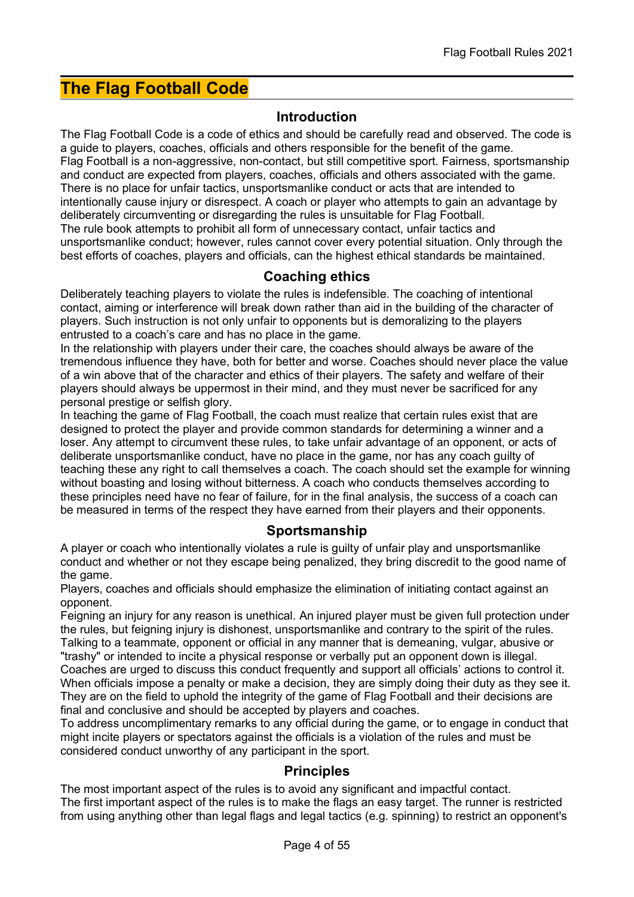# The Flag Football Code

## Introduction

The Flag Football Code is a code of ethics and should be carefully read and observed. The code is a guide to players, coaches, officials and others responsible for the benefit of the game.
Flag Football is a non-aggressive, non-contact, but still competitive sport. Fairness, sportsmanship and conduct are expected from players, coaches, officials and others associated with the game. There is no place for unfair tactics, unsportsmanlike conduct or acts that are intended to intentionally cause injury or disrespect. A coach or player who attempts to gain an advantage by deliberately circumventing or disregarding the rules is unsuitable for Flag Football.
The rule book attempts to prohibit all form of unnecessary contact, unfair tactics and unsportsmanlike conduct; however, rules cannot cover every potential situation. Only through the best efforts of coaches, players and officials, can the highest ethical standards be maintained.

## Coaching ethics

Deliberately teaching players to violate the rules is indefensible. The coaching of intentional contact, aiming or interference will break down rather than aid in the building of the character of players. Such instruction is not only unfair to opponents but is demoralizing to the players entrusted to a coach's care and has no place in the game.
In the relationship with players under their care, the coaches should always be aware of the tremendous influence they have, both for better and worse. Coaches should never place the value of a win above that of the character and ethics of their players. The safety and welfare of their players should always be uppermost in their mind, and they must never be sacrificed for any personal prestige or selfish glory.
In teaching the game of Flag Football, the coach must realize that certain rules exist that are designed to protect the player and provide common standards for determining a winner and a loser. Any attempt to circumvent these rules, to take unfair advantage of an opponent, or acts of deliberate unsportsmanlike conduct, have no place in the game, nor has any coach guilty of teaching these any right to call themselves a coach. The coach should set the example for winning without boasting and losing without bitterness. A coach who conducts themselves according to these principles need have no fear of failure, for in the final analysis, the success of a coach can be measured in terms of the respect they have earned from their players and their opponents.

## Sportsmanship

A player or coach who intentionally violates a rule is guilty of unfair play and unsportsmanlike conduct and whether or not they escape being penalized, they bring discredit to the good name of the game.
Players, coaches and officials should emphasize the elimination of initiating contact against an opponent.
Feigning an injury for any reason is unethical. An injured player must be given full protection under the rules, but feigning injury is dishonest, unsportsmanlike and contrary to the spirit of the rules.
Talking to a teammate, opponent or official in any manner that is demeaning, vulgar, abusive or "trashy" or intended to incite a physical response or verbally put an opponent down is illegal. Coaches are urged to discuss this conduct frequently and support all officials' actions to control it.
When officials impose a penalty or make a decision, they are simply doing their duty as they see it. They are on the field to uphold the integrity of the game of Flag Football and their decisions are final and conclusive and should be accepted by players and coaches.
To address uncomplimentary remarks to any official during the game, or to engage in conduct that might incite players or spectators against the officials is a violation of the rules and must be considered conduct unworthy of any participant in the sport.

## Principles

The most important aspect of the rules is to avoid any significant and impactful contact.
The first important aspect of the rules is to make the flags an easy target. The runner is restricted from using anything other than legal flags and legal tactics (e.g. spinning) to restrict an opponent's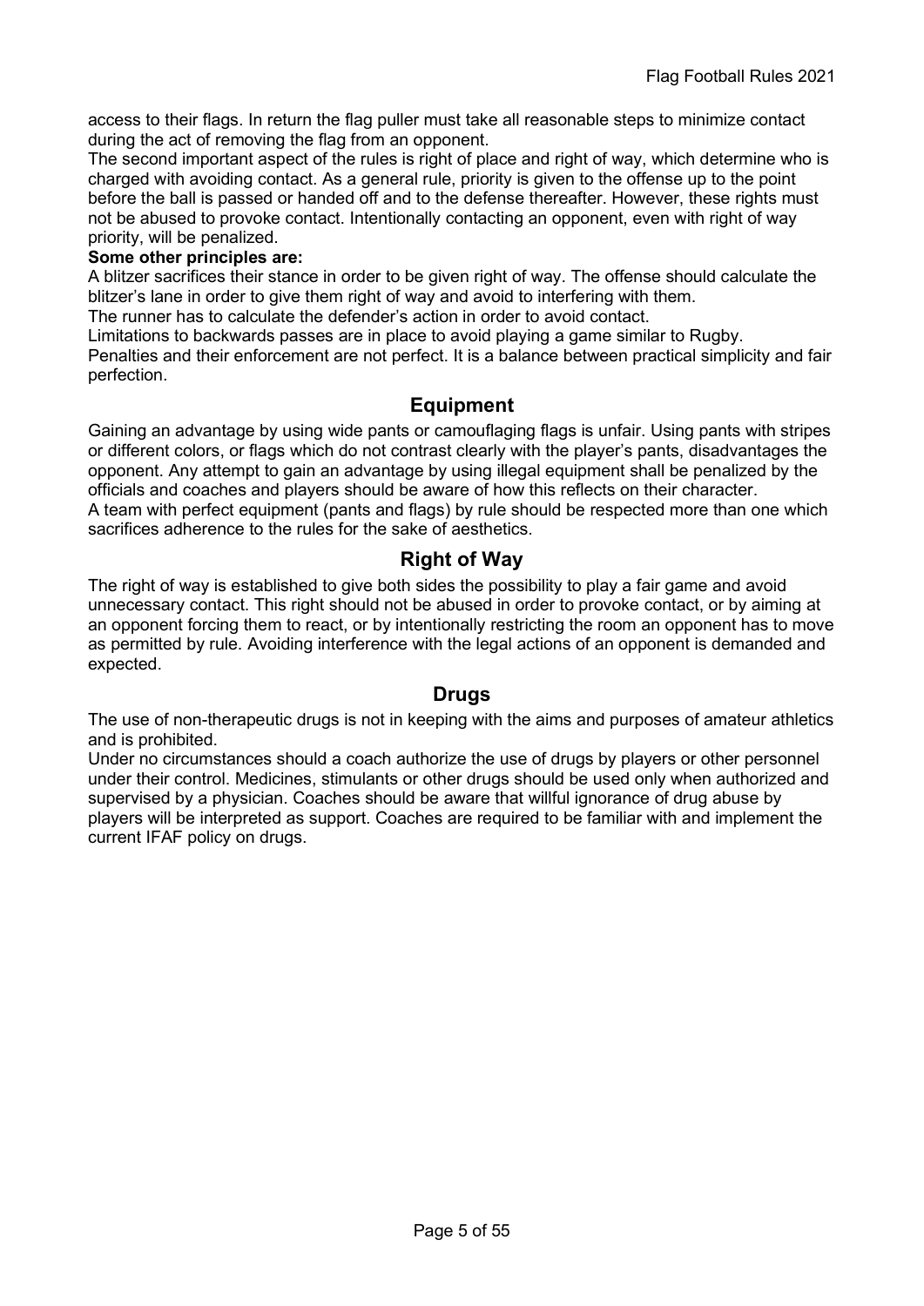access to their flags. In return the flag puller must take all reasonable steps to minimize contact during the act of removing the flag from an opponent.

The second important aspect of the rules is right of place and right of way, which determine who is charged with avoiding contact. As a general rule, priority is given to the offense up to the point before the ball is passed or handed off and to the defense thereafter. However, these rights must not be abused to provoke contact. Intentionally contacting an opponent, even with right of way priority, will be penalized.

**Some other principles are:**

A blitzer sacrifices their stance in order to be given right of way. The offense should calculate the blitzer's lane in order to give them right of way and avoid to interfering with them.

The runner has to calculate the defender's action in order to avoid contact.

Limitations to backwards passes are in place to avoid playing a game similar to Rugby.

Penalties and their enforcement are not perfect. It is a balance between practical simplicity and fair perfection.

## Equipment

Gaining an advantage by using wide pants or camouflaging flags is unfair. Using pants with stripes or different colors, or flags which do not contrast clearly with the player's pants, disadvantages the opponent. Any attempt to gain an advantage by using illegal equipment shall be penalized by the officials and coaches and players should be aware of how this reflects on their character.

A team with perfect equipment (pants and flags) by rule should be respected more than one which sacrifices adherence to the rules for the sake of aesthetics.

## Right of Way

The right of way is established to give both sides the possibility to play a fair game and avoid unnecessary contact. This right should not be abused in order to provoke contact, or by aiming at an opponent forcing them to react, or by intentionally restricting the room an opponent has to move as permitted by rule. Avoiding interference with the legal actions of an opponent is demanded and expected.

## Drugs

The use of non-therapeutic drugs is not in keeping with the aims and purposes of amateur athletics and is prohibited.

Under no circumstances should a coach authorize the use of drugs by players or other personnel under their control. Medicines, stimulants or other drugs should be used only when authorized and supervised by a physician. Coaches should be aware that willful ignorance of drug abuse by players will be interpreted as support. Coaches are required to be familiar with and implement the current IFAF policy on drugs.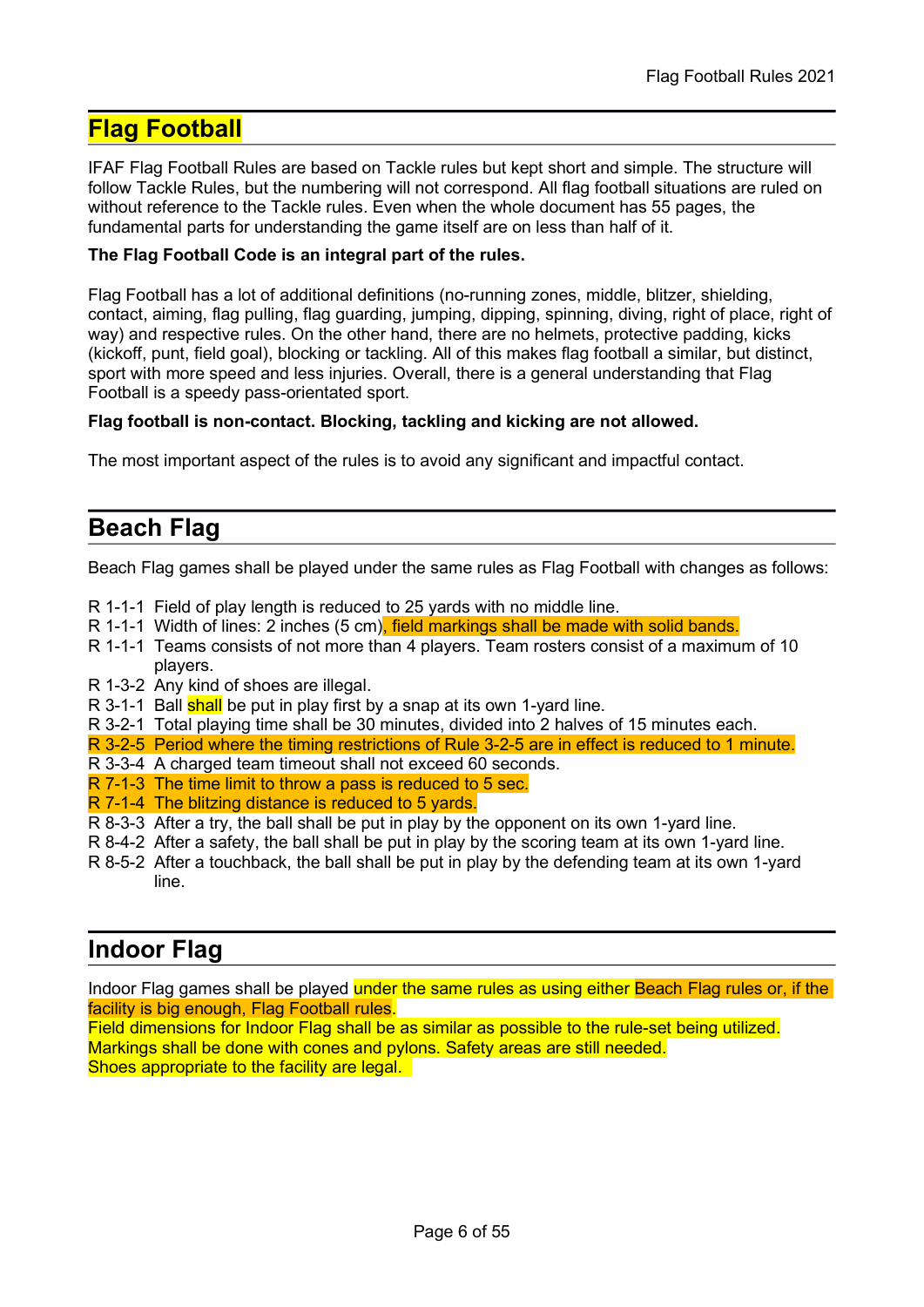## Flag Football

IFAF Flag Football Rules are based on Tackle rules but kept short and simple. The structure will follow Tackle Rules, but the numbering will not correspond. All flag football situations are ruled on without reference to the Tackle rules. Even when the whole document has 55 pages, the fundamental parts for understanding the game itself are on less than half of it.

**The Flag Football Code is an integral part of the rules.**

Flag Football has a lot of additional definitions (no-running zones, middle, blitzer, shielding, contact, aiming, flag pulling, flag guarding, jumping, dipping, spinning, diving, right of place, right of way) and respective rules. On the other hand, there are no helmets, protective padding, kicks (kickoff, punt, field goal), blocking or tackling. All of this makes flag football a similar, but distinct, sport with more speed and less injuries. Overall, there is a general understanding that Flag Football is a speedy pass-orientated sport.

**Flag football is non-contact. Blocking, tackling and kicking are not allowed.**

The most important aspect of the rules is to avoid any significant and impactful contact.

## Beach Flag

Beach Flag games shall be played under the same rules as Flag Football with changes as follows:

- R 1-1-1 Field of play length is reduced to 25 yards with no middle line.
- R 1-1-1 Width of lines: 2 inches (5 cm), field markings shall be made with solid bands.
- R 1-1-1 Teams consists of not more than 4 players. Team rosters consist of a maximum of 10 players.
- R 1-3-2 Any kind of shoes are illegal.
- R 3-1-1 Ball shall be put in play first by a snap at its own 1-yard line.
- R 3-2-1 Total playing time shall be 30 minutes, divided into 2 halves of 15 minutes each.
- R 3-2-5 Period where the timing restrictions of Rule 3-2-5 are in effect is reduced to 1 minute.
- R 3-3-4 A charged team timeout shall not exceed 60 seconds.
- R 7-1-3 The time limit to throw a pass is reduced to 5 sec.
- R 7-1-4 The blitzing distance is reduced to 5 yards.
- R 8-3-3 After a try, the ball shall be put in play by the opponent on its own 1-yard line.
- R 8-4-2 After a safety, the ball shall be put in play by the scoring team at its own 1-yard line.
- R 8-5-2 After a touchback, the ball shall be put in play by the defending team at its own 1-yard line.

## Indoor Flag

Indoor Flag games shall be played under the same rules as using either Beach Flag rules or, if the facility is big enough, Flag Football rules.
Field dimensions for Indoor Flag shall be as similar as possible to the rule-set being utilized.
Markings shall be done with cones and pylons. Safety areas are still needed.
Shoes appropriate to the facility are legal.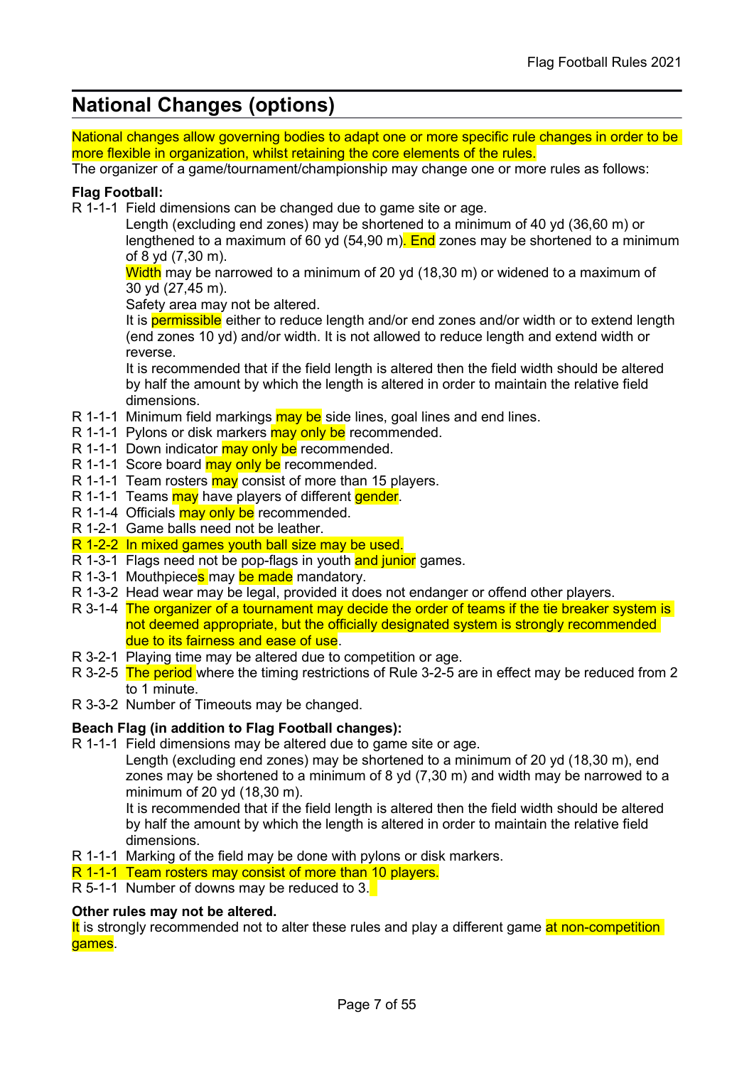## National Changes (options)

National changes allow governing bodies to adapt one or more specific rule changes in order to be more flexible in organization, whilst retaining the core elements of the rules.
The organizer of a game/tournament/championship may change one or more rules as follows:

**Flag Football:**

- R 1-1-1 Field dimensions can be changed due to game site or age.
  Length (excluding end zones) may be shortened to a minimum of 40 yd (36,60 m) or lengthened to a maximum of 60 yd (54,90 m). End zones may be shortened to a minimum of 8 yd (7,30 m).
  Width may be narrowed to a minimum of 20 yd (18,30 m) or widened to a maximum of 30 yd (27,45 m).
  Safety area may not be altered.
  It is permissible either to reduce length and/or end zones and/or width or to extend length (end zones 10 yd) and/or width. It is not allowed to reduce length and extend width or reverse.
  It is recommended that if the field length is altered then the field width should be altered by half the amount by which the length is altered in order to maintain the relative field dimensions.
- R 1-1-1 Minimum field markings may be side lines, goal lines and end lines.
- R 1-1-1 Pylons or disk markers may only be recommended.
- R 1-1-1 Down indicator may only be recommended.
- R 1-1-1 Score board may only be recommended.
- R 1-1-1 Team rosters may consist of more than 15 players.
- R 1-1-1 Teams may have players of different gender.
- R 1-1-4 Officials may only be recommended.
- R 1-2-1 Game balls need not be leather.
- R 1-2-2 In mixed games youth ball size may be used.
- R 1-3-1 Flags need not be pop-flags in youth and junior games.
- R 1-3-1 Mouthpieces may be made mandatory.
- R 1-3-2 Head wear may be legal, provided it does not endanger or offend other players.
- R 3-1-4 The organizer of a tournament may decide the order of teams if the tie breaker system is not deemed appropriate, but the officially designated system is strongly recommended due to its fairness and ease of use.
- R 3-2-1 Playing time may be altered due to competition or age.
- R 3-2-5 The period where the timing restrictions of Rule 3-2-5 are in effect may be reduced from 2 to 1 minute.
- R 3-3-2 Number of Timeouts may be changed.

**Beach Flag (in addition to Flag Football changes):**

- R 1-1-1 Field dimensions may be altered due to game site or age.
  Length (excluding end zones) may be shortened to a minimum of 20 yd (18,30 m), end zones may be shortened to a minimum of 8 yd (7,30 m) and width may be narrowed to a minimum of 20 yd (18,30 m).
  It is recommended that if the field length is altered then the field width should be altered by half the amount by which the length is altered in order to maintain the relative field dimensions.
- R 1-1-1 Marking of the field may be done with pylons or disk markers.
- R 1-1-1 Team rosters may consist of more than 10 players.
- R 5-1-1 Number of downs may be reduced to 3.

**Other rules may not be altered.**
It is strongly recommended not to alter these rules and play a different game at non-competition games.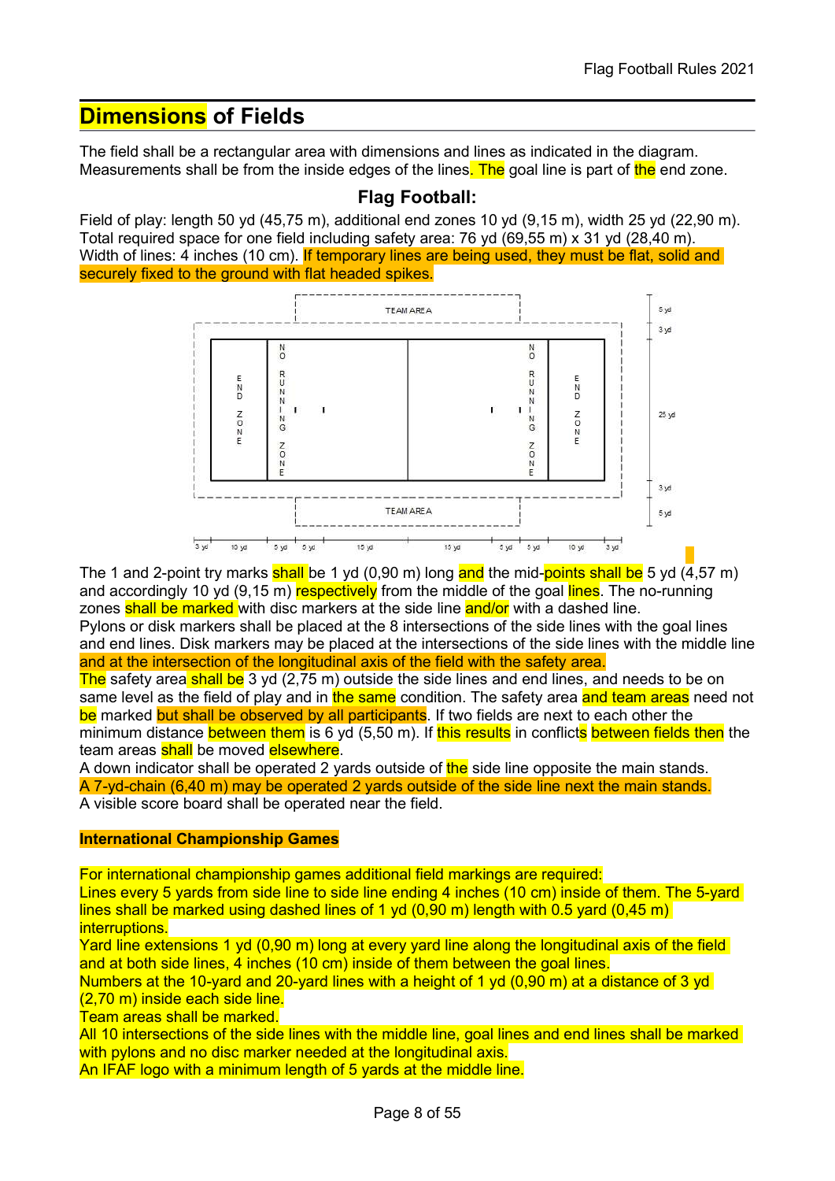## Dimensions of Fields

The field shall be a rectangular area with dimensions and lines as indicated in the diagram. Measurements shall be from the inside edges of the lines. The goal line is part of the end zone.

### Flag Football:

Field of play: length 50 yd (45,75 m), additional end zones 10 yd (9,15 m), width 25 yd (22,90 m).
Total required space for one field including safety area: 76 yd (69,55 m) x 31 yd (28,40 m).
Width of lines: 4 inches (10 cm). If temporary lines are being used, they must be flat, solid and securely fixed to the ground with flat headed spikes.

The 1 and 2-point try marks shall be 1 yd (0,90 m) long and the mid-points shall be 5 yd (4,57 m) and accordingly 10 yd (9,15 m) respectively from the middle of the goal lines. The no-running zones shall be marked with disc markers at the side line and/or with a dashed line.
Pylons or disk markers shall be placed at the 8 intersections of the side lines with the goal lines and end lines. Disk markers may be placed at the intersections of the side lines with the middle line and at the intersection of the longitudinal axis of the field with the safety area.
The safety area shall be 3 yd (2,75 m) outside the side lines and end lines, and needs to be on same level as the field of play and in the same condition. The safety area and team areas need not be marked but shall be observed by all participants. If two fields are next to each other the minimum distance between them is 6 yd (5,50 m). If this results in conflicts between fields then the team areas shall be moved elsewhere.
A down indicator shall be operated 2 yards outside of the side line opposite the main stands.
A 7-yd-chain (6,40 m) may be operated 2 yards outside of the side line next the main stands.
A visible score board shall be operated near the field.

**International Championship Games**

For international championship games additional field markings are required:
Lines every 5 yards from side line to side line ending 4 inches (10 cm) inside of them. The 5-yard lines shall be marked using dashed lines of 1 yd (0,90 m) length with 0.5 yard (0,45 m) interruptions.
Yard line extensions 1 yd (0,90 m) long at every yard line along the longitudinal axis of the field and at both side lines, 4 inches (10 cm) inside of them between the goal lines.
Numbers at the 10-yard and 20-yard lines with a height of 1 yd (0,90 m) at a distance of 3 yd (2,70 m) inside each side line.
Team areas shall be marked.
All 10 intersections of the side lines with the middle line, goal lines and end lines shall be marked with pylons and no disc marker needed at the longitudinal axis.
An IFAF logo with a minimum length of 5 yards at the middle line.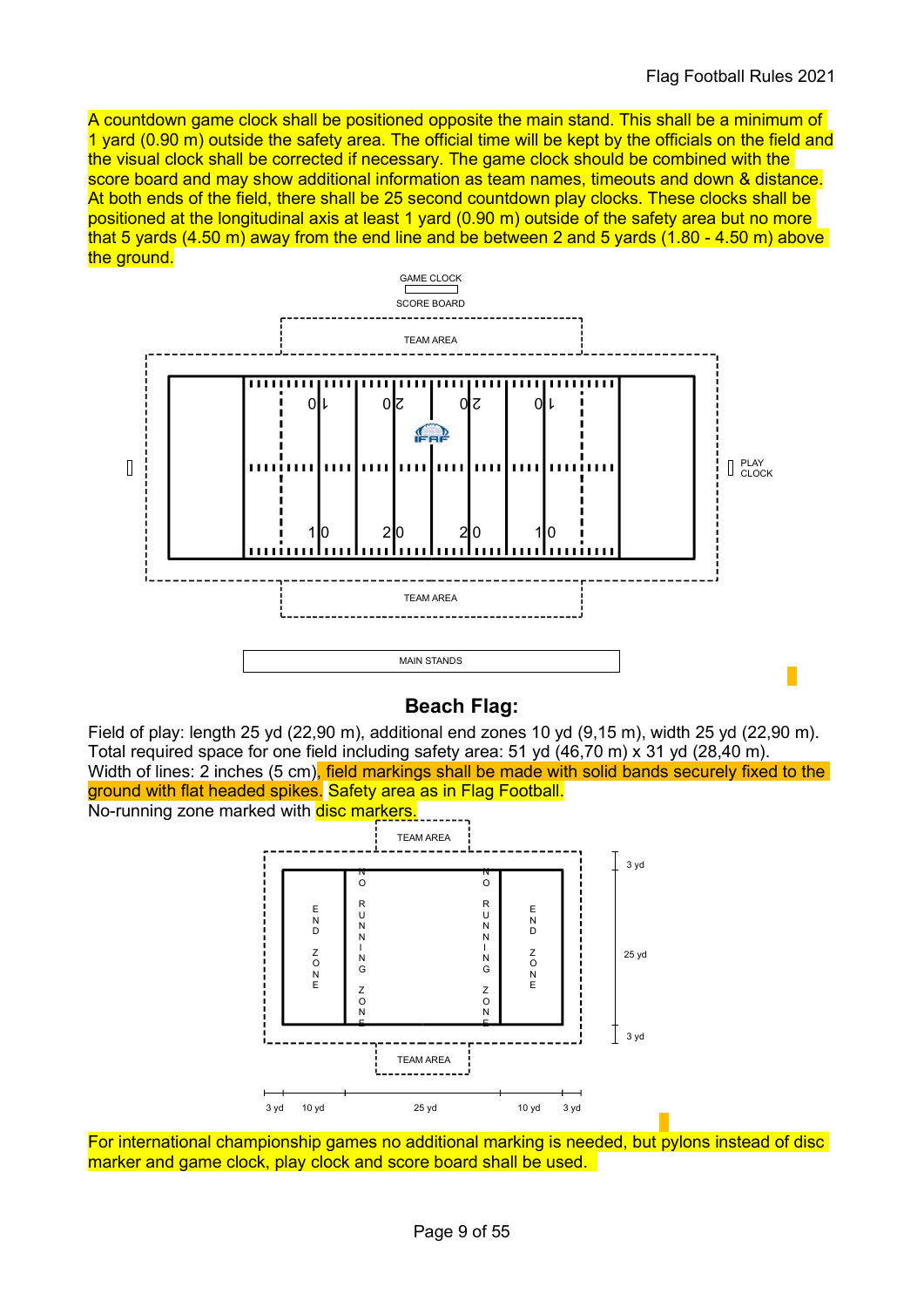A countdown game clock shall be positioned opposite the main stand. This shall be a minimum of 1 yard (0.90 m) outside the safety area. The official time will be kept by the officials on the field and the visual clock shall be corrected if necessary. The game clock should be combined with the score board and may show additional information as team names, timeouts and down & distance. At both ends of the field, there shall be 25 second countdown play clocks. These clocks shall be positioned at the longitudinal axis at least 1 yard (0.90 m) outside of the safety area but no more that 5 yards (4.50 m) away from the end line and be between 2 and 5 yards (1.80 - 4.50 m) above the ground.

GAME CLOCK

SCORE BOARD

TEAM AREA

PLAY CLOCK

TEAM AREA

MAIN STANDS

## Beach Flag:

Field of play: length 25 yd (22,90 m), additional end zones 10 yd (9,15 m), width 25 yd (22,90 m). Total required space for one field including safety area: 51 yd (46,70 m) x 31 yd (28,40 m).
Width of lines: 2 inches (5 cm), field markings shall be made with solid bands securely fixed to the ground with flat headed spikes. Safety area as in Flag Football.
No-running zone marked with disc markers.

TEAM AREA

END ZONE | NO RUNNING ZONE | NO RUNNING ZONE | END ZONE

TEAM AREA

3 yd | 25 yd | 3 yd

3 yd | 10 yd | 25 yd | 10 yd | 3 yd

For international championship games no additional marking is needed, but pylons instead of disc marker and game clock, play clock and score board shall be used.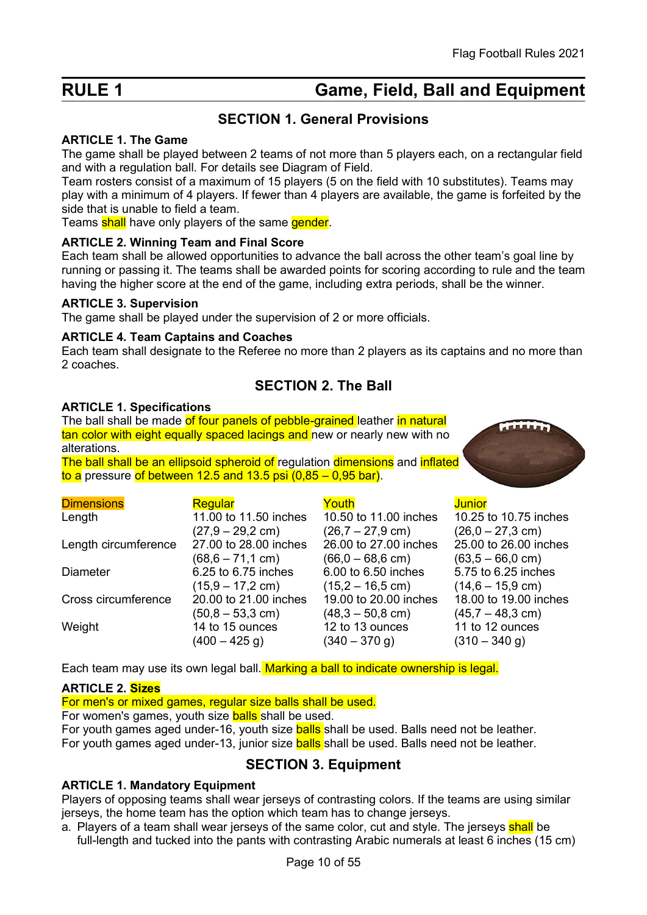# RULE 1 Game, Field, Ball and Equipment

## SECTION 1. General Provisions

**ARTICLE 1. The Game**

The game shall be played between 2 teams of not more than 5 players each, on a rectangular field and with a regulation ball. For details see Diagram of Field.

Team rosters consist of a maximum of 15 players (5 on the field with 10 substitutes). Teams may play with a minimum of 4 players. If fewer than 4 players are available, the game is forfeited by the side that is unable to field a team.

Teams shall have only players of the same gender.

**ARTICLE 2. Winning Team and Final Score**

Each team shall be allowed opportunities to advance the ball across the other team's goal line by running or passing it. The teams shall be awarded points for scoring according to rule and the team having the higher score at the end of the game, including extra periods, shall be the winner.

**ARTICLE 3. Supervision**

The game shall be played under the supervision of 2 or more officials.

**ARTICLE 4. Team Captains and Coaches**

Each team shall designate to the Referee no more than 2 players as its captains and no more than 2 coaches.

## SECTION 2. The Ball

**ARTICLE 1. Specifications**

The ball shall be made of four panels of pebble-grained leather in natural tan color with eight equally spaced lacings and new or nearly new with no alterations.

The ball shall be an ellipsoid spheroid of regulation dimensions and inflated to a pressure of between 12.5 and 13.5 psi (0,85 – 0,95 bar).

| Dimensions | Regular | Youth | Junior |
|---|---|---|---|
| Length | 11.00 to 11.50 inches (27,9 – 29,2 cm) | 10.50 to 11.00 inches (26,7 – 27,9 cm) | 10.25 to 10.75 inches (26,0 – 27,3 cm) |
| Length circumference | 27.00 to 28.00 inches (68,6 – 71,1 cm) | 26.00 to 27.00 inches (66,0 – 68,6 cm) | 25.00 to 26.00 inches (63,5 – 66,0 cm) |
| Diameter | 6.25 to 6.75 inches (15,9 – 17,2 cm) | 6.00 to 6.50 inches (15,2 – 16,5 cm) | 5.75 to 6.25 inches (14,6 – 15,9 cm) |
| Cross circumference | 20.00 to 21.00 inches (50,8 – 53,3 cm) | 19.00 to 20.00 inches (48,3 – 50,8 cm) | 18.00 to 19.00 inches (45,7 – 48,3 cm) |
| Weight | 14 to 15 ounces (400 – 425 g) | 12 to 13 ounces (340 – 370 g) | 11 to 12 ounces (310 – 340 g) |

Each team may use its own legal ball. Marking a ball to indicate ownership is legal.

**ARTICLE 2. Sizes**

For men's or mixed games, regular size balls shall be used.

For women's games, youth size balls shall be used.

For youth games aged under-16, youth size balls shall be used. Balls need not be leather.

For youth games aged under-13, junior size balls shall be used. Balls need not be leather.

## SECTION 3. Equipment

**ARTICLE 1. Mandatory Equipment**

Players of opposing teams shall wear jerseys of contrasting colors. If the teams are using similar jerseys, the home team has the option which team has to change jerseys.

a. Players of a team shall wear jerseys of the same color, cut and style. The jerseys shall be full-length and tucked into the pants with contrasting Arabic numerals at least 6 inches (15 cm)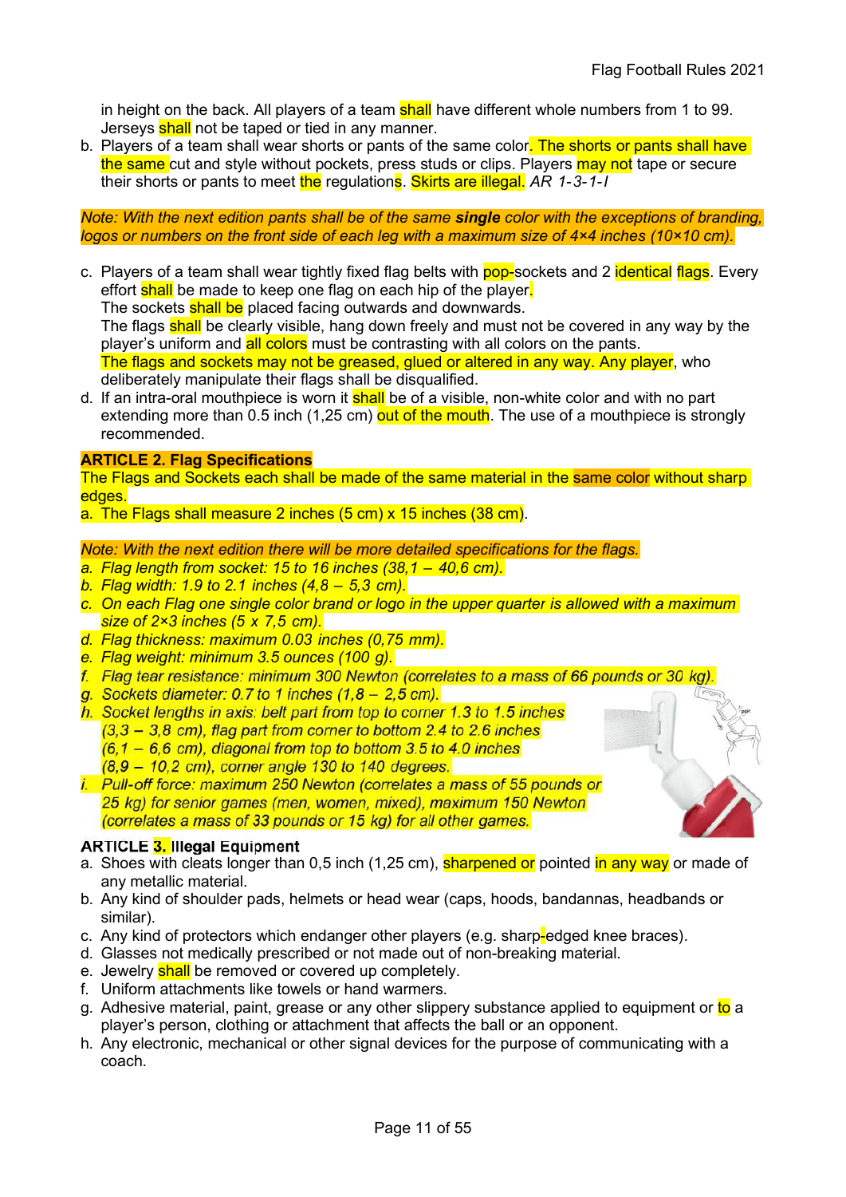in height on the back. All players of a team shall have different whole numbers from 1 to 99. Jerseys shall not be taped or tied in any manner.

b. Players of a team shall wear shorts or pants of the same color. The shorts or pants shall have the same cut and style without pockets, press studs or clips. Players may not tape or secure their shorts or pants to meet the regulations. Skirts are illegal. *AR 1-3-1-I*

*Note: With the next edition pants shall be of the same **single** color with the exceptions of branding, logos or numbers on the front side of each leg with a maximum size of 4×4 inches (10×10 cm).*

c. Players of a team shall wear tightly fixed flag belts with pop-sockets and 2 identical flags. Every effort shall be made to keep one flag on each hip of the player.
The sockets shall be placed facing outwards and downwards.
The flags shall be clearly visible, hang down freely and must not be covered in any way by the player's uniform and all colors must be contrasting with all colors on the pants.
The flags and sockets may not be greased, glued or altered in any way. Any player, who deliberately manipulate their flags shall be disqualified.

d. If an intra-oral mouthpiece is worn it shall be of a visible, non-white color and with no part extending more than 0.5 inch (1,25 cm) out of the mouth. The use of a mouthpiece is strongly recommended.

**ARTICLE 2. Flag Specifications**

The Flags and Sockets each shall be made of the same material in the same color without sharp edges.

a. The Flags shall measure 2 inches (5 cm) x 15 inches (38 cm).

*Note: With the next edition there will be more detailed specifications for the flags.*

*a. Flag length from socket: 15 to 16 inches (38,1 – 40,6 cm).*
*b. Flag width: 1.9 to 2.1 inches (4,8 – 5,3 cm).*
*c. On each Flag one single color brand or logo in the upper quarter is allowed with a maximum size of 2×3 inches (5 x 7,5 cm).*
*d. Flag thickness: maximum 0.03 inches (0,75 mm).*
*e. Flag weight: minimum 3.5 ounces (100 g).*
*f. Flag tear resistance: minimum 300 Newton (correlates to a mass of 66 pounds or 30 kg).*
*g. Sockets diameter: 0.7 to 1 inches (1,8 – 2,5 cm).*
*h. Socket lengths in axis: belt part from top to corner 1.3 to 1.5 inches (3,3 – 3,8 cm), flag part from corner to bottom 2.4 to 2.6 inches (6,1 – 6,6 cm), diagonal from top to bottom 3.5 to 4.0 inches (8,9 – 10,2 cm), corner angle 130 to 140 degrees.*
*i. Pull-off force: maximum 250 Newton (correlates a mass of 55 pounds or 25 kg) for senior games (men, women, mixed), maximum 150 Newton (correlates a mass of 33 pounds or 15 kg) for all other games.*

**ARTICLE 3. Illegal Equipment**

a. Shoes with cleats longer than 0,5 inch (1,25 cm), sharpened or pointed in any way or made of any metallic material.
b. Any kind of shoulder pads, helmets or head wear (caps, hoods, bandannas, headbands or similar).
c. Any kind of protectors which endanger other players (e.g. sharp-edged knee braces).
d. Glasses not medically prescribed or not made out of non-breaking material.
e. Jewelry shall be removed or covered up completely.
f. Uniform attachments like towels or hand warmers.
g. Adhesive material, paint, grease or any other slippery substance applied to equipment or to a player's person, clothing or attachment that affects the ball or an opponent.
h. Any electronic, mechanical or other signal devices for the purpose of communicating with a coach.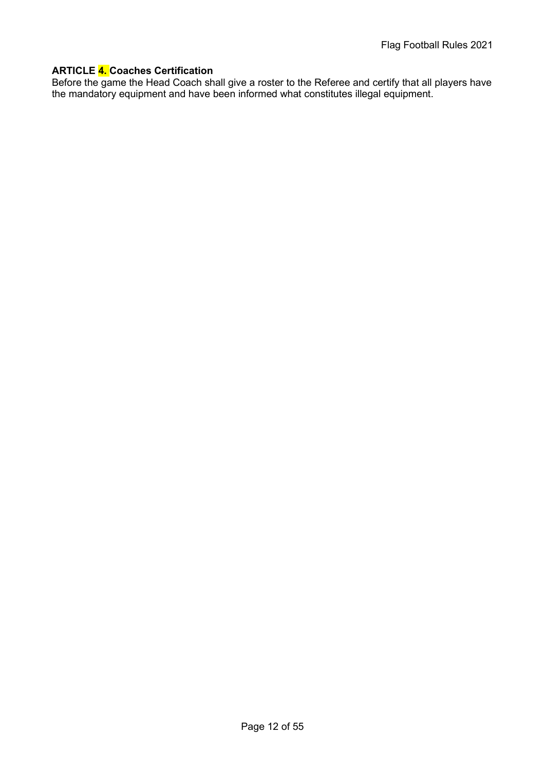**ARTICLE 4. Coaches Certification**

Before the game the Head Coach shall give a roster to the Referee and certify that all players have the mandatory equipment and have been informed what constitutes illegal equipment.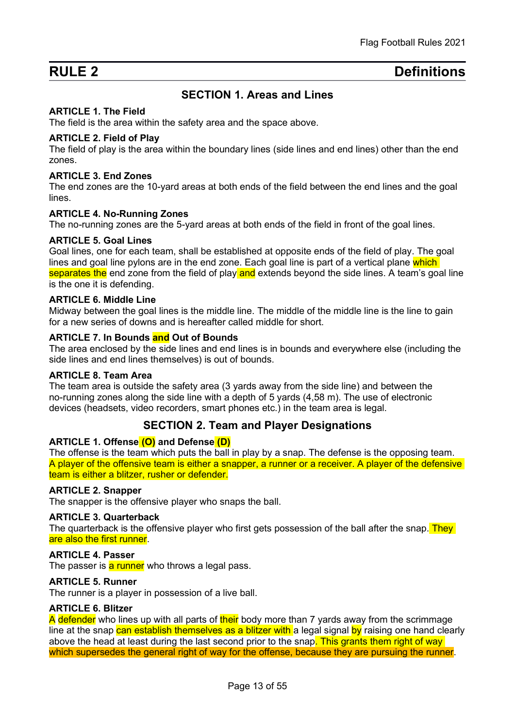# RULE 2 Definitions

## SECTION 1. Areas and Lines

### ARTICLE 1. The Field

The field is the area within the safety area and the space above.

### ARTICLE 2. Field of Play

The field of play is the area within the boundary lines (side lines and end lines) other than the end zones.

### ARTICLE 3. End Zones

The end zones are the 10-yard areas at both ends of the field between the end lines and the goal lines.

### ARTICLE 4. No-Running Zones

The no-running zones are the 5-yard areas at both ends of the field in front of the goal lines.

### ARTICLE 5. Goal Lines

Goal lines, one for each team, shall be established at opposite ends of the field of play. The goal lines and goal line pylons are in the end zone. Each goal line is part of a vertical plane which separates the end zone from the field of play and extends beyond the side lines. A team's goal line is the one it is defending.

### ARTICLE 6. Middle Line

Midway between the goal lines is the middle line. The middle of the middle line is the line to gain for a new series of downs and is hereafter called middle for short.

### ARTICLE 7. In Bounds and Out of Bounds

The area enclosed by the side lines and end lines is in bounds and everywhere else (including the side lines and end lines themselves) is out of bounds.

### ARTICLE 8. Team Area

The team area is outside the safety area (3 yards away from the side line) and between the no-running zones along the side line with a depth of 5 yards (4,58 m). The use of electronic devices (headsets, video recorders, smart phones etc.) in the team area is legal.

## SECTION 2. Team and Player Designations

### ARTICLE 1. Offense (O) and Defense (D)

The offense is the team which puts the ball in play by a snap. The defense is the opposing team. A player of the offensive team is either a snapper, a runner or a receiver. A player of the defensive team is either a blitzer, rusher or defender.

### ARTICLE 2. Snapper

The snapper is the offensive player who snaps the ball.

### ARTICLE 3. Quarterback

The quarterback is the offensive player who first gets possession of the ball after the snap. They are also the first runner.

### ARTICLE 4. Passer

The passer is a runner who throws a legal pass.

### ARTICLE 5. Runner

The runner is a player in possession of a live ball.

### ARTICLE 6. Blitzer

A defender who lines up with all parts of their body more than 7 yards away from the scrimmage line at the snap can establish themselves as a blitzer with a legal signal by raising one hand clearly above the head at least during the last second prior to the snap. This grants them right of way which supersedes the general right of way for the offense, because they are pursuing the runner.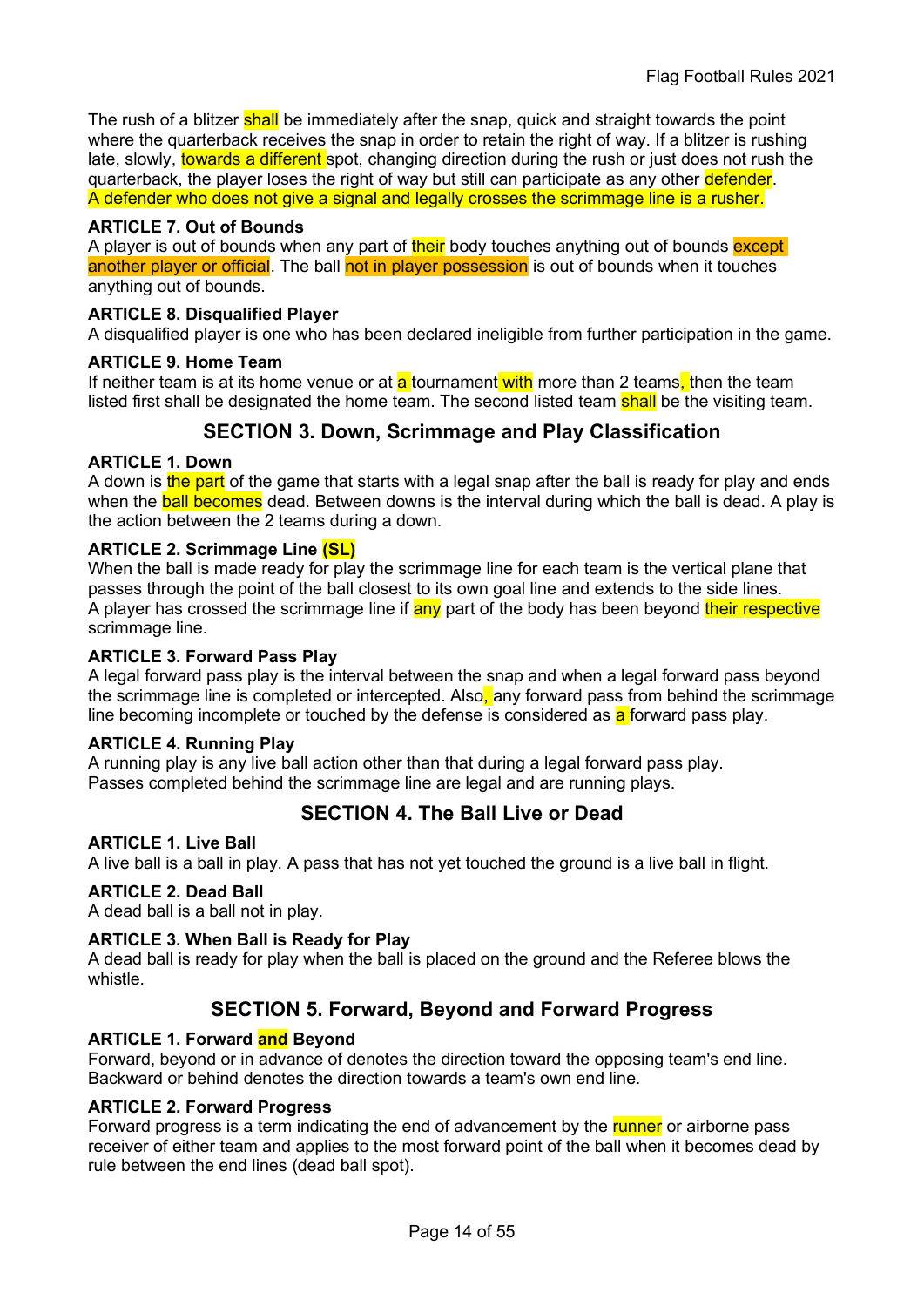The rush of a blitzer shall be immediately after the snap, quick and straight towards the point where the quarterback receives the snap in order to retain the right of way. If a blitzer is rushing late, slowly, towards a different spot, changing direction during the rush or just does not rush the quarterback, the player loses the right of way but still can participate as any other defender. A defender who does not give a signal and legally crosses the scrimmage line is a rusher.

**ARTICLE 7. Out of Bounds**
A player is out of bounds when any part of their body touches anything out of bounds except another player or official. The ball not in player possession is out of bounds when it touches anything out of bounds.

**ARTICLE 8. Disqualified Player**
A disqualified player is one who has been declared ineligible from further participation in the game.

**ARTICLE 9. Home Team**
If neither team is at its home venue or at a tournament with more than 2 teams, then the team listed first shall be designated the home team. The second listed team shall be the visiting team.

## SECTION 3. Down, Scrimmage and Play Classification

**ARTICLE 1. Down**
A down is the part of the game that starts with a legal snap after the ball is ready for play and ends when the ball becomes dead. Between downs is the interval during which the ball is dead. A play is the action between the 2 teams during a down.

**ARTICLE 2. Scrimmage Line (SL)**
When the ball is made ready for play the scrimmage line for each team is the vertical plane that passes through the point of the ball closest to its own goal line and extends to the side lines. A player has crossed the scrimmage line if any part of the body has been beyond their respective scrimmage line.

**ARTICLE 3. Forward Pass Play**
A legal forward pass play is the interval between the snap and when a legal forward pass beyond the scrimmage line is completed or intercepted. Also, any forward pass from behind the scrimmage line becoming incomplete or touched by the defense is considered as a forward pass play.

**ARTICLE 4. Running Play**
A running play is any live ball action other than that during a legal forward pass play. Passes completed behind the scrimmage line are legal and are running plays.

## SECTION 4. The Ball Live or Dead

**ARTICLE 1. Live Ball**
A live ball is a ball in play. A pass that has not yet touched the ground is a live ball in flight.

**ARTICLE 2. Dead Ball**
A dead ball is a ball not in play.

**ARTICLE 3. When Ball is Ready for Play**
A dead ball is ready for play when the ball is placed on the ground and the Referee blows the whistle.

## SECTION 5. Forward, Beyond and Forward Progress

**ARTICLE 1. Forward and Beyond**
Forward, beyond or in advance of denotes the direction toward the opposing team's end line. Backward or behind denotes the direction towards a team's own end line.

**ARTICLE 2. Forward Progress**
Forward progress is a term indicating the end of advancement by the runner or airborne pass receiver of either team and applies to the most forward point of the ball when it becomes dead by rule between the end lines (dead ball spot).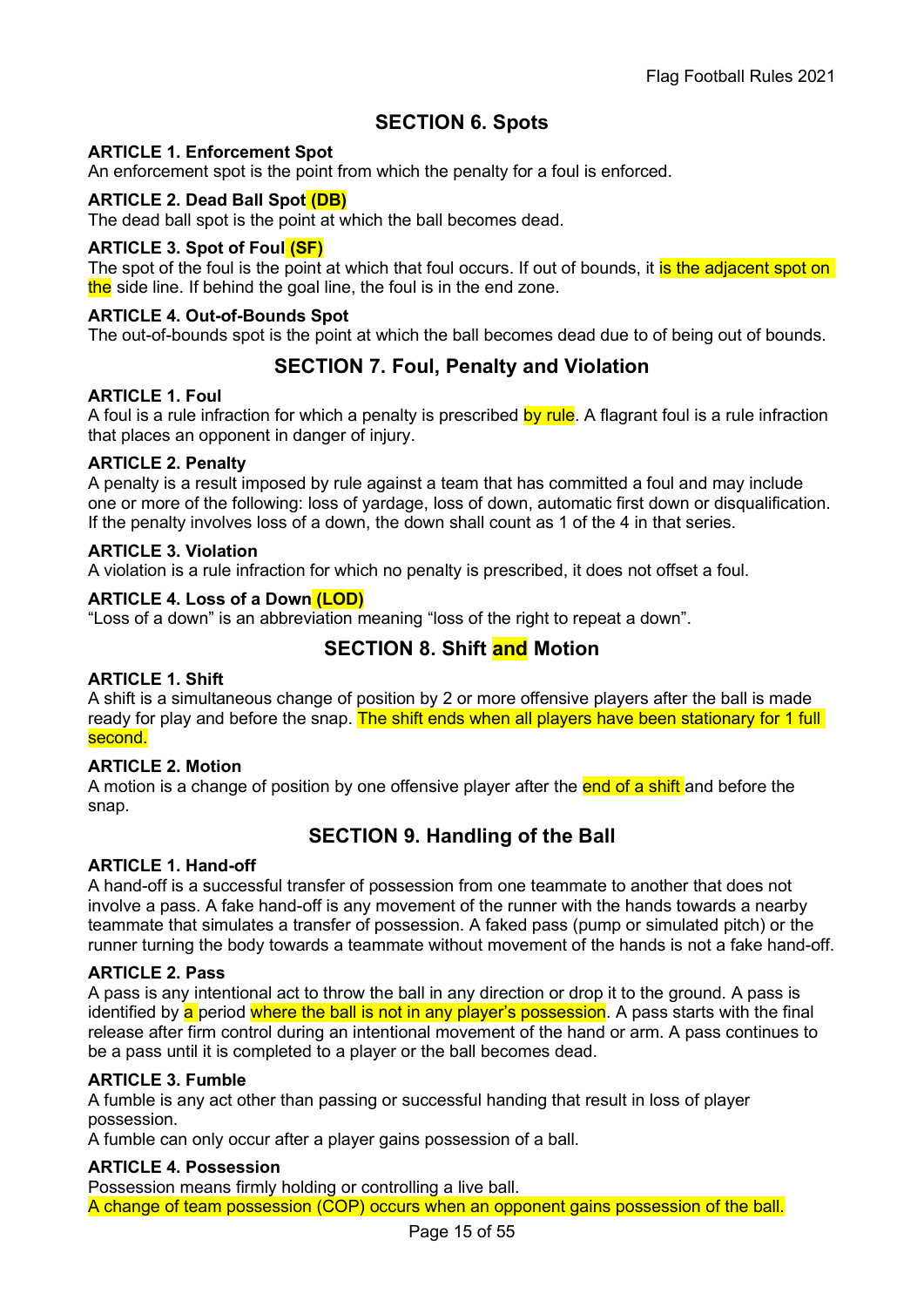## SECTION 6. Spots

### ARTICLE 1. Enforcement Spot
An enforcement spot is the point from which the penalty for a foul is enforced.

### ARTICLE 2. Dead Ball Spot (DB)
The dead ball spot is the point at which the ball becomes dead.

### ARTICLE 3. Spot of Foul (SF)
The spot of the foul is the point at which that foul occurs. If out of bounds, it is the adjacent spot on the side line. If behind the goal line, the foul is in the end zone.

### ARTICLE 4. Out-of-Bounds Spot
The out-of-bounds spot is the point at which the ball becomes dead due to of being out of bounds.

## SECTION 7. Foul, Penalty and Violation

### ARTICLE 1. Foul
A foul is a rule infraction for which a penalty is prescribed by rule. A flagrant foul is a rule infraction that places an opponent in danger of injury.

### ARTICLE 2. Penalty
A penalty is a result imposed by rule against a team that has committed a foul and may include one or more of the following: loss of yardage, loss of down, automatic first down or disqualification. If the penalty involves loss of a down, the down shall count as 1 of the 4 in that series.

### ARTICLE 3. Violation
A violation is a rule infraction for which no penalty is prescribed, it does not offset a foul.

### ARTICLE 4. Loss of a Down (LOD)
"Loss of a down" is an abbreviation meaning "loss of the right to repeat a down".

## SECTION 8. Shift and Motion

### ARTICLE 1. Shift
A shift is a simultaneous change of position by 2 or more offensive players after the ball is made ready for play and before the snap. The shift ends when all players have been stationary for 1 full second.

### ARTICLE 2. Motion
A motion is a change of position by one offensive player after the end of a shift and before the snap.

## SECTION 9. Handling of the Ball

### ARTICLE 1. Hand-off
A hand-off is a successful transfer of possession from one teammate to another that does not involve a pass. A fake hand-off is any movement of the runner with the hands towards a nearby teammate that simulates a transfer of possession. A faked pass (pump or simulated pitch) or the runner turning the body towards a teammate without movement of the hands is not a fake hand-off.

### ARTICLE 2. Pass
A pass is any intentional act to throw the ball in any direction or drop it to the ground. A pass is identified by a period where the ball is not in any player's possession. A pass starts with the final release after firm control during an intentional movement of the hand or arm. A pass continues to be a pass until it is completed to a player or the ball becomes dead.

### ARTICLE 3. Fumble
A fumble is any act other than passing or successful handing that result in loss of player possession.

A fumble can only occur after a player gains possession of a ball.

### ARTICLE 4. Possession
Possession means firmly holding or controlling a live ball.

A change of team possession (COP) occurs when an opponent gains possession of the ball.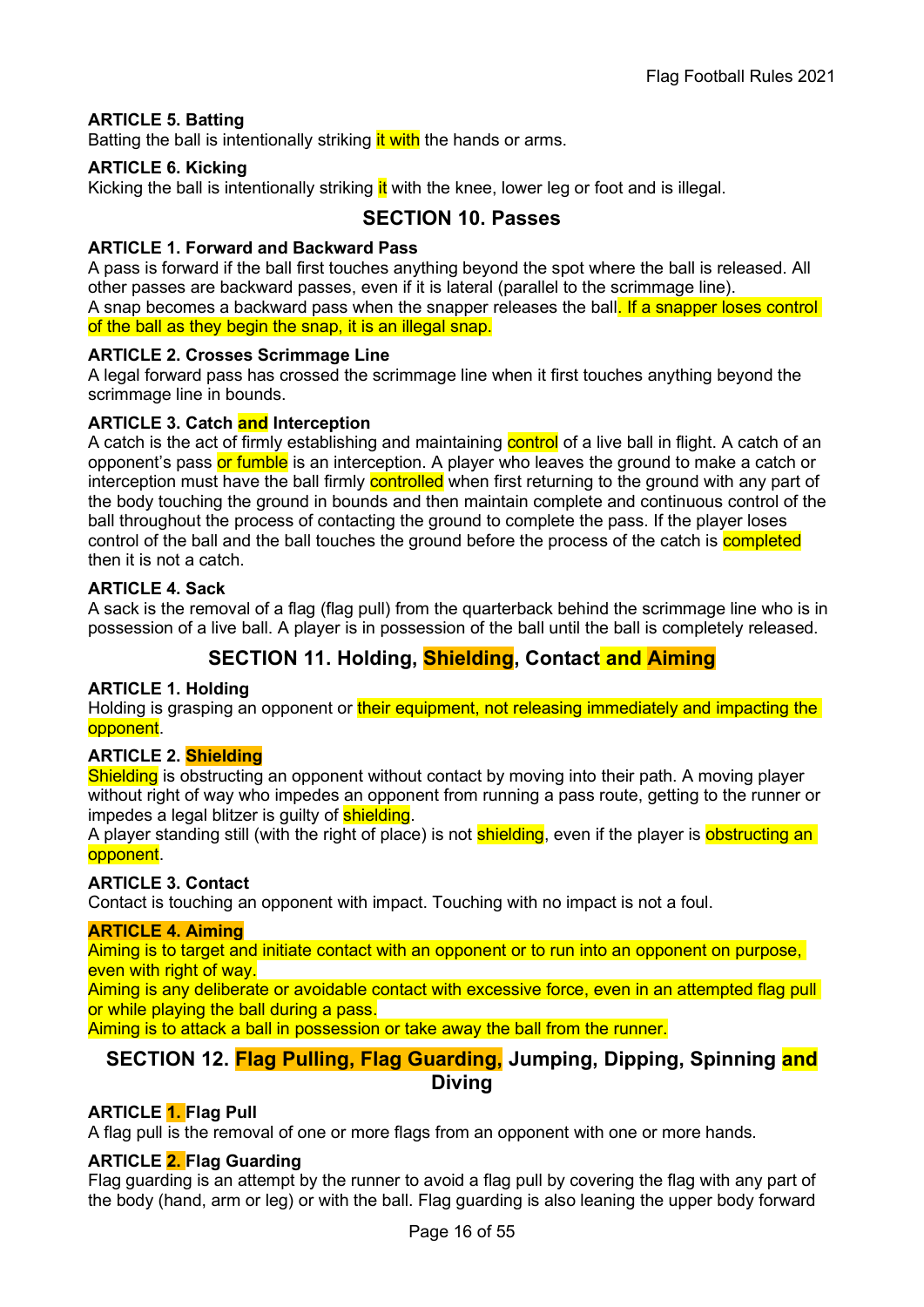### ARTICLE 5. Batting

Batting the ball is intentionally striking it with the hands or arms.

### ARTICLE 6. Kicking

Kicking the ball is intentionally striking it with the knee, lower leg or foot and is illegal.

## SECTION 10. Passes

### ARTICLE 1. Forward and Backward Pass

A pass is forward if the ball first touches anything beyond the spot where the ball is released. All other passes are backward passes, even if it is lateral (parallel to the scrimmage line).
A snap becomes a backward pass when the snapper releases the ball. If a snapper loses control of the ball as they begin the snap, it is an illegal snap.

### ARTICLE 2. Crosses Scrimmage Line

A legal forward pass has crossed the scrimmage line when it first touches anything beyond the scrimmage line in bounds.

### ARTICLE 3. Catch and Interception

A catch is the act of firmly establishing and maintaining control of a live ball in flight. A catch of an opponent's pass or fumble is an interception. A player who leaves the ground to make a catch or interception must have the ball firmly controlled when first returning to the ground with any part of the body touching the ground in bounds and then maintain complete and continuous control of the ball throughout the process of contacting the ground to complete the pass. If the player loses control of the ball and the ball touches the ground before the process of the catch is completed then it is not a catch.

### ARTICLE 4. Sack

A sack is the removal of a flag (flag pull) from the quarterback behind the scrimmage line who is in possession of a live ball. A player is in possession of the ball until the ball is completely released.

## SECTION 11. Holding, Shielding, Contact and Aiming

### ARTICLE 1. Holding

Holding is grasping an opponent or their equipment, not releasing immediately and impacting the opponent.

### ARTICLE 2. Shielding

Shielding is obstructing an opponent without contact by moving into their path. A moving player without right of way who impedes an opponent from running a pass route, getting to the runner or impedes a legal blitzer is guilty of shielding.
A player standing still (with the right of place) is not shielding, even if the player is obstructing an opponent.

### ARTICLE 3. Contact

Contact is touching an opponent with impact. Touching with no impact is not a foul.

### ARTICLE 4. Aiming

Aiming is to target and initiate contact with an opponent or to run into an opponent on purpose, even with right of way.
Aiming is any deliberate or avoidable contact with excessive force, even in an attempted flag pull or while playing the ball during a pass.
Aiming is to attack a ball in possession or take away the ball from the runner.

## SECTION 12. Flag Pulling, Flag Guarding, Jumping, Dipping, Spinning and Diving

### ARTICLE 1. Flag Pull

A flag pull is the removal of one or more flags from an opponent with one or more hands.

### ARTICLE 2. Flag Guarding

Flag guarding is an attempt by the runner to avoid a flag pull by covering the flag with any part of the body (hand, arm or leg) or with the ball. Flag guarding is also leaning the upper body forward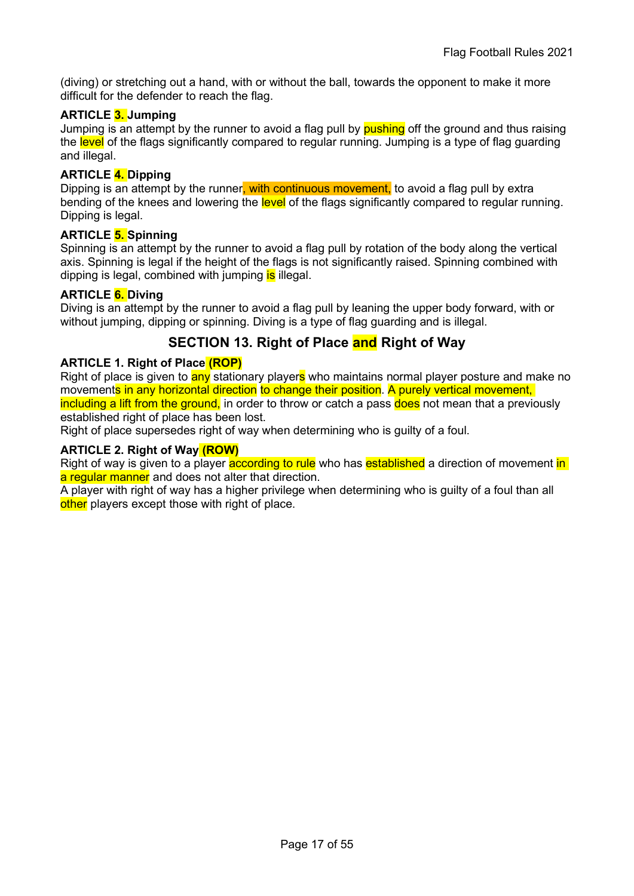(diving) or stretching out a hand, with or without the ball, towards the opponent to make it more difficult for the defender to reach the flag.

**ARTICLE 3. Jumping**
Jumping is an attempt by the runner to avoid a flag pull by pushing off the ground and thus raising the level of the flags significantly compared to regular running. Jumping is a type of flag guarding and illegal.

**ARTICLE 4. Dipping**
Dipping is an attempt by the runner, with continuous movement, to avoid a flag pull by extra bending of the knees and lowering the level of the flags significantly compared to regular running. Dipping is legal.

**ARTICLE 5. Spinning**
Spinning is an attempt by the runner to avoid a flag pull by rotation of the body along the vertical axis. Spinning is legal if the height of the flags is not significantly raised. Spinning combined with dipping is legal, combined with jumping is illegal.

**ARTICLE 6. Diving**
Diving is an attempt by the runner to avoid a flag pull by leaning the upper body forward, with or without jumping, dipping or spinning. Diving is a type of flag guarding and is illegal.

## SECTION 13. Right of Place and Right of Way

**ARTICLE 1. Right of Place (ROP)**
Right of place is given to any stationary players who maintains normal player posture and make no movements in any horizontal direction to change their position. A purely vertical movement, including a lift from the ground, in order to throw or catch a pass does not mean that a previously established right of place has been lost.
Right of place supersedes right of way when determining who is guilty of a foul.

**ARTICLE 2. Right of Way (ROW)**
Right of way is given to a player according to rule who has established a direction of movement in a regular manner and does not alter that direction.
A player with right of way has a higher privilege when determining who is guilty of a foul than all other players except those with right of place.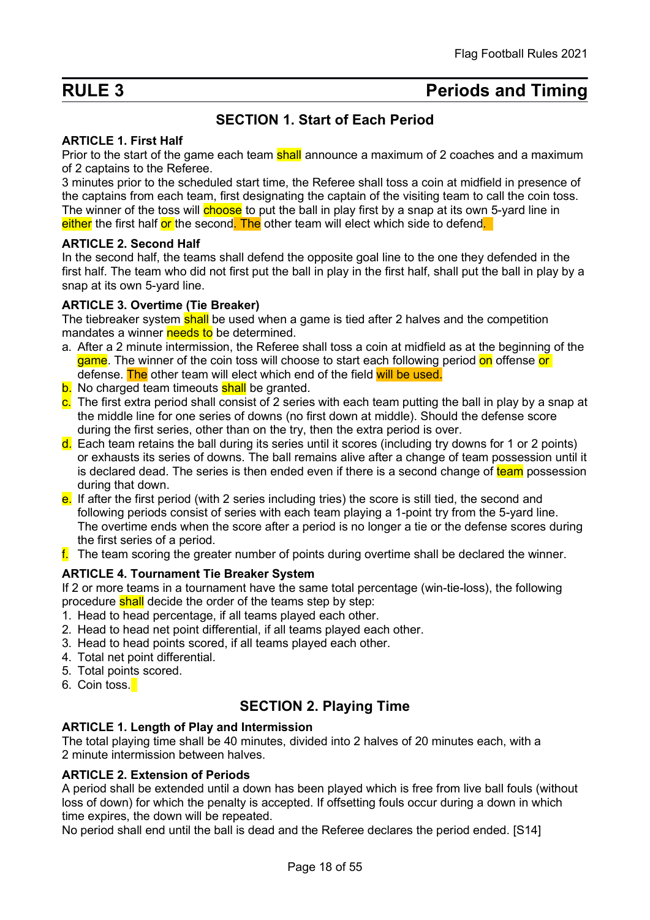# RULE 3 Periods and Timing

## SECTION 1. Start of Each Period

### ARTICLE 1. First Half

Prior to the start of the game each team shall announce a maximum of 2 coaches and a maximum of 2 captains to the Referee.

3 minutes prior to the scheduled start time, the Referee shall toss a coin at midfield in presence of the captains from each team, first designating the captain of the visiting team to call the coin toss. The winner of the toss will choose to put the ball in play first by a snap at its own 5-yard line in either the first half or the second. The other team will elect which side to defend.

### ARTICLE 2. Second Half

In the second half, the teams shall defend the opposite goal line to the one they defended in the first half. The team who did not first put the ball in play in the first half, shall put the ball in play by a snap at its own 5-yard line.

### ARTICLE 3. Overtime (Tie Breaker)

The tiebreaker system shall be used when a game is tied after 2 halves and the competition mandates a winner needs to be determined.

a. After a 2 minute intermission, the Referee shall toss a coin at midfield as at the beginning of the game. The winner of the coin toss will choose to start each following period on offense or defense. The other team will elect which end of the field will be used.
b. No charged team timeouts shall be granted.
c. The first extra period shall consist of 2 series with each team putting the ball in play by a snap at the middle line for one series of downs (no first down at middle). Should the defense score during the first series, other than on the try, then the extra period is over.
d. Each team retains the ball during its series until it scores (including try downs for 1 or 2 points) or exhausts its series of downs. The ball remains alive after a change of team possession until it is declared dead. The series is then ended even if there is a second change of team possession during that down.
e. If after the first period (with 2 series including tries) the score is still tied, the second and following periods consist of series with each team playing a 1-point try from the 5-yard line. The overtime ends when the score after a period is no longer a tie or the defense scores during the first series of a period.
f. The team scoring the greater number of points during overtime shall be declared the winner.

### ARTICLE 4. Tournament Tie Breaker System

If 2 or more teams in a tournament have the same total percentage (win-tie-loss), the following procedure shall decide the order of the teams step by step:

1. Head to head percentage, if all teams played each other.
2. Head to head net point differential, if all teams played each other.
3. Head to head points scored, if all teams played each other.
4. Total net point differential.
5. Total points scored.
6. Coin toss.

## SECTION 2. Playing Time

### ARTICLE 1. Length of Play and Intermission

The total playing time shall be 40 minutes, divided into 2 halves of 20 minutes each, with a 2 minute intermission between halves.

### ARTICLE 2. Extension of Periods

A period shall be extended until a down has been played which is free from live ball fouls (without loss of down) for which the penalty is accepted. If offsetting fouls occur during a down in which time expires, the down will be repeated.

No period shall end until the ball is dead and the Referee declares the period ended. [S14]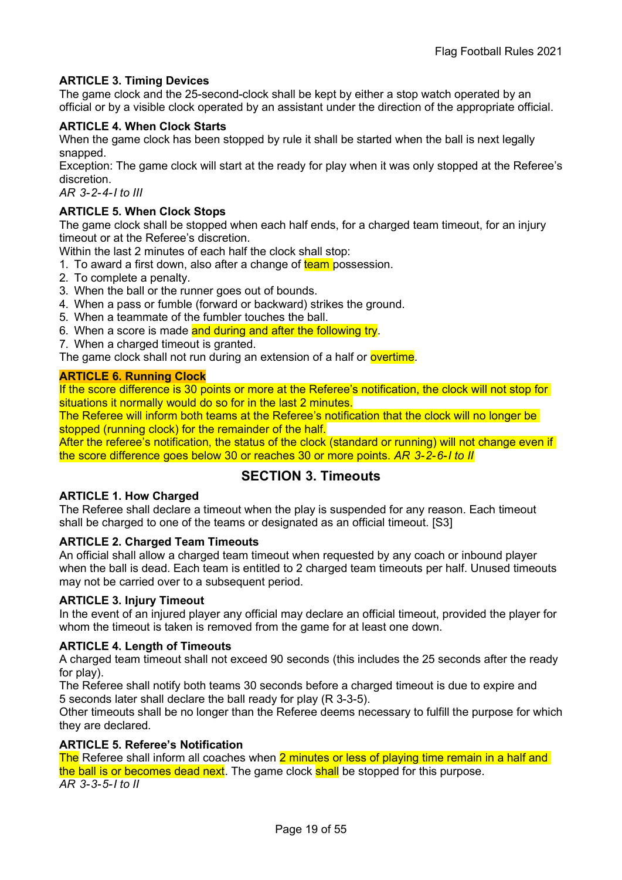### ARTICLE 3. Timing Devices

The game clock and the 25-second-clock shall be kept by either a stop watch operated by an official or by a visible clock operated by an assistant under the direction of the appropriate official.

### ARTICLE 4. When Clock Starts

When the game clock has been stopped by rule it shall be started when the ball is next legally snapped.

Exception: The game clock will start at the ready for play when it was only stopped at the Referee's discretion.

*AR 3-2-4-I to III*

### ARTICLE 5. When Clock Stops

The game clock shall be stopped when each half ends, for a charged team timeout, for an injury timeout or at the Referee's discretion.

Within the last 2 minutes of each half the clock shall stop:

1. To award a first down, also after a change of team possession.
2. To complete a penalty.
3. When the ball or the runner goes out of bounds.
4. When a pass or fumble (forward or backward) strikes the ground.
5. When a teammate of the fumbler touches the ball.
6. When a score is made and during and after the following try.
7. When a charged timeout is granted.

The game clock shall not run during an extension of a half or overtime.

### ARTICLE 6. Running Clock

If the score difference is 30 points or more at the Referee's notification, the clock will not stop for situations it normally would do so for in the last 2 minutes.

The Referee will inform both teams at the Referee's notification that the clock will no longer be stopped (running clock) for the remainder of the half.

After the referee's notification, the status of the clock (standard or running) will not change even if the score difference goes below 30 or reaches 30 or more points. *AR 3-2-6-I to II*

## SECTION 3. Timeouts

### ARTICLE 1. How Charged

The Referee shall declare a timeout when the play is suspended for any reason. Each timeout shall be charged to one of the teams or designated as an official timeout. [S3]

### ARTICLE 2. Charged Team Timeouts

An official shall allow a charged team timeout when requested by any coach or inbound player when the ball is dead. Each team is entitled to 2 charged team timeouts per half. Unused timeouts may not be carried over to a subsequent period.

### ARTICLE 3. Injury Timeout

In the event of an injured player any official may declare an official timeout, provided the player for whom the timeout is taken is removed from the game for at least one down.

### ARTICLE 4. Length of Timeouts

A charged team timeout shall not exceed 90 seconds (this includes the 25 seconds after the ready for play).

The Referee shall notify both teams 30 seconds before a charged timeout is due to expire and 5 seconds later shall declare the ball ready for play (R 3-3-5).

Other timeouts shall be no longer than the Referee deems necessary to fulfill the purpose for which they are declared.

### ARTICLE 5. Referee's Notification

The Referee shall inform all coaches when 2 minutes or less of playing time remain in a half and the ball is or becomes dead next. The game clock shall be stopped for this purpose.

*AR 3-3-5-I to II*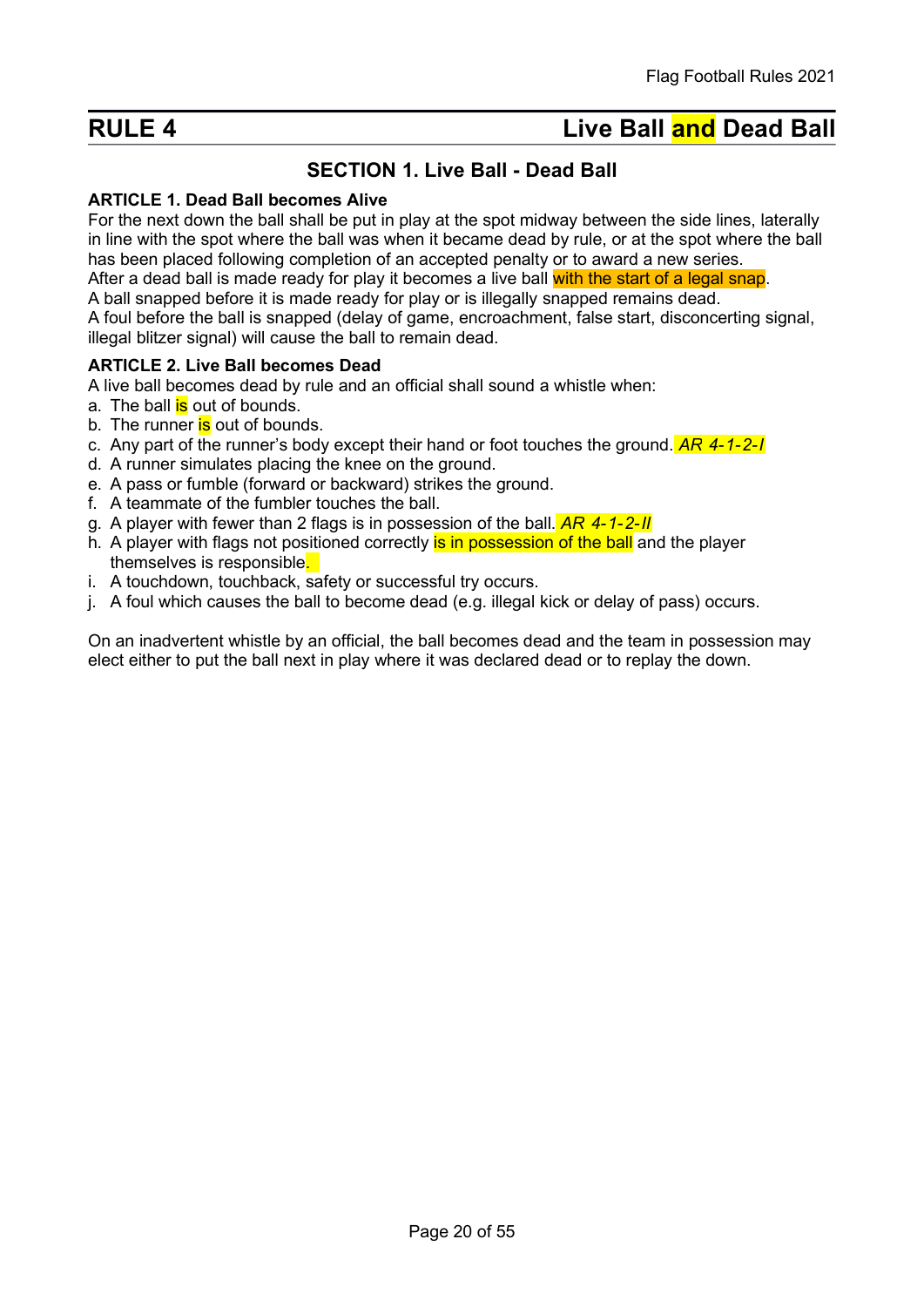# RULE 4 Live Ball and Dead Ball

## SECTION 1. Live Ball - Dead Ball

**ARTICLE 1. Dead Ball becomes Alive**

For the next down the ball shall be put in play at the spot midway between the side lines, laterally in line with the spot where the ball was when it became dead by rule, or at the spot where the ball has been placed following completion of an accepted penalty or to award a new series.

After a dead ball is made ready for play it becomes a live ball with the start of a legal snap.

A ball snapped before it is made ready for play or is illegally snapped remains dead.

A foul before the ball is snapped (delay of game, encroachment, false start, disconcerting signal, illegal blitzer signal) will cause the ball to remain dead.

**ARTICLE 2. Live Ball becomes Dead**

A live ball becomes dead by rule and an official shall sound a whistle when:

a. The ball is out of bounds.
b. The runner is out of bounds.
c. Any part of the runner's body except their hand or foot touches the ground. *AR 4-1-2-I*
d. A runner simulates placing the knee on the ground.
e. A pass or fumble (forward or backward) strikes the ground.
f. A teammate of the fumbler touches the ball.
g. A player with fewer than 2 flags is in possession of the ball. *AR 4-1-2-II*
h. A player with flags not positioned correctly is in possession of the ball and the player themselves is responsible.
i. A touchdown, touchback, safety or successful try occurs.
j. A foul which causes the ball to become dead (e.g. illegal kick or delay of pass) occurs.

On an inadvertent whistle by an official, the ball becomes dead and the team in possession may elect either to put the ball next in play where it was declared dead or to replay the down.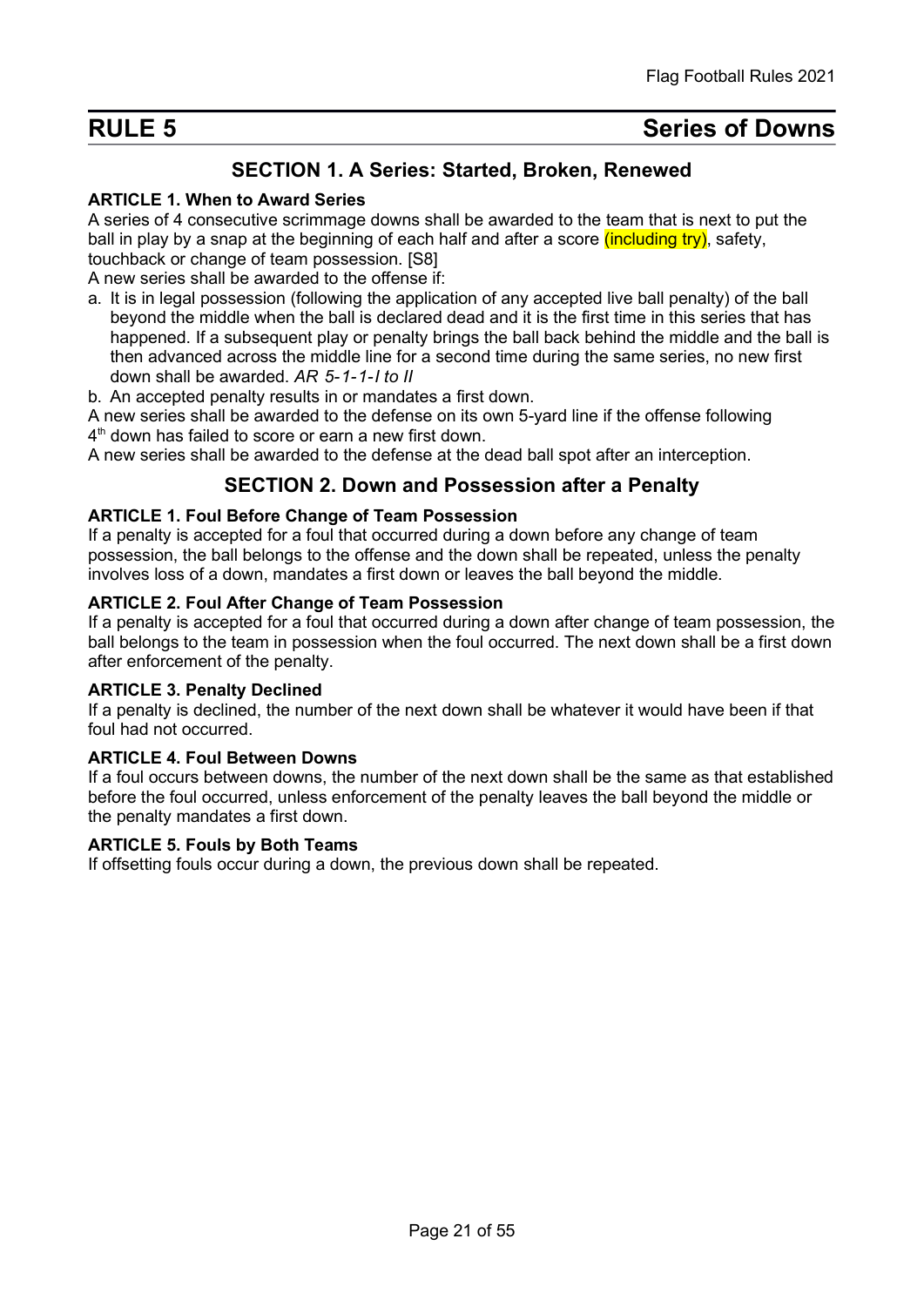# RULE 5 Series of Downs

## SECTION 1. A Series: Started, Broken, Renewed

### ARTICLE 1. When to Award Series

A series of 4 consecutive scrimmage downs shall be awarded to the team that is next to put the ball in play by a snap at the beginning of each half and after a score (including try), safety, touchback or change of team possession. [S8]

A new series shall be awarded to the offense if:

a. It is in legal possession (following the application of any accepted live ball penalty) of the ball beyond the middle when the ball is declared dead and it is the first time in this series that has happened. If a subsequent play or penalty brings the ball back behind the middle and the ball is then advanced across the middle line for a second time during the same series, no new first down shall be awarded. *AR 5-1-1-I to II*
b. An accepted penalty results in or mandates a first down.

A new series shall be awarded to the defense on its own 5-yard line if the offense following 4th down has failed to score or earn a new first down.

A new series shall be awarded to the defense at the dead ball spot after an interception.

## SECTION 2. Down and Possession after a Penalty

### ARTICLE 1. Foul Before Change of Team Possession

If a penalty is accepted for a foul that occurred during a down before any change of team possession, the ball belongs to the offense and the down shall be repeated, unless the penalty involves loss of a down, mandates a first down or leaves the ball beyond the middle.

### ARTICLE 2. Foul After Change of Team Possession

If a penalty is accepted for a foul that occurred during a down after change of team possession, the ball belongs to the team in possession when the foul occurred. The next down shall be a first down after enforcement of the penalty.

### ARTICLE 3. Penalty Declined

If a penalty is declined, the number of the next down shall be whatever it would have been if that foul had not occurred.

### ARTICLE 4. Foul Between Downs

If a foul occurs between downs, the number of the next down shall be the same as that established before the foul occurred, unless enforcement of the penalty leaves the ball beyond the middle or the penalty mandates a first down.

### ARTICLE 5. Fouls by Both Teams

If offsetting fouls occur during a down, the previous down shall be repeated.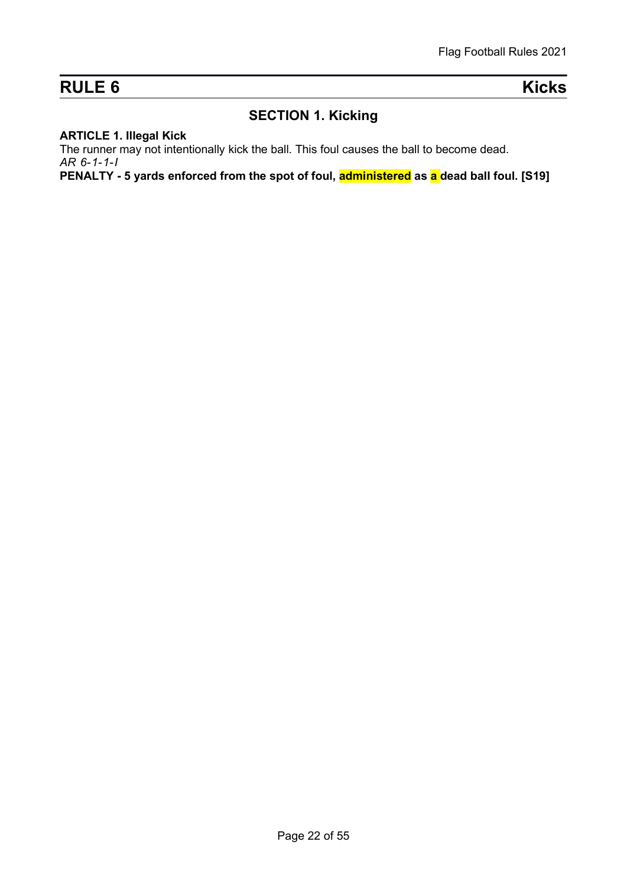# RULE 6 Kicks

## SECTION 1. Kicking

**ARTICLE 1. Illegal Kick**

The runner may not intentionally kick the ball. This foul causes the ball to become dead.

*AR 6-1-1-I*

**PENALTY - 5 yards enforced from the spot of foul, administered as a dead ball foul. [S19]**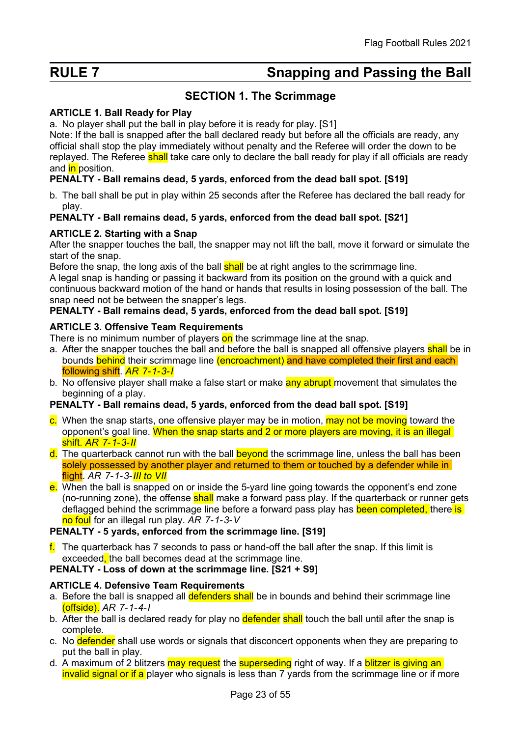# RULE 7 Snapping and Passing the Ball

## SECTION 1. The Scrimmage

**ARTICLE 1. Ball Ready for Play**

a. No player shall put the ball in play before it is ready for play. [S1]

Note: If the ball is snapped after the ball declared ready but before all the officials are ready, any official shall stop the play immediately without penalty and the Referee will order the down to be replayed. The Referee shall take care only to declare the ball ready for play if all officials are ready and in position.

**PENALTY - Ball remains dead, 5 yards, enforced from the dead ball spot. [S19]**

b. The ball shall be put in play within 25 seconds after the Referee has declared the ball ready for play.

**PENALTY - Ball remains dead, 5 yards, enforced from the dead ball spot. [S21]**

**ARTICLE 2. Starting with a Snap**

After the snapper touches the ball, the snapper may not lift the ball, move it forward or simulate the start of the snap.

Before the snap, the long axis of the ball shall be at right angles to the scrimmage line.

A legal snap is handing or passing it backward from its position on the ground with a quick and continuous backward motion of the hand or hands that results in losing possession of the ball. The snap need not be between the snapper's legs.

**PENALTY - Ball remains dead, 5 yards, enforced from the dead ball spot. [S19]**

**ARTICLE 3. Offensive Team Requirements**

There is no minimum number of players on the scrimmage line at the snap.

a. After the snapper touches the ball and before the ball is snapped all offensive players shall be in bounds behind their scrimmage line (encroachment) and have completed their first and each following shift. *AR 7-1-3-I*

b. No offensive player shall make a false start or make any abrupt movement that simulates the beginning of a play.

**PENALTY - Ball remains dead, 5 yards, enforced from the dead ball spot. [S19]**

c. When the snap starts, one offensive player may be in motion, may not be moving toward the opponent's goal line. When the snap starts and 2 or more players are moving, it is an illegal shift. *AR 7-1-3-II*

d. The quarterback cannot run with the ball beyond the scrimmage line, unless the ball has been solely possessed by another player and returned to them or touched by a defender while in flight. *AR 7-1-3-III to VII*

e. When the ball is snapped on or inside the 5-yard line going towards the opponent's end zone (no-running zone), the offense shall make a forward pass play. If the quarterback or runner gets deflagged behind the scrimmage line before a forward pass play has been completed, there is no foul for an illegal run play. *AR 7-1-3-V*

**PENALTY - 5 yards, enforced from the scrimmage line. [S19]**

f. The quarterback has 7 seconds to pass or hand-off the ball after the snap. If this limit is exceeded, the ball becomes dead at the scrimmage line.

**PENALTY - Loss of down at the scrimmage line. [S21 + S9]**

**ARTICLE 4. Defensive Team Requirements**

a. Before the ball is snapped all defenders shall be in bounds and behind their scrimmage line (offside). *AR 7-1-4-I*

b. After the ball is declared ready for play no defender shall touch the ball until after the snap is complete.

c. No defender shall use words or signals that disconcert opponents when they are preparing to put the ball in play.

d. A maximum of 2 blitzers may request the superseding right of way. If a blitzer is giving an invalid signal or if a player who signals is less than 7 yards from the scrimmage line or if more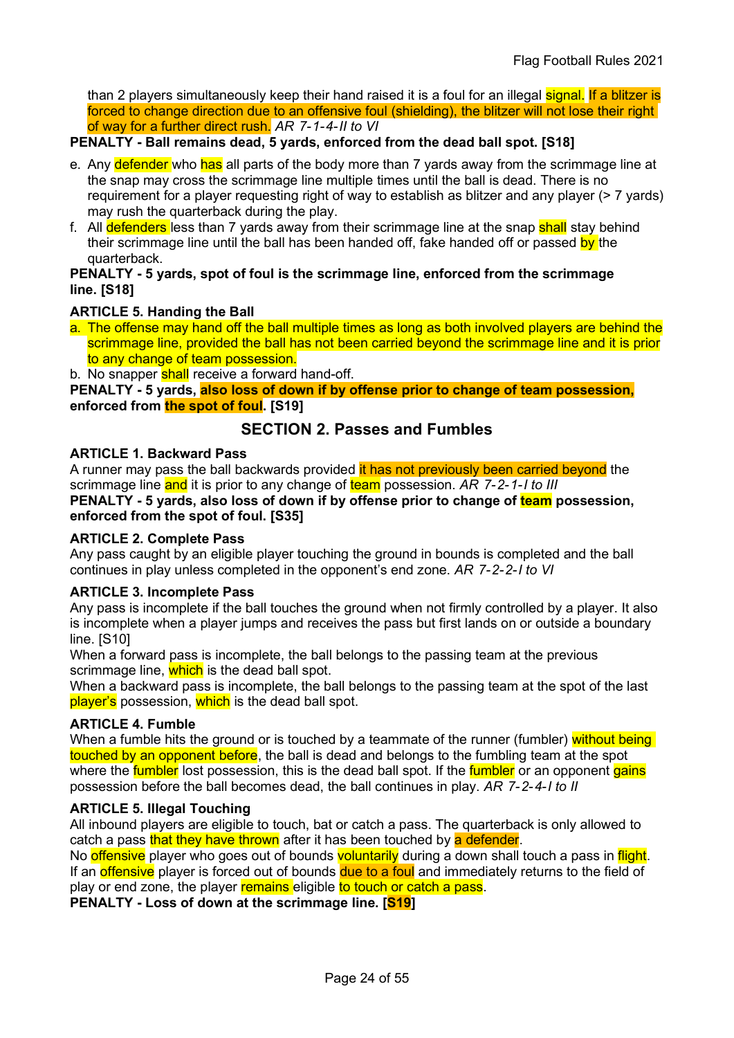than 2 players simultaneously keep their hand raised it is a foul for an illegal signal. If a blitzer is forced to change direction due to an offensive foul (shielding), the blitzer will not lose their right of way for a further direct rush. *AR 7-1-4-II to VI*

**PENALTY - Ball remains dead, 5 yards, enforced from the dead ball spot. [S18]**

e. Any defender who has all parts of the body more than 7 yards away from the scrimmage line at the snap may cross the scrimmage line multiple times until the ball is dead. There is no requirement for a player requesting right of way to establish as blitzer and any player (> 7 yards) may rush the quarterback during the play.
f. All defenders less than 7 yards away from their scrimmage line at the snap shall stay behind their scrimmage line until the ball has been handed off, fake handed off or passed by the quarterback.

**PENALTY - 5 yards, spot of foul is the scrimmage line, enforced from the scrimmage line. [S18]**

**ARTICLE 5. Handing the Ball**

a. The offense may hand off the ball multiple times as long as both involved players are behind the scrimmage line, provided the ball has not been carried beyond the scrimmage line and it is prior to any change of team possession.
b. No snapper shall receive a forward hand-off.

**PENALTY - 5 yards, also loss of down if by offense prior to change of team possession, enforced from the spot of foul. [S19]**

## SECTION 2. Passes and Fumbles

**ARTICLE 1. Backward Pass**

A runner may pass the ball backwards provided it has not previously been carried beyond the scrimmage line and it is prior to any change of team possession. *AR 7-2-1-I to III*

**PENALTY - 5 yards, also loss of down if by offense prior to change of team possession, enforced from the spot of foul. [S35]**

**ARTICLE 2. Complete Pass**

Any pass caught by an eligible player touching the ground in bounds is completed and the ball continues in play unless completed in the opponent's end zone. *AR 7-2-2-I to VI*

**ARTICLE 3. Incomplete Pass**

Any pass is incomplete if the ball touches the ground when not firmly controlled by a player. It also is incomplete when a player jumps and receives the pass but first lands on or outside a boundary line. [S10]

When a forward pass is incomplete, the ball belongs to the passing team at the previous scrimmage line, which is the dead ball spot.

When a backward pass is incomplete, the ball belongs to the passing team at the spot of the last player's possession, which is the dead ball spot.

**ARTICLE 4. Fumble**

When a fumble hits the ground or is touched by a teammate of the runner (fumbler) without being touched by an opponent before, the ball is dead and belongs to the fumbling team at the spot where the fumbler lost possession, this is the dead ball spot. If the fumbler or an opponent gains possession before the ball becomes dead, the ball continues in play. *AR 7-2-4-I to II*

**ARTICLE 5. Illegal Touching**

All inbound players are eligible to touch, bat or catch a pass. The quarterback is only allowed to catch a pass that they have thrown after it has been touched by a defender.

No offensive player who goes out of bounds voluntarily during a down shall touch a pass in flight. If an offensive player is forced out of bounds due to a foul and immediately returns to the field of play or end zone, the player remains eligible to touch or catch a pass.

**PENALTY - Loss of down at the scrimmage line. [S19]**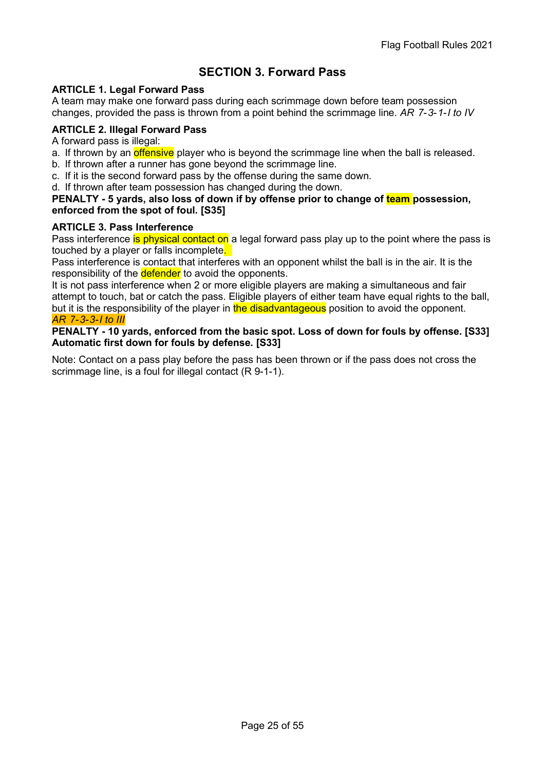## SECTION 3. Forward Pass

**ARTICLE 1. Legal Forward Pass**

A team may make one forward pass during each scrimmage down before team possession changes, provided the pass is thrown from a point behind the scrimmage line. *AR 7-3-1-I to IV*

**ARTICLE 2. Illegal Forward Pass**

A forward pass is illegal:

a. If thrown by an offensive player who is beyond the scrimmage line when the ball is released.
b. If thrown after a runner has gone beyond the scrimmage line.
c. If it is the second forward pass by the offense during the same down.
d. If thrown after team possession has changed during the down.

**PENALTY - 5 yards, also loss of down if by offense prior to change of team possession, enforced from the spot of foul. [S35]**

**ARTICLE 3. Pass Interference**

Pass interference is physical contact on a legal forward pass play up to the point where the pass is touched by a player or falls incomplete.

Pass interference is contact that interferes with an opponent whilst the ball is in the air. It is the responsibility of the defender to avoid the opponents.

It is not pass interference when 2 or more eligible players are making a simultaneous and fair attempt to touch, bat or catch the pass. Eligible players of either team have equal rights to the ball, but it is the responsibility of the player in the disadvantageous position to avoid the opponent. *AR 7-3-3-I to III*

**PENALTY - 10 yards, enforced from the basic spot. Loss of down for fouls by offense. [S33] Automatic first down for fouls by defense. [S33]**

Note: Contact on a pass play before the pass has been thrown or if the pass does not cross the scrimmage line, is a foul for illegal contact (R 9-1-1).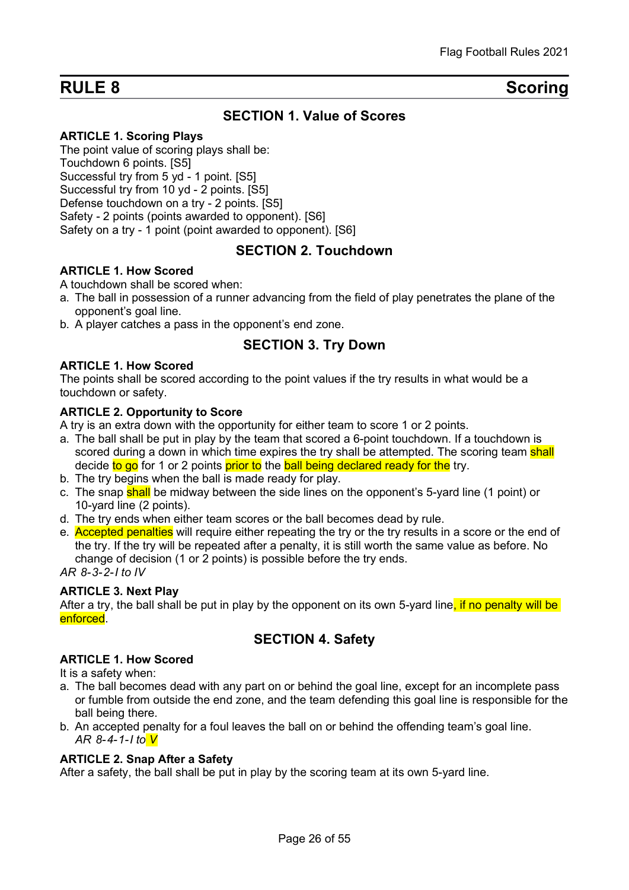# RULE 8 Scoring

## SECTION 1. Value of Scores

### ARTICLE 1. Scoring Plays

The point value of scoring plays shall be:
Touchdown 6 points. [S5]
Successful try from 5 yd - 1 point. [S5]
Successful try from 10 yd - 2 points. [S5]
Defense touchdown on a try - 2 points. [S5]
Safety - 2 points (points awarded to opponent). [S6]
Safety on a try - 1 point (point awarded to opponent). [S6]

## SECTION 2. Touchdown

### ARTICLE 1. How Scored

A touchdown shall be scored when:

a. The ball in possession of a runner advancing from the field of play penetrates the plane of the opponent's goal line.
b. A player catches a pass in the opponent's end zone.

## SECTION 3. Try Down

### ARTICLE 1. How Scored

The points shall be scored according to the point values if the try results in what would be a touchdown or safety.

### ARTICLE 2. Opportunity to Score

A try is an extra down with the opportunity for either team to score 1 or 2 points.

a. The ball shall be put in play by the team that scored a 6-point touchdown. If a touchdown is scored during a down in which time expires the try shall be attempted. The scoring team shall decide to go for 1 or 2 points prior to the ball being declared ready for the try.
b. The try begins when the ball is made ready for play.
c. The snap shall be midway between the side lines on the opponent's 5-yard line (1 point) or 10-yard line (2 points).
d. The try ends when either team scores or the ball becomes dead by rule.
e. Accepted penalties will require either repeating the try or the try results in a score or the end of the try. If the try will be repeated after a penalty, it is still worth the same value as before. No change of decision (1 or 2 points) is possible before the try ends.

*AR 8-3-2-I to IV*

### ARTICLE 3. Next Play

After a try, the ball shall be put in play by the opponent on its own 5-yard line, if no penalty will be enforced.

## SECTION 4. Safety

### ARTICLE 1. How Scored

It is a safety when:

a. The ball becomes dead with any part on or behind the goal line, except for an incomplete pass or fumble from outside the end zone, and the team defending this goal line is responsible for the ball being there.
b. An accepted penalty for a foul leaves the ball on or behind the offending team's goal line.
*AR 8-4-1-I to V*

### ARTICLE 2. Snap After a Safety

After a safety, the ball shall be put in play by the scoring team at its own 5-yard line.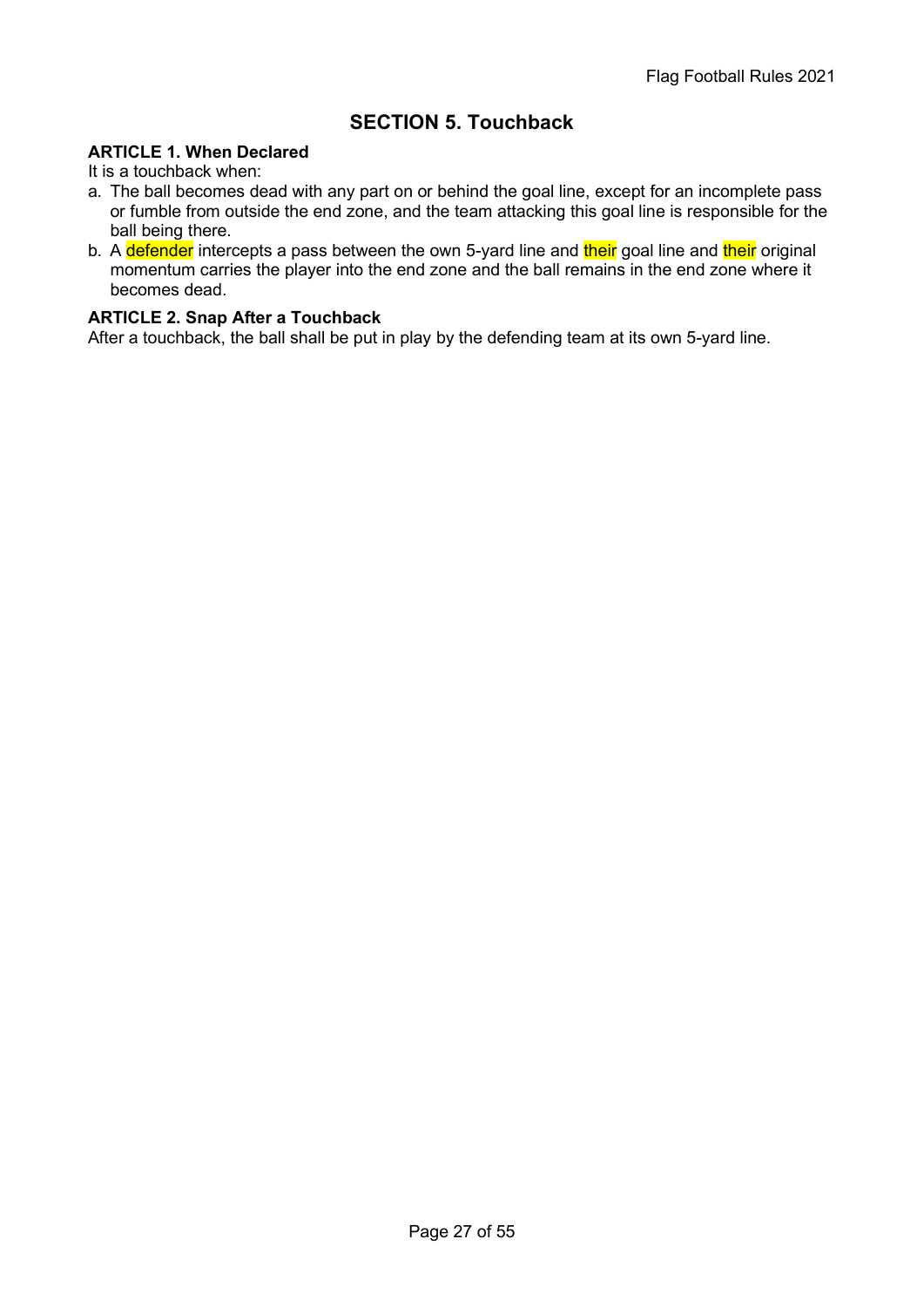## SECTION 5. Touchback

### ARTICLE 1. When Declared

It is a touchback when:

a. The ball becomes dead with any part on or behind the goal line, except for an incomplete pass or fumble from outside the end zone, and the team attacking this goal line is responsible for the ball being there.
b. A defender intercepts a pass between the own 5-yard line and their goal line and their original momentum carries the player into the end zone and the ball remains in the end zone where it becomes dead.

### ARTICLE 2. Snap After a Touchback

After a touchback, the ball shall be put in play by the defending team at its own 5-yard line.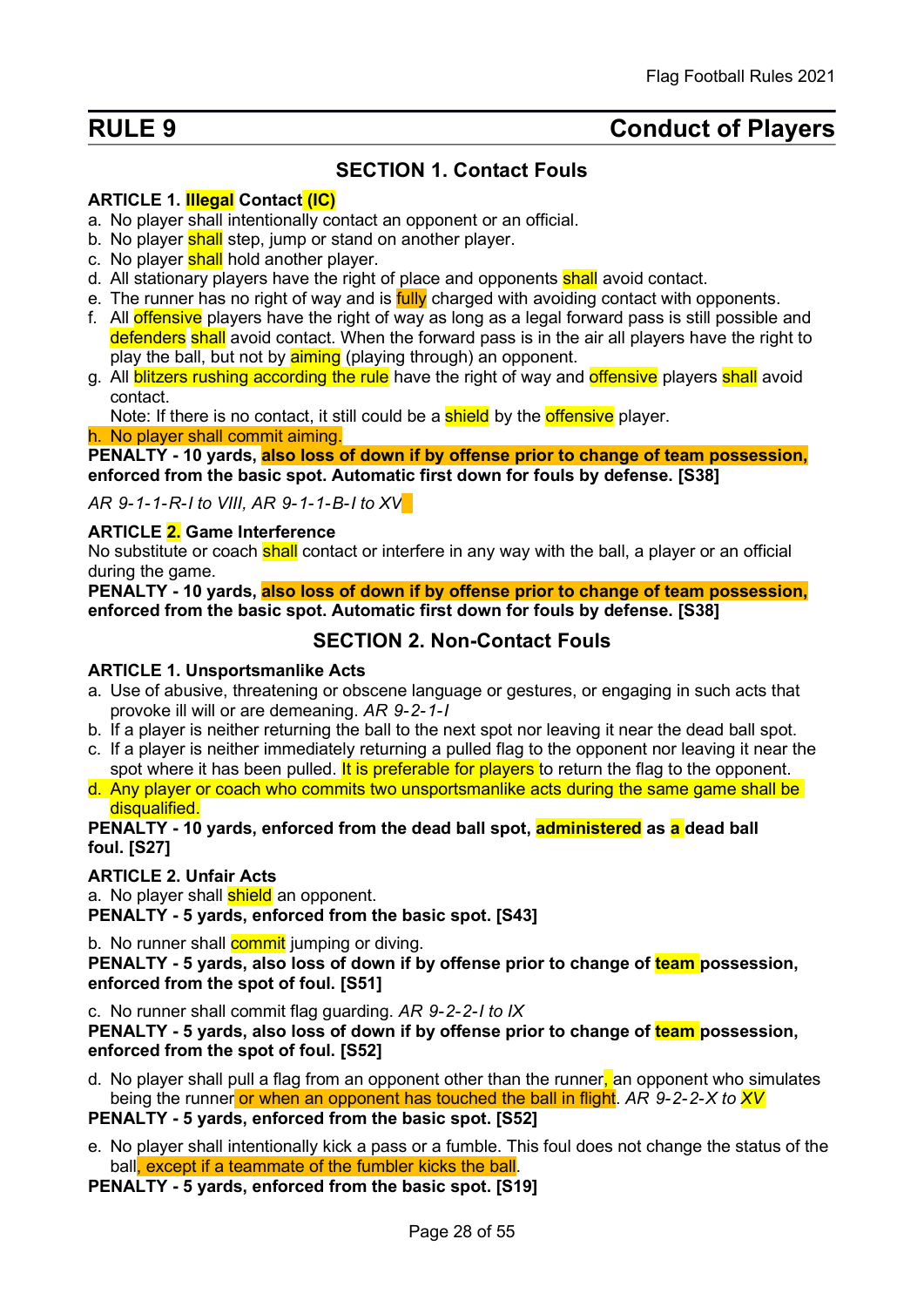# RULE 9 Conduct of Players

## SECTION 1. Contact Fouls

**ARTICLE 1. Illegal Contact (IC)**

a. No player shall intentionally contact an opponent or an official.
b. No player shall step, jump or stand on another player.
c. No player shall hold another player.
d. All stationary players have the right of place and opponents shall avoid contact.
e. The runner has no right of way and is fully charged with avoiding contact with opponents.
f. All offensive players have the right of way as long as a legal forward pass is still possible and defenders shall avoid contact. When the forward pass is in the air all players have the right to play the ball, but not by aiming (playing through) an opponent.
g. All blitzers rushing according the rule have the right of way and offensive players shall avoid contact.
   Note: If there is no contact, it still could be a shield by the offensive player.
h. No player shall commit aiming.

**PENALTY - 10 yards, also loss of down if by offense prior to change of team possession, enforced from the basic spot. Automatic first down for fouls by defense. [S38]**

*AR 9-1-1-R-I to VIII, AR 9-1-1-B-I to XV*

**ARTICLE 2. Game Interference**

No substitute or coach shall contact or interfere in any way with the ball, a player or an official during the game.

**PENALTY - 10 yards, also loss of down if by offense prior to change of team possession, enforced from the basic spot. Automatic first down for fouls by defense. [S38]**

## SECTION 2. Non-Contact Fouls

**ARTICLE 1. Unsportsmanlike Acts**

a. Use of abusive, threatening or obscene language or gestures, or engaging in such acts that provoke ill will or are demeaning. *AR 9-2-1-I*
b. If a player is neither returning the ball to the next spot nor leaving it near the dead ball spot.
c. If a player is neither immediately returning a pulled flag to the opponent nor leaving it near the spot where it has been pulled. It is preferable for players to return the flag to the opponent.
d. Any player or coach who commits two unsportsmanlike acts during the same game shall be disqualified.

**PENALTY - 10 yards, enforced from the dead ball spot, administered as a dead ball foul. [S27]**

**ARTICLE 2. Unfair Acts**

a. No player shall shield an opponent.

**PENALTY - 5 yards, enforced from the basic spot. [S43]**

b. No runner shall commit jumping or diving.

**PENALTY - 5 yards, also loss of down if by offense prior to change of team possession, enforced from the spot of foul. [S51]**

c. No runner shall commit flag guarding. *AR 9-2-2-I to IX*

**PENALTY - 5 yards, also loss of down if by offense prior to change of team possession, enforced from the spot of foul. [S52]**

d. No player shall pull a flag from an opponent other than the runner, an opponent who simulates being the runner or when an opponent has touched the ball in flight. *AR 9-2-2-X to XV*

**PENALTY - 5 yards, enforced from the basic spot. [S52]**

e. No player shall intentionally kick a pass or a fumble. This foul does not change the status of the ball, except if a teammate of the fumbler kicks the ball.

**PENALTY - 5 yards, enforced from the basic spot. [S19]**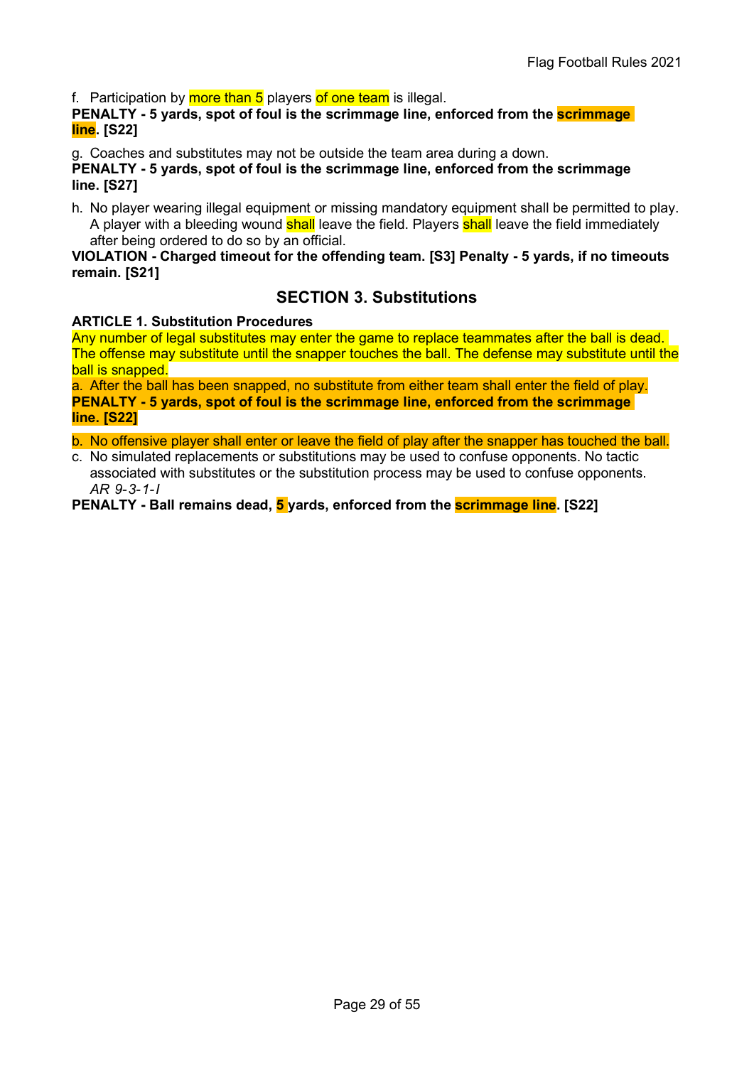f. Participation by more than 5 players of one team is illegal.
**PENALTY - 5 yards, spot of foul is the scrimmage line, enforced from the scrimmage line. [S22]**

g. Coaches and substitutes may not be outside the team area during a down.
**PENALTY - 5 yards, spot of foul is the scrimmage line, enforced from the scrimmage line. [S27]**

h. No player wearing illegal equipment or missing mandatory equipment shall be permitted to play. A player with a bleeding wound shall leave the field. Players shall leave the field immediately after being ordered to do so by an official.
**VIOLATION - Charged timeout for the offending team. [S3] Penalty - 5 yards, if no timeouts remain. [S21]**

## SECTION 3. Substitutions

**ARTICLE 1. Substitution Procedures**

Any number of legal substitutes may enter the game to replace teammates after the ball is dead. The offense may substitute until the snapper touches the ball. The defense may substitute until the ball is snapped.

a. After the ball has been snapped, no substitute from either team shall enter the field of play.
**PENALTY - 5 yards, spot of foul is the scrimmage line, enforced from the scrimmage line. [S22]**

b. No offensive player shall enter or leave the field of play after the snapper has touched the ball.

c. No simulated replacements or substitutions may be used to confuse opponents. No tactic associated with substitutes or the substitution process may be used to confuse opponents. *AR 9-3-1-I*

**PENALTY - Ball remains dead, 5 yards, enforced from the scrimmage line. [S22]**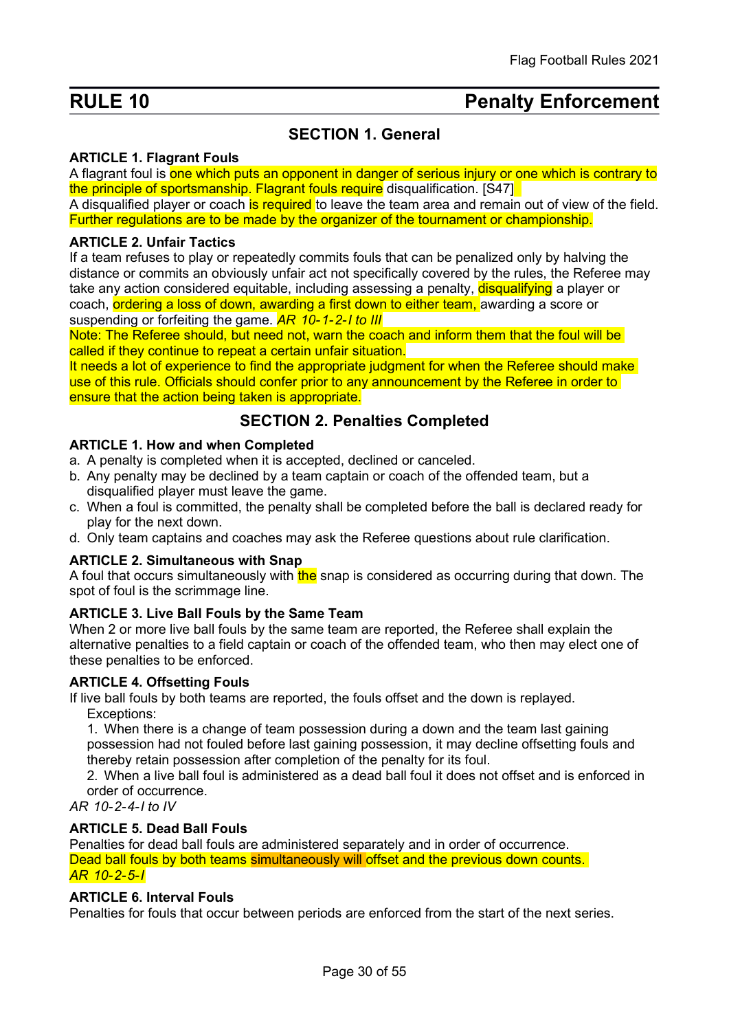# RULE 10 Penalty Enforcement

## SECTION 1. General

**ARTICLE 1. Flagrant Fouls**

A flagrant foul is one which puts an opponent in danger of serious injury or one which is contrary to the principle of sportsmanship. Flagrant fouls require disqualification. [S47]

A disqualified player or coach is required to leave the team area and remain out of view of the field. Further regulations are to be made by the organizer of the tournament or championship.

**ARTICLE 2. Unfair Tactics**

If a team refuses to play or repeatedly commits fouls that can be penalized only by halving the distance or commits an obviously unfair act not specifically covered by the rules, the Referee may take any action considered equitable, including assessing a penalty, disqualifying a player or coach, ordering a loss of down, awarding a first down to either team, awarding a score or suspending or forfeiting the game. *AR 10-1-2-I to III*

Note: The Referee should, but need not, warn the coach and inform them that the foul will be called if they continue to repeat a certain unfair situation.

It needs a lot of experience to find the appropriate judgment for when the Referee should make use of this rule. Officials should confer prior to any announcement by the Referee in order to ensure that the action being taken is appropriate.

## SECTION 2. Penalties Completed

**ARTICLE 1. How and when Completed**

a. A penalty is completed when it is accepted, declined or canceled.
b. Any penalty may be declined by a team captain or coach of the offended team, but a disqualified player must leave the game.
c. When a foul is committed, the penalty shall be completed before the ball is declared ready for play for the next down.
d. Only team captains and coaches may ask the Referee questions about rule clarification.

**ARTICLE 2. Simultaneous with Snap**

A foul that occurs simultaneously with the snap is considered as occurring during that down. The spot of foul is the scrimmage line.

**ARTICLE 3. Live Ball Fouls by the Same Team**

When 2 or more live ball fouls by the same team are reported, the Referee shall explain the alternative penalties to a field captain or coach of the offended team, who then may elect one of these penalties to be enforced.

**ARTICLE 4. Offsetting Fouls**

If live ball fouls by both teams are reported, the fouls offset and the down is replayed.

Exceptions:

1. When there is a change of team possession during a down and the team last gaining possession had not fouled before last gaining possession, it may decline offsetting fouls and thereby retain possession after completion of the penalty for its foul.
2. When a live ball foul is administered as a dead ball foul it does not offset and is enforced in order of occurrence.

*AR 10-2-4-I to IV*

**ARTICLE 5. Dead Ball Fouls**

Penalties for dead ball fouls are administered separately and in order of occurrence.
Dead ball fouls by both teams simultaneously will offset and the previous down counts.
*AR 10-2-5-I*

**ARTICLE 6. Interval Fouls**

Penalties for fouls that occur between periods are enforced from the start of the next series.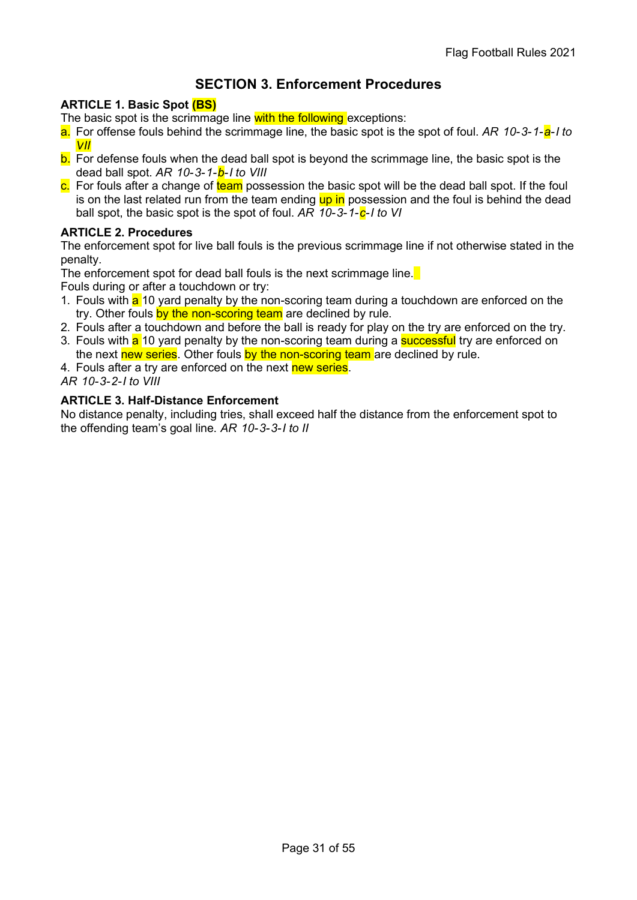## SECTION 3. Enforcement Procedures

**ARTICLE 1. Basic Spot (BS)**

The basic spot is the scrimmage line with the following exceptions:

a. For offense fouls behind the scrimmage line, the basic spot is the spot of foul. *AR 10-3-1-a-I to VII*

b. For defense fouls when the dead ball spot is beyond the scrimmage line, the basic spot is the dead ball spot. *AR 10-3-1-b-I to VIII*

c. For fouls after a change of team possession the basic spot will be the dead ball spot. If the foul is on the last related run from the team ending up in possession and the foul is behind the dead ball spot, the basic spot is the spot of foul. *AR 10-3-1-c-I to VI*

**ARTICLE 2. Procedures**

The enforcement spot for live ball fouls is the previous scrimmage line if not otherwise stated in the penalty.

The enforcement spot for dead ball fouls is the next scrimmage line.

Fouls during or after a touchdown or try:

1. Fouls with a 10 yard penalty by the non-scoring team during a touchdown are enforced on the try. Other fouls by the non-scoring team are declined by rule.
2. Fouls after a touchdown and before the ball is ready for play on the try are enforced on the try.
3. Fouls with a 10 yard penalty by the non-scoring team during a successful try are enforced on the next new series. Other fouls by the non-scoring team are declined by rule.
4. Fouls after a try are enforced on the next new series.

*AR 10-3-2-I to VIII*

**ARTICLE 3. Half-Distance Enforcement**

No distance penalty, including tries, shall exceed half the distance from the enforcement spot to the offending team's goal line. *AR 10-3-3-I to II*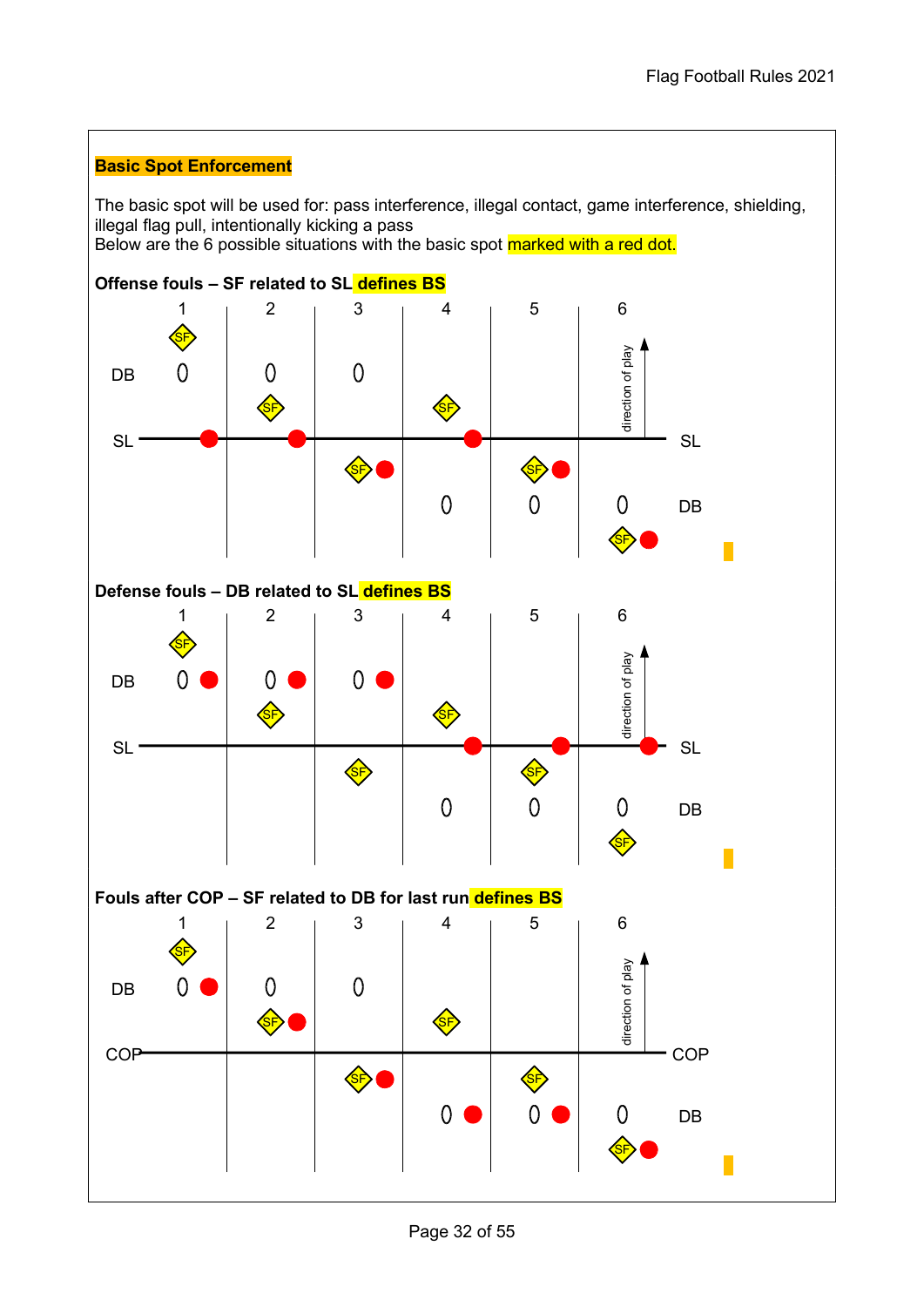**Basic Spot Enforcement**

The basic spot will be used for: pass interference, illegal contact, game interference, shielding, illegal flag pull, intentionally kicking a pass
Below are the 6 possible situations with the basic spot marked with a red dot.

**Offense fouls – SF related to SL defines BS**

**Defense fouls – DB related to SL defines BS**

**Fouls after COP – SF related to DB for last run defines BS**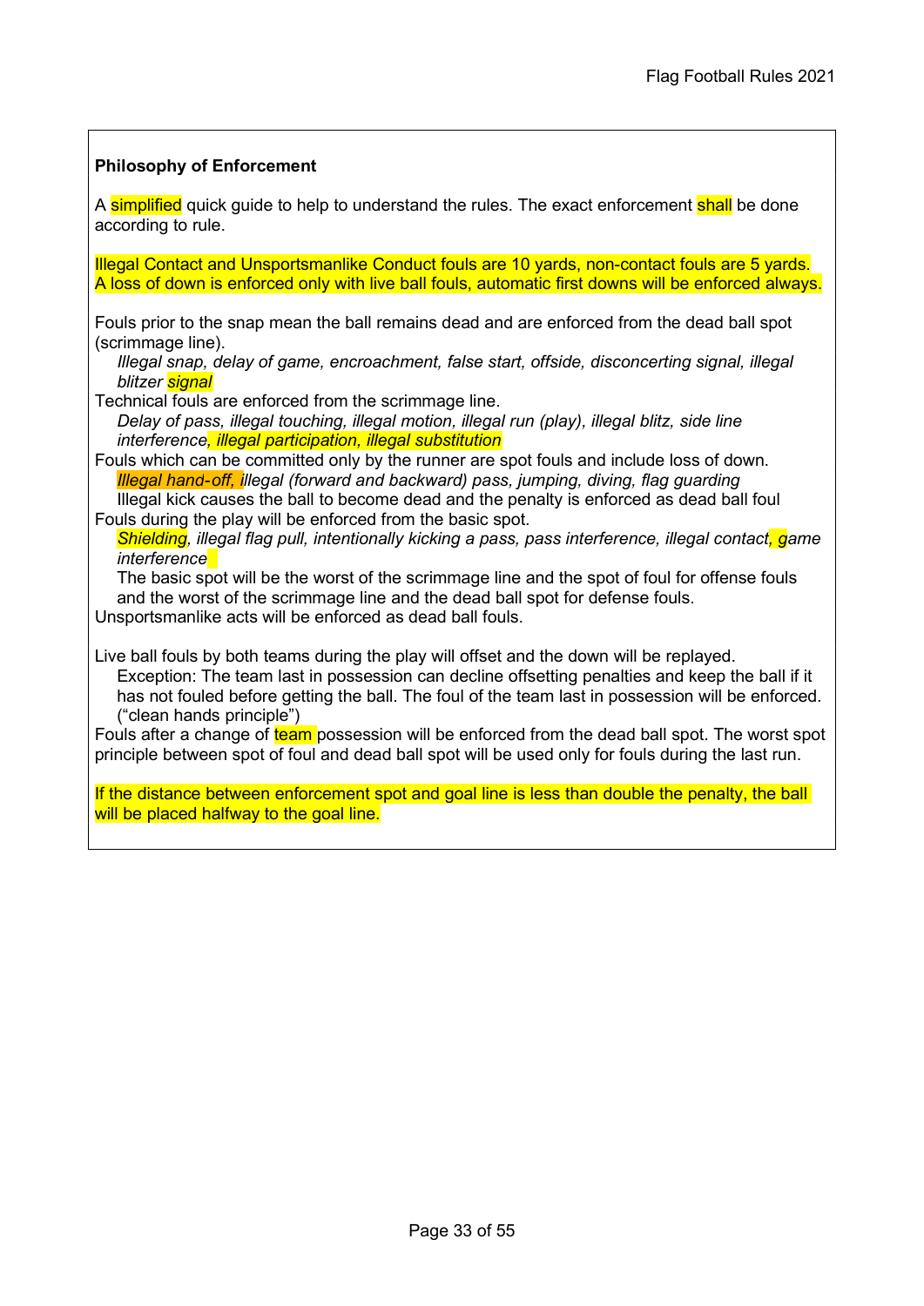### Philosophy of Enforcement

A simplified quick guide to help to understand the rules. The exact enforcement shall be done according to rule.

Illegal Contact and Unsportsmanlike Conduct fouls are 10 yards, non-contact fouls are 5 yards. A loss of down is enforced only with live ball fouls, automatic first downs will be enforced always.

Fouls prior to the snap mean the ball remains dead and are enforced from the dead ball spot (scrimmage line).

*Illegal snap, delay of game, encroachment, false start, offside, disconcerting signal, illegal blitzer signal*

Technical fouls are enforced from the scrimmage line.

*Delay of pass, illegal touching, illegal motion, illegal run (play), illegal blitz, side line interference, illegal participation, illegal substitution*

Fouls which can be committed only by the runner are spot fouls and include loss of down.

*Illegal hand-off, illegal (forward and backward) pass, jumping, diving, flag guarding*

Illegal kick causes the ball to become dead and the penalty is enforced as dead ball foul

Fouls during the play will be enforced from the basic spot.

*Shielding, illegal flag pull, intentionally kicking a pass, pass interference, illegal contact, game interference*

The basic spot will be the worst of the scrimmage line and the spot of foul for offense fouls and the worst of the scrimmage line and the dead ball spot for defense fouls.

Unsportsmanlike acts will be enforced as dead ball fouls.

Live ball fouls by both teams during the play will offset and the down will be replayed.

Exception: The team last in possession can decline offsetting penalties and keep the ball if it has not fouled before getting the ball. The foul of the team last in possession will be enforced. ("clean hands principle")

Fouls after a change of team possession will be enforced from the dead ball spot. The worst spot principle between spot of foul and dead ball spot will be used only for fouls during the last run.

If the distance between enforcement spot and goal line is less than double the penalty, the ball will be placed halfway to the goal line.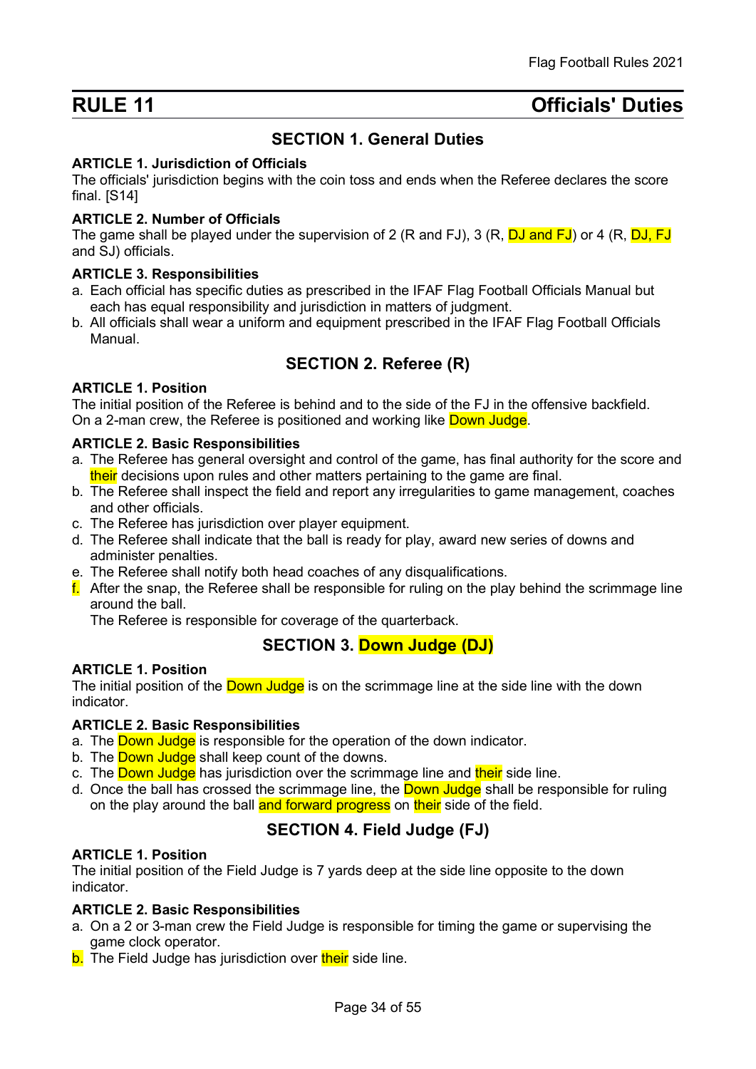# RULE 11 Officials' Duties

## SECTION 1. General Duties

**ARTICLE 1. Jurisdiction of Officials**
The officials' jurisdiction begins with the coin toss and ends when the Referee declares the score final. [S14]

**ARTICLE 2. Number of Officials**
The game shall be played under the supervision of 2 (R and FJ), 3 (R, DJ and FJ) or 4 (R, DJ, FJ and SJ) officials.

**ARTICLE 3. Responsibilities**

a. Each official has specific duties as prescribed in the IFAF Flag Football Officials Manual but each has equal responsibility and jurisdiction in matters of judgment.
b. All officials shall wear a uniform and equipment prescribed in the IFAF Flag Football Officials Manual.

## SECTION 2. Referee (R)

**ARTICLE 1. Position**
The initial position of the Referee is behind and to the side of the FJ in the offensive backfield. On a 2-man crew, the Referee is positioned and working like Down Judge.

**ARTICLE 2. Basic Responsibilities**

a. The Referee has general oversight and control of the game, has final authority for the score and their decisions upon rules and other matters pertaining to the game are final.
b. The Referee shall inspect the field and report any irregularities to game management, coaches and other officials.
c. The Referee has jurisdiction over player equipment.
d. The Referee shall indicate that the ball is ready for play, award new series of downs and administer penalties.
e. The Referee shall notify both head coaches of any disqualifications.
f. After the snap, the Referee shall be responsible for ruling on the play behind the scrimmage line around the ball.
   The Referee is responsible for coverage of the quarterback.

## SECTION 3. Down Judge (DJ)

**ARTICLE 1. Position**
The initial position of the Down Judge is on the scrimmage line at the side line with the down indicator.

**ARTICLE 2. Basic Responsibilities**

a. The Down Judge is responsible for the operation of the down indicator.
b. The Down Judge shall keep count of the downs.
c. The Down Judge has jurisdiction over the scrimmage line and their side line.
d. Once the ball has crossed the scrimmage line, the Down Judge shall be responsible for ruling on the play around the ball and forward progress on their side of the field.

## SECTION 4. Field Judge (FJ)

**ARTICLE 1. Position**
The initial position of the Field Judge is 7 yards deep at the side line opposite to the down indicator.

**ARTICLE 2. Basic Responsibilities**

a. On a 2 or 3-man crew the Field Judge is responsible for timing the game or supervising the game clock operator.
b. The Field Judge has jurisdiction over their side line.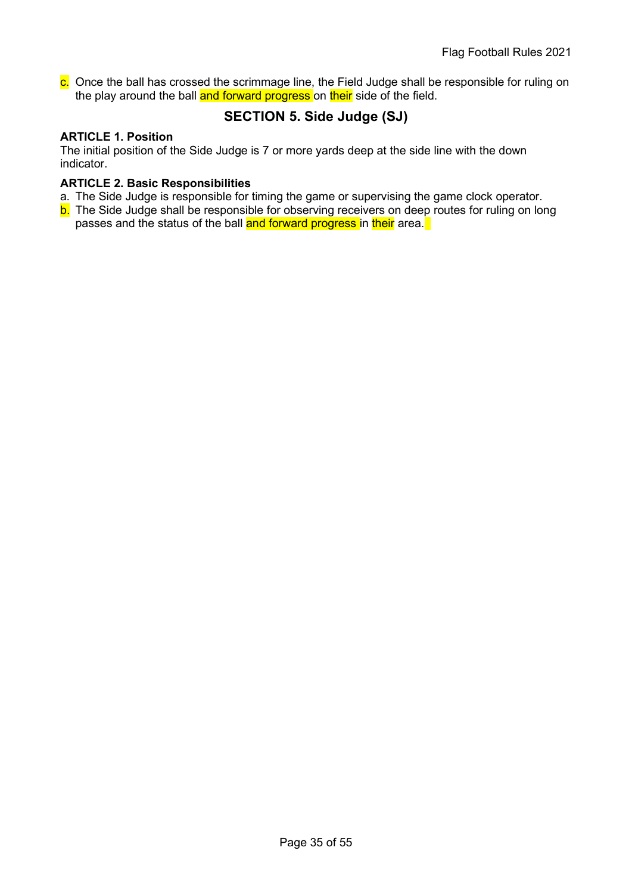c. Once the ball has crossed the scrimmage line, the Field Judge shall be responsible for ruling on the play around the ball and forward progress on their side of the field.

## SECTION 5. Side Judge (SJ)

**ARTICLE 1. Position**

The initial position of the Side Judge is 7 or more yards deep at the side line with the down indicator.

**ARTICLE 2. Basic Responsibilities**

a. The Side Judge is responsible for timing the game or supervising the game clock operator.
b. The Side Judge shall be responsible for observing receivers on deep routes for ruling on long passes and the status of the ball and forward progress in their area.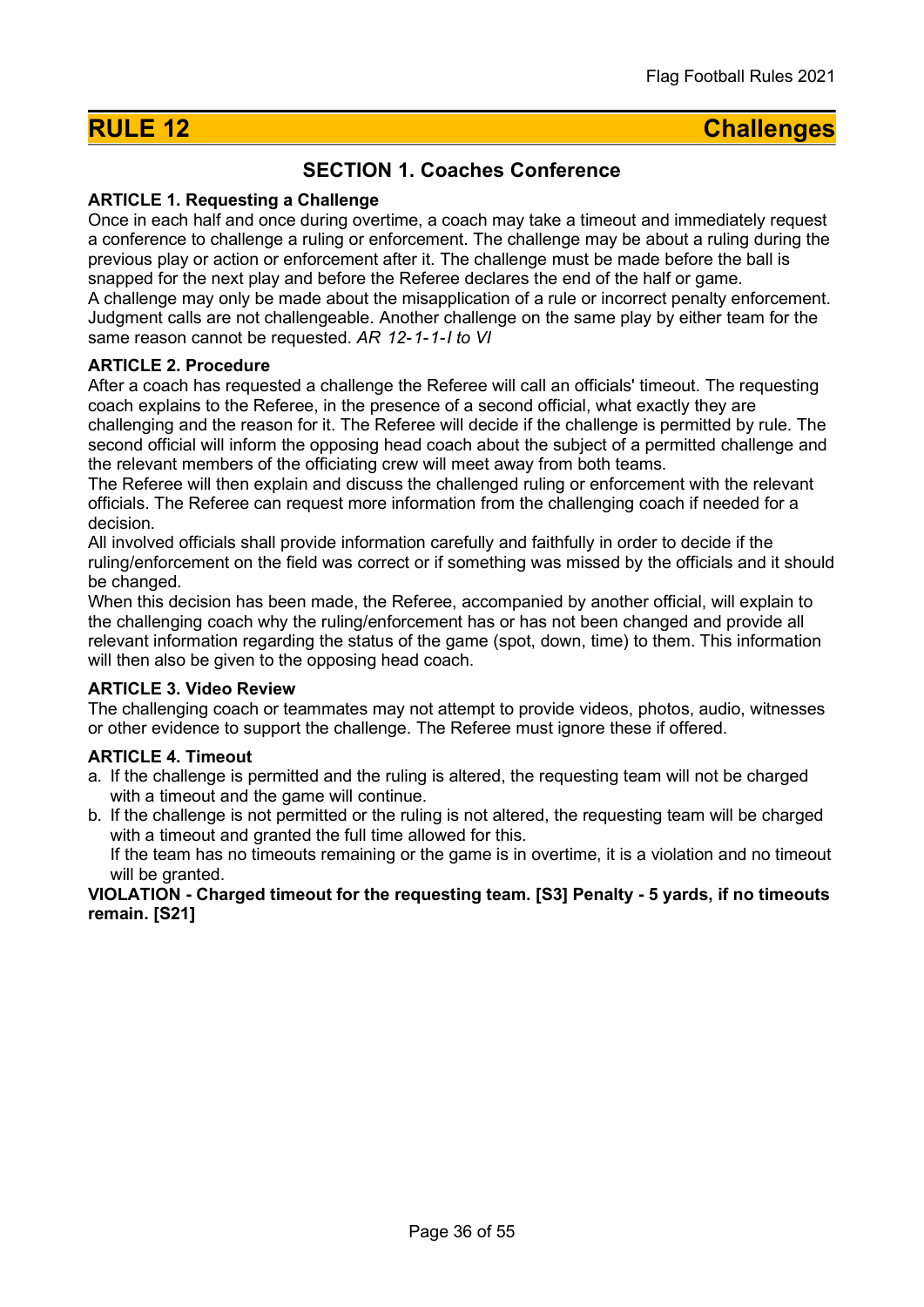# RULE 12 Challenges

## SECTION 1. Coaches Conference

**ARTICLE 1. Requesting a Challenge**

Once in each half and once during overtime, a coach may take a timeout and immediately request a conference to challenge a ruling or enforcement. The challenge may be about a ruling during the previous play or action or enforcement after it. The challenge must be made before the ball is snapped for the next play and before the Referee declares the end of the half or game.

A challenge may only be made about the misapplication of a rule or incorrect penalty enforcement. Judgment calls are not challengeable. Another challenge on the same play by either team for the same reason cannot be requested. *AR 12-1-1-I to VI*

**ARTICLE 2. Procedure**

After a coach has requested a challenge the Referee will call an officials' timeout. The requesting coach explains to the Referee, in the presence of a second official, what exactly they are challenging and the reason for it. The Referee will decide if the challenge is permitted by rule. The second official will inform the opposing head coach about the subject of a permitted challenge and the relevant members of the officiating crew will meet away from both teams.

The Referee will then explain and discuss the challenged ruling or enforcement with the relevant officials. The Referee can request more information from the challenging coach if needed for a decision.

All involved officials shall provide information carefully and faithfully in order to decide if the ruling/enforcement on the field was correct or if something was missed by the officials and it should be changed.

When this decision has been made, the Referee, accompanied by another official, will explain to the challenging coach why the ruling/enforcement has or has not been changed and provide all relevant information regarding the status of the game (spot, down, time) to them. This information will then also be given to the opposing head coach.

**ARTICLE 3. Video Review**

The challenging coach or teammates may not attempt to provide videos, photos, audio, witnesses or other evidence to support the challenge. The Referee must ignore these if offered.

**ARTICLE 4. Timeout**

a. If the challenge is permitted and the ruling is altered, the requesting team will not be charged with a timeout and the game will continue.

b. If the challenge is not permitted or the ruling is not altered, the requesting team will be charged with a timeout and granted the full time allowed for this.
   If the team has no timeouts remaining or the game is in overtime, it is a violation and no timeout will be granted.

**VIOLATION - Charged timeout for the requesting team. [S3] Penalty - 5 yards, if no timeouts remain. [S21]**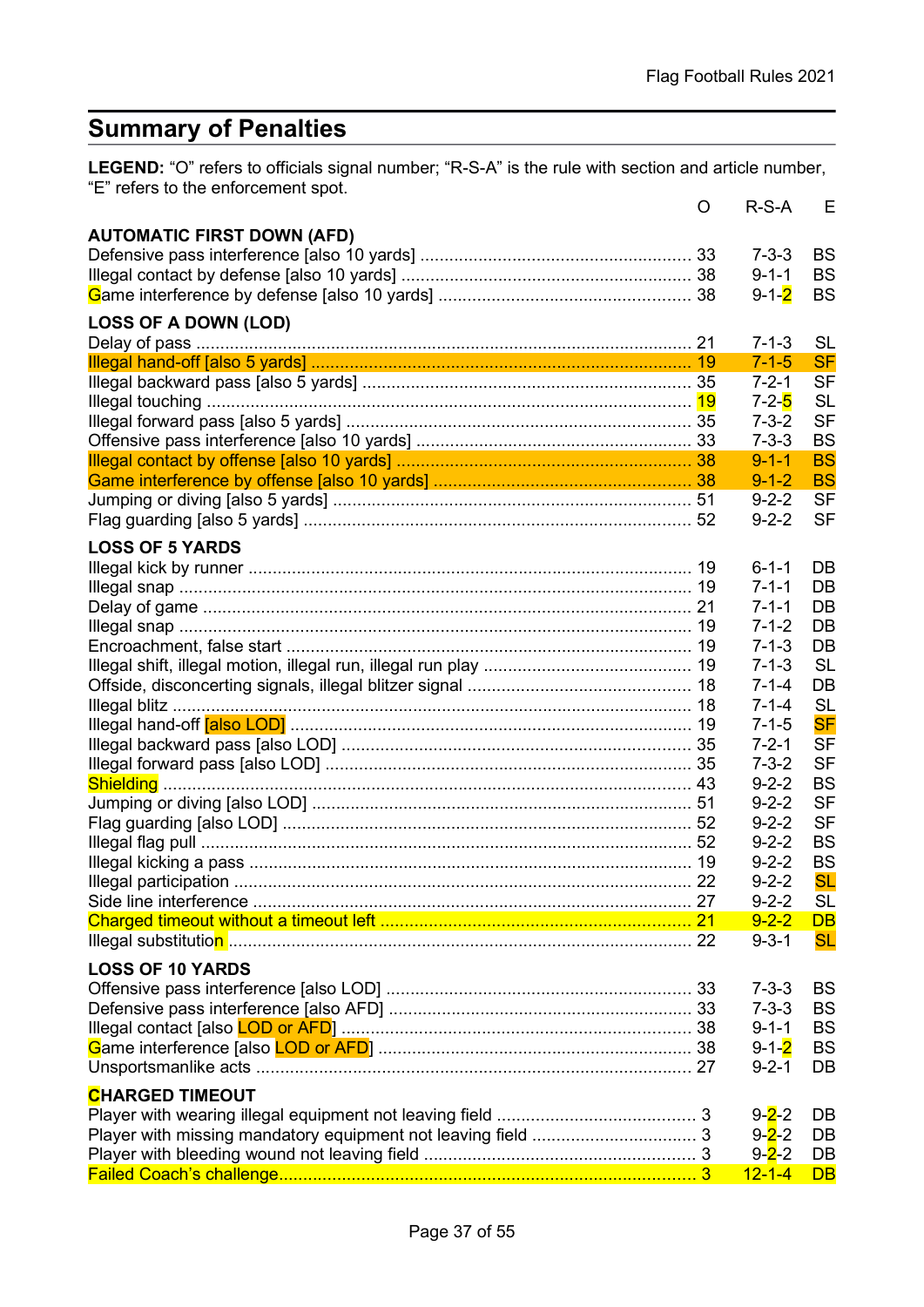## Summary of Penalties

**LEGEND:** "O" refers to officials signal number; "R-S-A" is the rule with section and article number, "E" refers to the enforcement spot.

| | O | R-S-A | E |
|---|---|---|---|
| **AUTOMATIC FIRST DOWN (AFD)** | | | |
| Defensive pass interference [also 10 yards] | 33 | 7-3-3 | BS |
| Illegal contact by defense [also 10 yards] | 38 | 9-1-1 | BS |
| Game interference by defense [also 10 yards] | 38 | 9-1-2 | BS |
| **LOSS OF A DOWN (LOD)** | | | |
| Delay of pass | 21 | 7-1-3 | SL |
| Illegal hand-off [also 5 yards] | 19 | 7-1-5 | SF |
| Illegal backward pass [also 5 yards] | 35 | 7-2-1 | SF |
| Illegal touching | 19 | 7-2-5 | SL |
| Illegal forward pass [also 5 yards] | 35 | 7-3-2 | SF |
| Offensive pass interference [also 10 yards] | 33 | 7-3-3 | BS |
| Illegal contact by offense [also 10 yards] | 38 | 9-1-1 | BS |
| Game interference by offense [also 10 yards] | 38 | 9-1-2 | BS |
| Jumping or diving [also 5 yards] | 51 | 9-2-2 | SF |
| Flag guarding [also 5 yards] | 52 | 9-2-2 | SF |
| **LOSS OF 5 YARDS** | | | |
| Illegal kick by runner | 19 | 6-1-1 | DB |
| Illegal snap | 19 | 7-1-1 | DB |
| Delay of game | 21 | 7-1-1 | DB |
| Illegal snap | 19 | 7-1-2 | DB |
| Encroachment, false start | 19 | 7-1-3 | DB |
| Illegal shift, illegal motion, illegal run, illegal run play | 19 | 7-1-3 | SL |
| Offside, disconcerting signals, illegal blitzer signal | 18 | 7-1-4 | DB |
| Illegal blitz | 18 | 7-1-4 | SL |
| Illegal hand-off [also LOD] | 19 | 7-1-5 | SF |
| Illegal backward pass [also LOD] | 35 | 7-2-1 | SF |
| Illegal forward pass [also LOD] | 35 | 7-3-2 | SF |
| Shielding | 43 | 9-2-2 | BS |
| Jumping or diving [also LOD] | 51 | 9-2-2 | SF |
| Flag guarding [also LOD] | 52 | 9-2-2 | SF |
| Illegal flag pull | 52 | 9-2-2 | BS |
| Illegal kicking a pass | 19 | 9-2-2 | BS |
| Illegal participation | 22 | 9-2-2 | SL |
| Side line interference | 27 | 9-2-2 | SL |
| Charged timeout without a timeout left | 21 | 9-2-2 | DB |
| Illegal substitution | 22 | 9-3-1 | SL |
| **LOSS OF 10 YARDS** | | | |
| Offensive pass interference [also LOD] | 33 | 7-3-3 | BS |
| Defensive pass interference [also AFD] | 33 | 7-3-3 | BS |
| Illegal contact [also LOD or AFD] | 38 | 9-1-1 | BS |
| Game interference [also LOD or AFD] | 38 | 9-1-2 | BS |
| Unsportsmanlike acts | 27 | 9-2-1 | DB |
| **CHARGED TIMEOUT** | | | |
| Player with wearing illegal equipment not leaving field | 3 | 9-2-2 | DB |
| Player with missing mandatory equipment not leaving field | 3 | 9-2-2 | DB |
| Player with bleeding wound not leaving field | 3 | 9-2-2 | DB |
| Failed Coach's challenge | 3 | 12-1-4 | DB |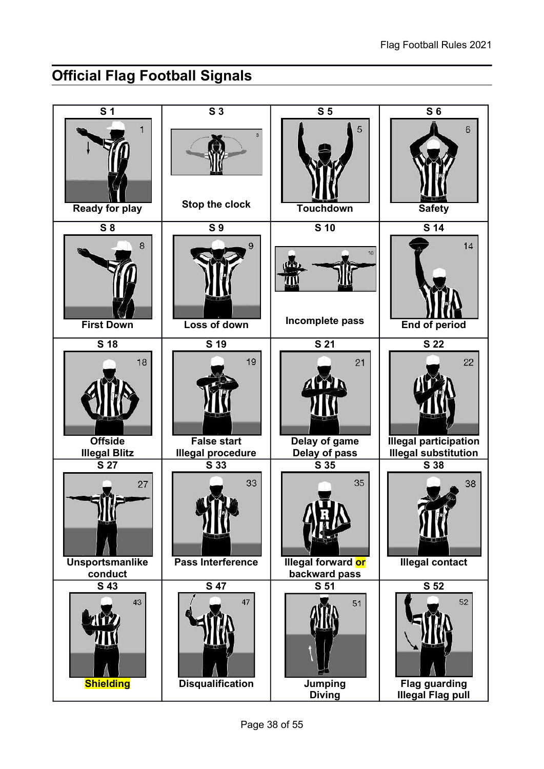## Official Flag Football Signals

| S 1 | S 3 | S 5 | S 6 |
|---|---|---|---|
| Ready for play | Stop the clock | Touchdown | Safety |
| **S 8** | **S 9** | **S 10** | **S 14** |
| First Down | Loss of down | Incomplete pass | End of period |
| **S 18** | **S 19** | **S 21** | **S 22** |
| Offside<br>Illegal Blitz | False start<br>Illegal procedure | Delay of game<br>Delay of pass | Illegal participation<br>Illegal substitution |
| **S 27** | **S 33** | **S 35** | **S 38** |
| Unsportsmanlike conduct | Pass Interference | Illegal forward or backward pass | Illegal contact |
| **S 43** | **S 47** | **S 51** | **S 52** |
| Shielding | Disqualification | Jumping<br>Diving | Flag guarding<br>Illegal Flag pull |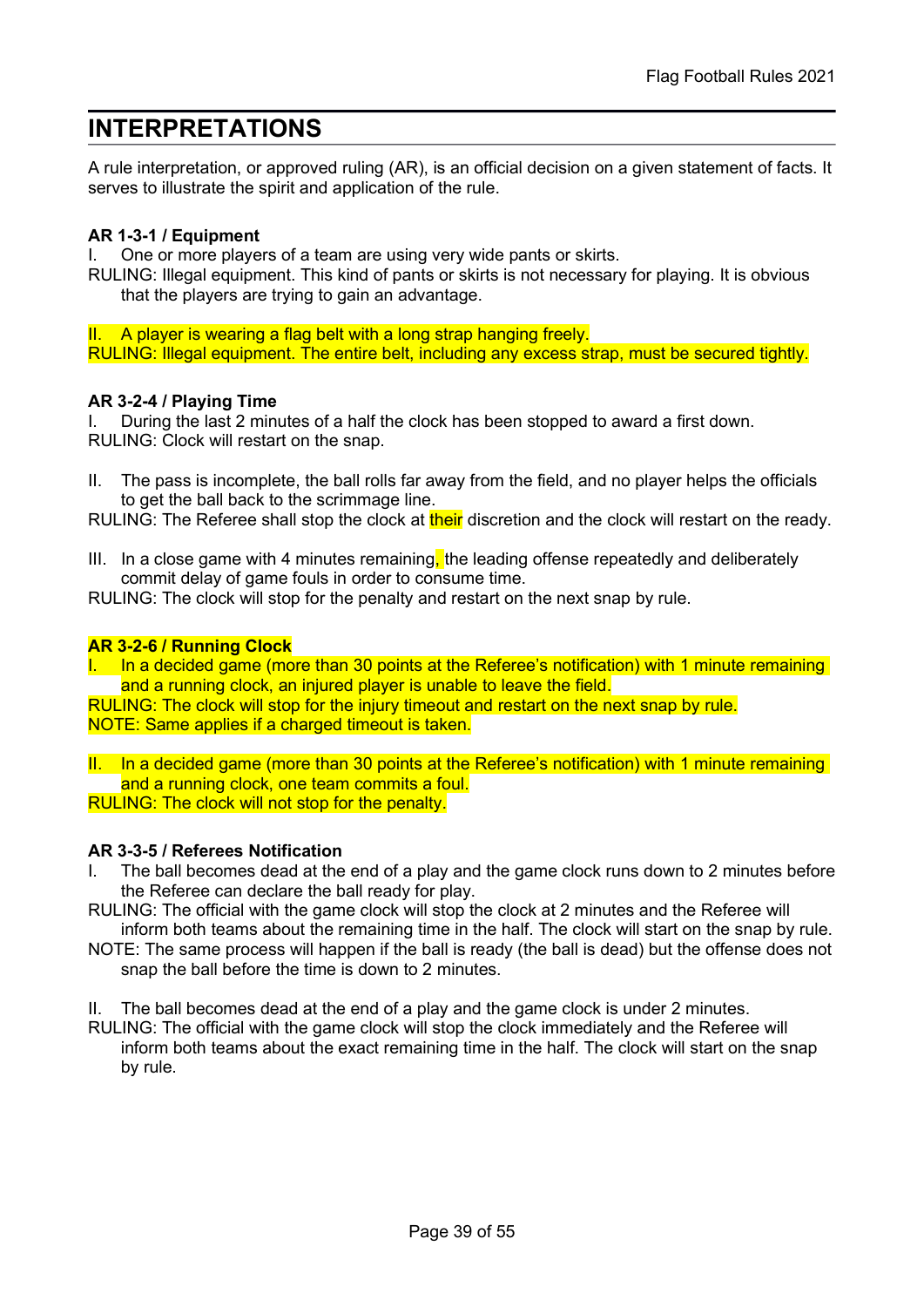# INTERPRETATIONS

A rule interpretation, or approved ruling (AR), is an official decision on a given statement of facts. It serves to illustrate the spirit and application of the rule.

**AR 1-3-1 / Equipment**

I. One or more players of a team are using very wide pants or skirts.

RULING: Illegal equipment. This kind of pants or skirts is not necessary for playing. It is obvious that the players are trying to gain an advantage.

II. A player is wearing a flag belt with a long strap hanging freely.

RULING: Illegal equipment. The entire belt, including any excess strap, must be secured tightly.

**AR 3-2-4 / Playing Time**

I. During the last 2 minutes of a half the clock has been stopped to award a first down.

RULING: Clock will restart on the snap.

II. The pass is incomplete, the ball rolls far away from the field, and no player helps the officials to get the ball back to the scrimmage line.

RULING: The Referee shall stop the clock at their discretion and the clock will restart on the ready.

III. In a close game with 4 minutes remaining, the leading offense repeatedly and deliberately commit delay of game fouls in order to consume time.

RULING: The clock will stop for the penalty and restart on the next snap by rule.

**AR 3-2-6 / Running Clock**

I. In a decided game (more than 30 points at the Referee's notification) with 1 minute remaining and a running clock, an injured player is unable to leave the field.

RULING: The clock will stop for the injury timeout and restart on the next snap by rule.

NOTE: Same applies if a charged timeout is taken.

II. In a decided game (more than 30 points at the Referee's notification) with 1 minute remaining and a running clock, one team commits a foul.

RULING: The clock will not stop for the penalty.

**AR 3-3-5 / Referees Notification**

I. The ball becomes dead at the end of a play and the game clock runs down to 2 minutes before the Referee can declare the ball ready for play.

RULING: The official with the game clock will stop the clock at 2 minutes and the Referee will inform both teams about the remaining time in the half. The clock will start on the snap by rule.

NOTE: The same process will happen if the ball is ready (the ball is dead) but the offense does not snap the ball before the time is down to 2 minutes.

II. The ball becomes dead at the end of a play and the game clock is under 2 minutes.

RULING: The official with the game clock will stop the clock immediately and the Referee will inform both teams about the exact remaining time in the half. The clock will start on the snap by rule.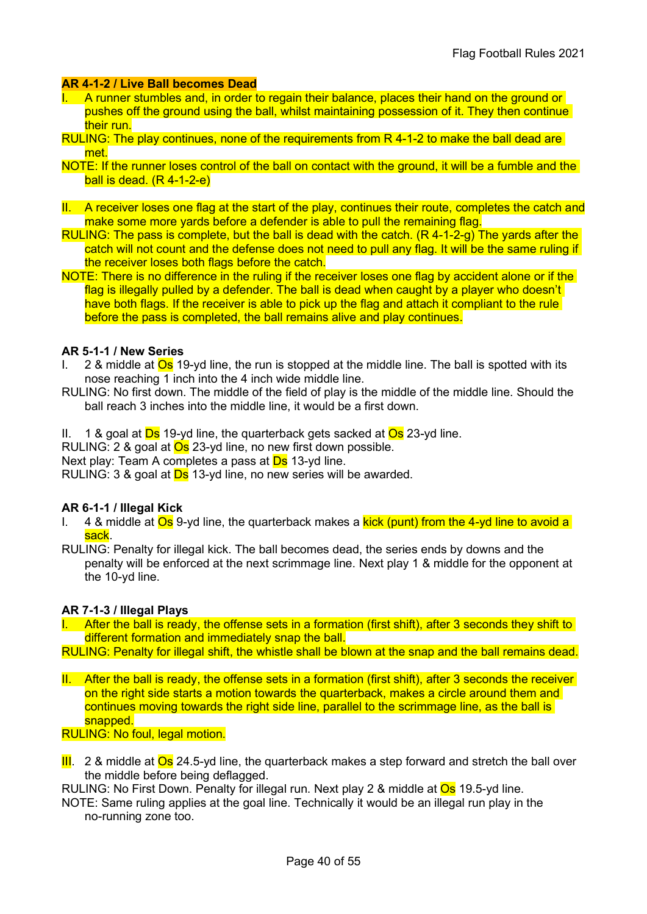**AR 4-1-2 / Live Ball becomes Dead**

I. A runner stumbles and, in order to regain their balance, places their hand on the ground or pushes off the ground using the ball, whilst maintaining possession of it. They then continue their run.

RULING: The play continues, none of the requirements from R 4-1-2 to make the ball dead are met.

NOTE: If the runner loses control of the ball on contact with the ground, it will be a fumble and the ball is dead. (R 4-1-2-e)

II. A receiver loses one flag at the start of the play, continues their route, completes the catch and make some more yards before a defender is able to pull the remaining flag.

RULING: The pass is complete, but the ball is dead with the catch. (R 4-1-2-g) The yards after the catch will not count and the defense does not need to pull any flag. It will be the same ruling if the receiver loses both flags before the catch.

NOTE: There is no difference in the ruling if the receiver loses one flag by accident alone or if the flag is illegally pulled by a defender. The ball is dead when caught by a player who doesn't have both flags. If the receiver is able to pick up the flag and attach it compliant to the rule before the pass is completed, the ball remains alive and play continues.

**AR 5-1-1 / New Series**

I. 2 & middle at Os 19-yd line, the run is stopped at the middle line. The ball is spotted with its nose reaching 1 inch into the 4 inch wide middle line.

RULING: No first down. The middle of the field of play is the middle of the middle line. Should the ball reach 3 inches into the middle line, it would be a first down.

II. 1 & goal at Ds 19-yd line, the quarterback gets sacked at Os 23-yd line.

RULING: 2 & goal at Os 23-yd line, no new first down possible.

Next play: Team A completes a pass at Ds 13-yd line.

RULING: 3 & goal at Ds 13-yd line, no new series will be awarded.

**AR 6-1-1 / Illegal Kick**

I. 4 & middle at Os 9-yd line, the quarterback makes a kick (punt) from the 4-yd line to avoid a sack.

RULING: Penalty for illegal kick. The ball becomes dead, the series ends by downs and the penalty will be enforced at the next scrimmage line. Next play 1 & middle for the opponent at the 10-yd line.

**AR 7-1-3 / Illegal Plays**

I. After the ball is ready, the offense sets in a formation (first shift), after 3 seconds they shift to different formation and immediately snap the ball.

RULING: Penalty for illegal shift, the whistle shall be blown at the snap and the ball remains dead.

II. After the ball is ready, the offense sets in a formation (first shift), after 3 seconds the receiver on the right side starts a motion towards the quarterback, makes a circle around them and continues moving towards the right side line, parallel to the scrimmage line, as the ball is snapped.

RULING: No foul, legal motion.

III. 2 & middle at Os 24.5-yd line, the quarterback makes a step forward and stretch the ball over the middle before being deflagged.

RULING: No First Down. Penalty for illegal run. Next play 2 & middle at Os 19.5-yd line.

NOTE: Same ruling applies at the goal line. Technically it would be an illegal run play in the no-running zone too.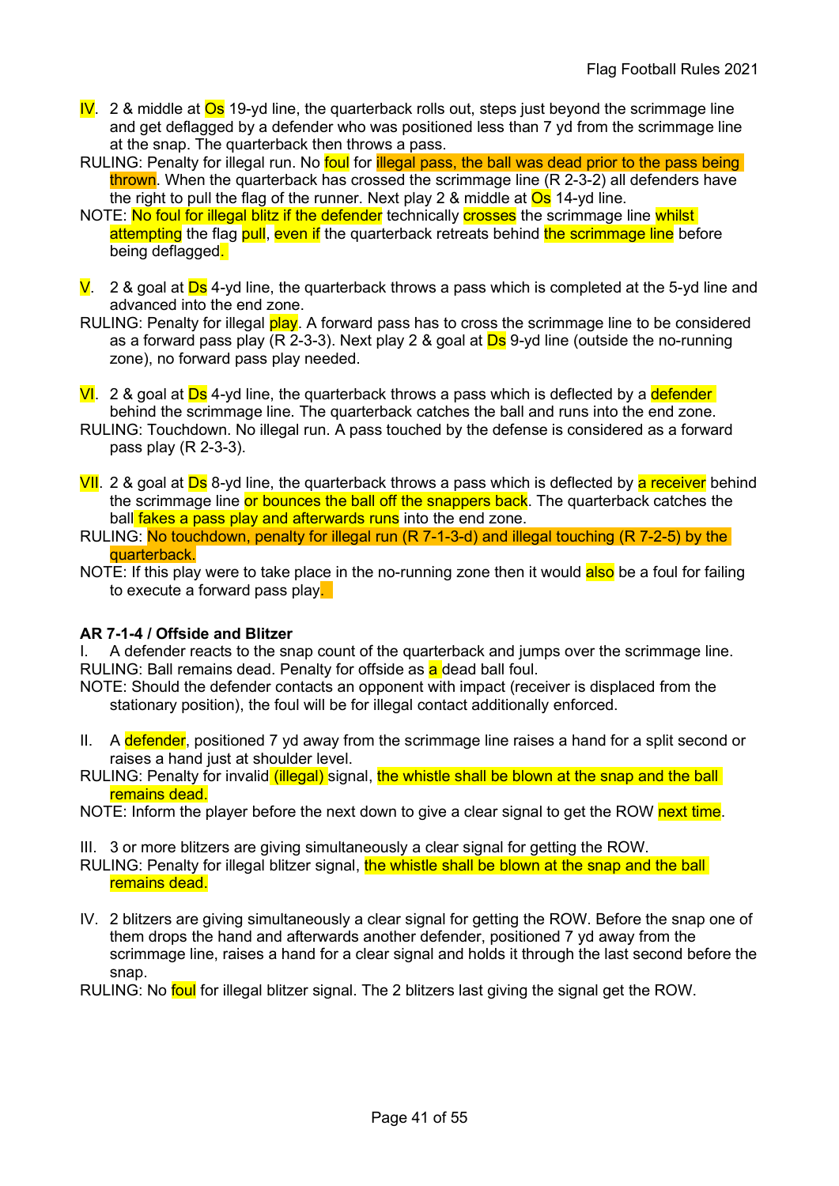IV. 2 & middle at Os 19-yd line, the quarterback rolls out, steps just beyond the scrimmage line and get deflagged by a defender who was positioned less than 7 yd from the scrimmage line at the snap. The quarterback then throws a pass.

RULING: Penalty for illegal run. No foul for illegal pass, the ball was dead prior to the pass being thrown. When the quarterback has crossed the scrimmage line (R 2-3-2) all defenders have the right to pull the flag of the runner. Next play 2 & middle at Os 14-yd line.

NOTE: No foul for illegal blitz if the defender technically crosses the scrimmage line whilst attempting the flag pull, even if the quarterback retreats behind the scrimmage line before being deflagged.

V. 2 & goal at Ds 4-yd line, the quarterback throws a pass which is completed at the 5-yd line and advanced into the end zone.

RULING: Penalty for illegal play. A forward pass has to cross the scrimmage line to be considered as a forward pass play (R 2-3-3). Next play 2 & goal at Ds 9-yd line (outside the no-running zone), no forward pass play needed.

VI. 2 & goal at Ds 4-yd line, the quarterback throws a pass which is deflected by a defender behind the scrimmage line. The quarterback catches the ball and runs into the end zone.

RULING: Touchdown. No illegal run. A pass touched by the defense is considered as a forward pass play (R 2-3-3).

VII. 2 & goal at Ds 8-yd line, the quarterback throws a pass which is deflected by a receiver behind the scrimmage line or bounces the ball off the snappers back. The quarterback catches the ball fakes a pass play and afterwards runs into the end zone.

RULING: No touchdown, penalty for illegal run (R 7-1-3-d) and illegal touching (R 7-2-5) by the quarterback.

NOTE: If this play were to take place in the no-running zone then it would also be a foul for failing to execute a forward pass play.

**AR 7-1-4 / Offside and Blitzer**

I. A defender reacts to the snap count of the quarterback and jumps over the scrimmage line.

RULING: Ball remains dead. Penalty for offside as a dead ball foul.

NOTE: Should the defender contacts an opponent with impact (receiver is displaced from the stationary position), the foul will be for illegal contact additionally enforced.

II. A defender, positioned 7 yd away from the scrimmage line raises a hand for a split second or raises a hand just at shoulder level.

RULING: Penalty for invalid (illegal) signal, the whistle shall be blown at the snap and the ball remains dead.

NOTE: Inform the player before the next down to give a clear signal to get the ROW next time.

III. 3 or more blitzers are giving simultaneously a clear signal for getting the ROW.

RULING: Penalty for illegal blitzer signal, the whistle shall be blown at the snap and the ball remains dead.

IV. 2 blitzers are giving simultaneously a clear signal for getting the ROW. Before the snap one of them drops the hand and afterwards another defender, positioned 7 yd away from the scrimmage line, raises a hand for a clear signal and holds it through the last second before the snap.

RULING: No foul for illegal blitzer signal. The 2 blitzers last giving the signal get the ROW.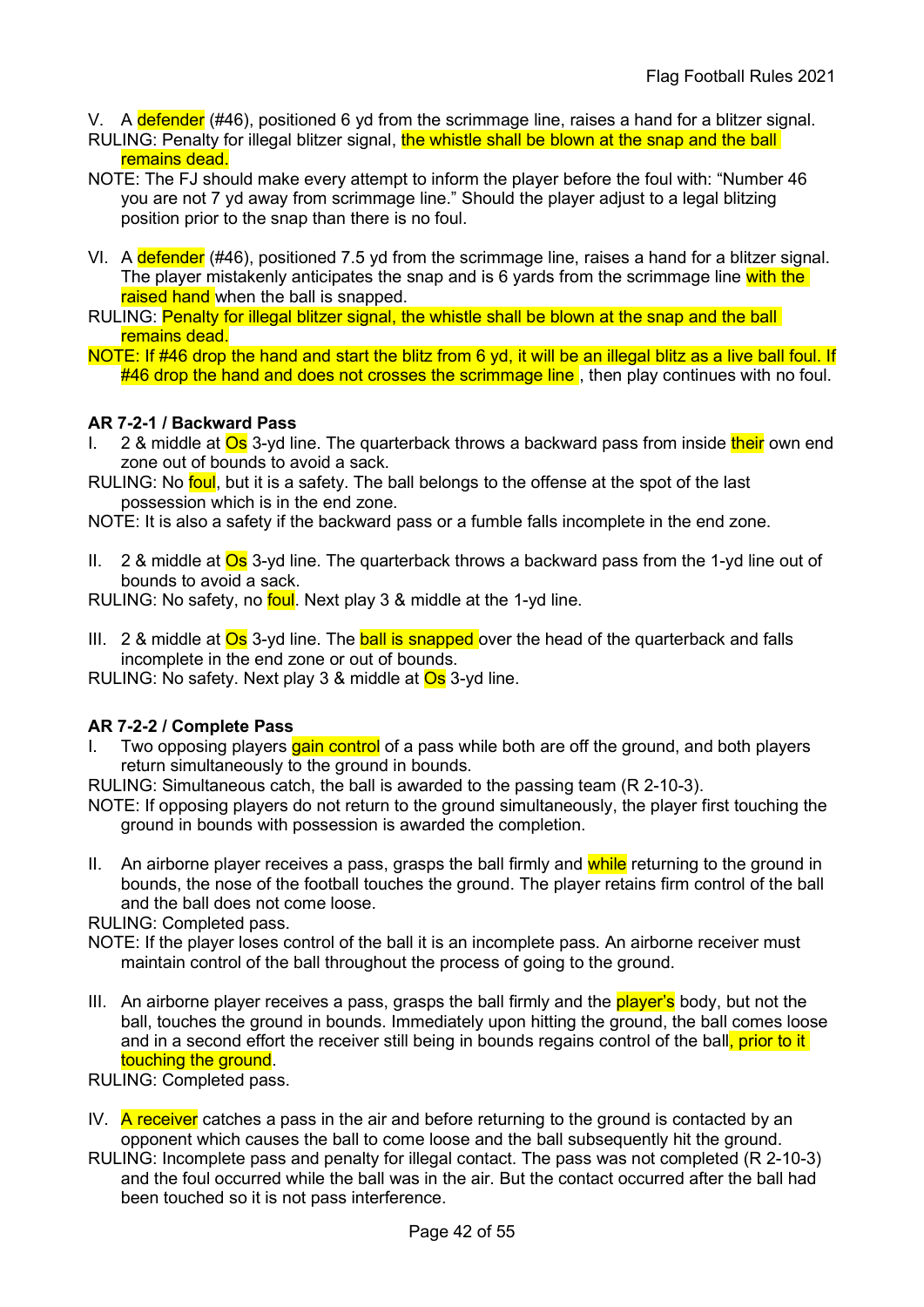V. A defender (#46), positioned 6 yd from the scrimmage line, raises a hand for a blitzer signal.

RULING: Penalty for illegal blitzer signal, the whistle shall be blown at the snap and the ball remains dead.

NOTE: The FJ should make every attempt to inform the player before the foul with: "Number 46 you are not 7 yd away from scrimmage line." Should the player adjust to a legal blitzing position prior to the snap than there is no foul.

VI. A defender (#46), positioned 7.5 yd from the scrimmage line, raises a hand for a blitzer signal. The player mistakenly anticipates the snap and is 6 yards from the scrimmage line with the raised hand when the ball is snapped.

RULING: Penalty for illegal blitzer signal, the whistle shall be blown at the snap and the ball remains dead.

NOTE: If #46 drop the hand and start the blitz from 6 yd, it will be an illegal blitz as a live ball foul. If #46 drop the hand and does not crosses the scrimmage line , then play continues with no foul.

**AR 7-2-1 / Backward Pass**

I. 2 & middle at Os 3-yd line. The quarterback throws a backward pass from inside their own end zone out of bounds to avoid a sack.

RULING: No foul, but it is a safety. The ball belongs to the offense at the spot of the last possession which is in the end zone.

NOTE: It is also a safety if the backward pass or a fumble falls incomplete in the end zone.

II. 2 & middle at Os 3-yd line. The quarterback throws a backward pass from the 1-yd line out of bounds to avoid a sack.

RULING: No safety, no foul. Next play 3 & middle at the 1-yd line.

III. 2 & middle at Os 3-yd line. The ball is snapped over the head of the quarterback and falls incomplete in the end zone or out of bounds.

RULING: No safety. Next play 3 & middle at Os 3-yd line.

**AR 7-2-2 / Complete Pass**

I. Two opposing players gain control of a pass while both are off the ground, and both players return simultaneously to the ground in bounds.

RULING: Simultaneous catch, the ball is awarded to the passing team (R 2-10-3).

NOTE: If opposing players do not return to the ground simultaneously, the player first touching the ground in bounds with possession is awarded the completion.

II. An airborne player receives a pass, grasps the ball firmly and while returning to the ground in bounds, the nose of the football touches the ground. The player retains firm control of the ball and the ball does not come loose.

RULING: Completed pass.

NOTE: If the player loses control of the ball it is an incomplete pass. An airborne receiver must maintain control of the ball throughout the process of going to the ground.

III. An airborne player receives a pass, grasps the ball firmly and the player's body, but not the ball, touches the ground in bounds. Immediately upon hitting the ground, the ball comes loose and in a second effort the receiver still being in bounds regains control of the ball, prior to it touching the ground.

RULING: Completed pass.

IV. A receiver catches a pass in the air and before returning to the ground is contacted by an opponent which causes the ball to come loose and the ball subsequently hit the ground.

RULING: Incomplete pass and penalty for illegal contact. The pass was not completed (R 2-10-3) and the foul occurred while the ball was in the air. But the contact occurred after the ball had been touched so it is not pass interference.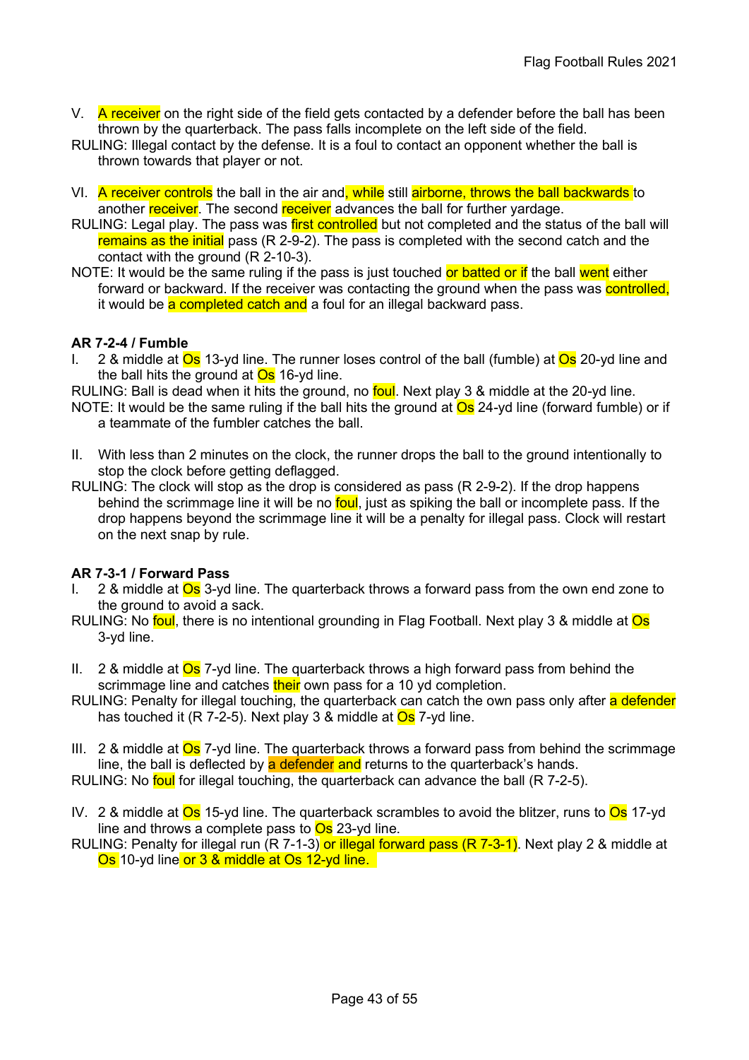V. A receiver on the right side of the field gets contacted by a defender before the ball has been thrown by the quarterback. The pass falls incomplete on the left side of the field.

RULING: Illegal contact by the defense. It is a foul to contact an opponent whether the ball is thrown towards that player or not.

VI. A receiver controls the ball in the air and, while still airborne, throws the ball backwards to another receiver. The second receiver advances the ball for further yardage.

RULING: Legal play. The pass was first controlled but not completed and the status of the ball will remains as the initial pass (R 2-9-2). The pass is completed with the second catch and the contact with the ground (R 2-10-3).

NOTE: It would be the same ruling if the pass is just touched or batted or if the ball went either forward or backward. If the receiver was contacting the ground when the pass was controlled, it would be a completed catch and a foul for an illegal backward pass.

**AR 7-2-4 / Fumble**

I. 2 & middle at Os 13-yd line. The runner loses control of the ball (fumble) at Os 20-yd line and the ball hits the ground at Os 16-yd line.

RULING: Ball is dead when it hits the ground, no foul. Next play 3 & middle at the 20-yd line.

NOTE: It would be the same ruling if the ball hits the ground at Os 24-yd line (forward fumble) or if a teammate of the fumbler catches the ball.

II. With less than 2 minutes on the clock, the runner drops the ball to the ground intentionally to stop the clock before getting deflagged.

RULING: The clock will stop as the drop is considered as pass (R 2-9-2). If the drop happens behind the scrimmage line it will be no foul, just as spiking the ball or incomplete pass. If the drop happens beyond the scrimmage line it will be a penalty for illegal pass. Clock will restart on the next snap by rule.

**AR 7-3-1 / Forward Pass**

I. 2 & middle at Os 3-yd line. The quarterback throws a forward pass from the own end zone to the ground to avoid a sack.

RULING: No foul, there is no intentional grounding in Flag Football. Next play 3 & middle at Os 3-yd line.

II. 2 & middle at Os 7-yd line. The quarterback throws a high forward pass from behind the scrimmage line and catches their own pass for a 10 yd completion.

RULING: Penalty for illegal touching, the quarterback can catch the own pass only after a defender has touched it (R 7-2-5). Next play 3 & middle at Os 7-yd line.

III. 2 & middle at Os 7-yd line. The quarterback throws a forward pass from behind the scrimmage line, the ball is deflected by a defender and returns to the quarterback's hands.

RULING: No foul for illegal touching, the quarterback can advance the ball (R 7-2-5).

IV. 2 & middle at Os 15-yd line. The quarterback scrambles to avoid the blitzer, runs to Os 17-yd line and throws a complete pass to Os 23-yd line.

RULING: Penalty for illegal run (R 7-1-3) or illegal forward pass (R 7-3-1). Next play 2 & middle at Os 10-yd line or 3 & middle at Os 12-yd line.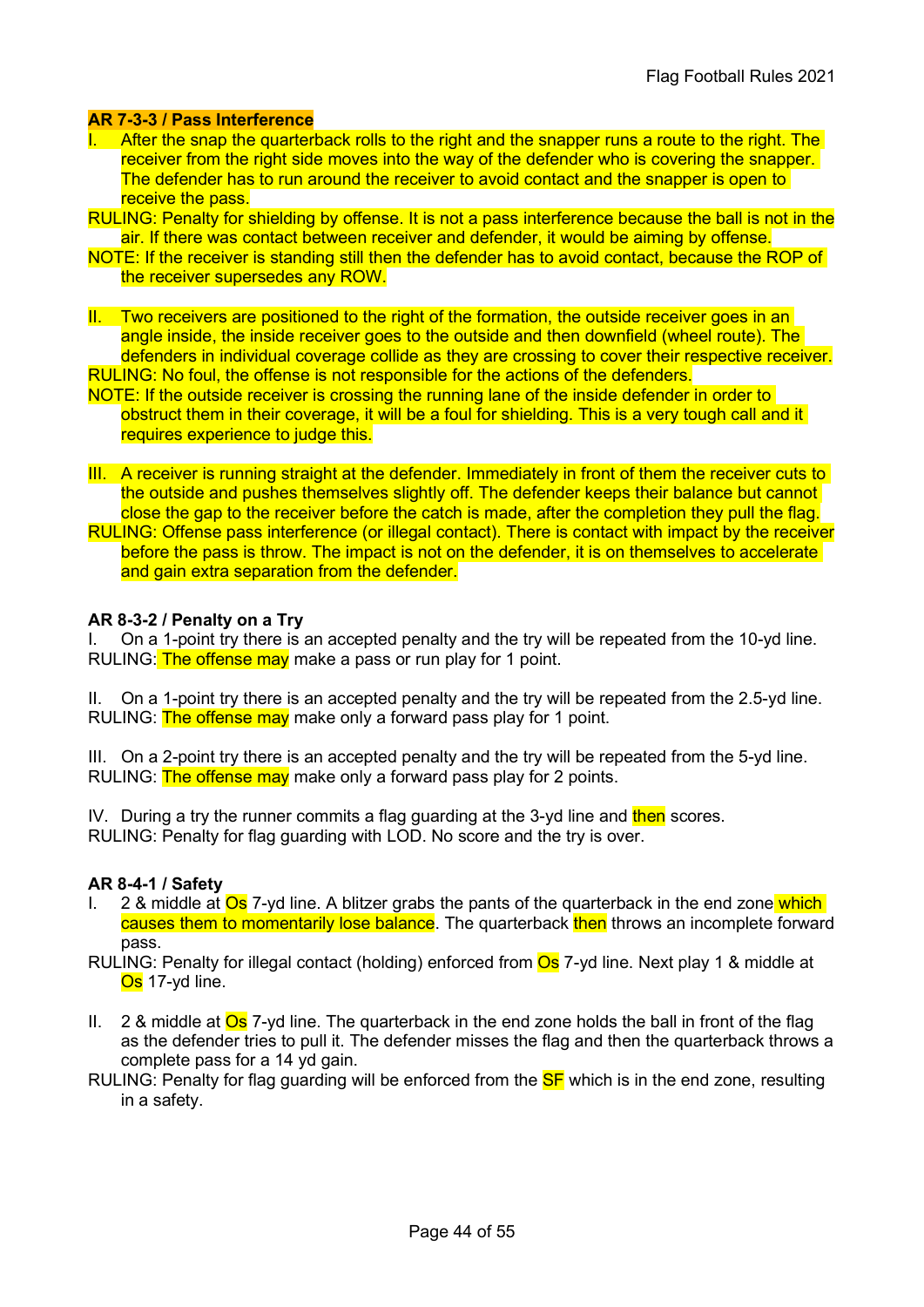**AR 7-3-3 / Pass Interference**

I. After the snap the quarterback rolls to the right and the snapper runs a route to the right. The receiver from the right side moves into the way of the defender who is covering the snapper. The defender has to run around the receiver to avoid contact and the snapper is open to receive the pass.

RULING: Penalty for shielding by offense. It is not a pass interference because the ball is not in the air. If there was contact between receiver and defender, it would be aiming by offense.

NOTE: If the receiver is standing still then the defender has to avoid contact, because the ROP of the receiver supersedes any ROW.

II. Two receivers are positioned to the right of the formation, the outside receiver goes in an angle inside, the inside receiver goes to the outside and then downfield (wheel route). The defenders in individual coverage collide as they are crossing to cover their respective receiver.

RULING: No foul, the offense is not responsible for the actions of the defenders.

NOTE: If the outside receiver is crossing the running lane of the inside defender in order to obstruct them in their coverage, it will be a foul for shielding. This is a very tough call and it requires experience to judge this.

III. A receiver is running straight at the defender. Immediately in front of them the receiver cuts to the outside and pushes themselves slightly off. The defender keeps their balance but cannot close the gap to the receiver before the catch is made, after the completion they pull the flag.

RULING: Offense pass interference (or illegal contact). There is contact with impact by the receiver before the pass is throw. The impact is not on the defender, it is on themselves to accelerate and gain extra separation from the defender.

**AR 8-3-2 / Penalty on a Try**

I. On a 1-point try there is an accepted penalty and the try will be repeated from the 10-yd line.

RULING: The offense may make a pass or run play for 1 point.

II. On a 1-point try there is an accepted penalty and the try will be repeated from the 2.5-yd line.

RULING: The offense may make only a forward pass play for 1 point.

III. On a 2-point try there is an accepted penalty and the try will be repeated from the 5-yd line.

RULING: The offense may make only a forward pass play for 2 points.

IV. During a try the runner commits a flag guarding at the 3-yd line and then scores.

RULING: Penalty for flag guarding with LOD. No score and the try is over.

**AR 8-4-1 / Safety**

I. 2 & middle at Os 7-yd line. A blitzer grabs the pants of the quarterback in the end zone which causes them to momentarily lose balance. The quarterback then throws an incomplete forward pass.

RULING: Penalty for illegal contact (holding) enforced from Os 7-yd line. Next play 1 & middle at Os 17-yd line.

II. 2 & middle at Os 7-yd line. The quarterback in the end zone holds the ball in front of the flag as the defender tries to pull it. The defender misses the flag and then the quarterback throws a complete pass for a 14 yd gain.

RULING: Penalty for flag guarding will be enforced from the SF which is in the end zone, resulting in a safety.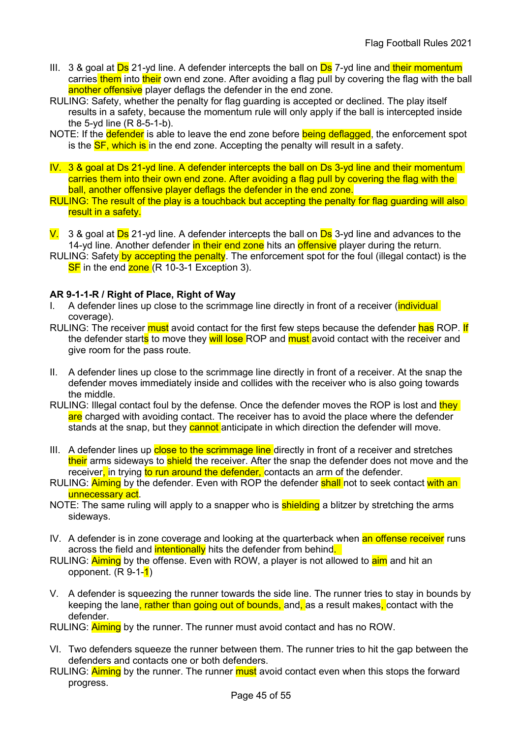III. 3 & goal at Ds 21-yd line. A defender intercepts the ball on Ds 7-yd line and their momentum carries them into their own end zone. After avoiding a flag pull by covering the flag with the ball another offensive player deflags the defender in the end zone.

RULING: Safety, whether the penalty for flag guarding is accepted or declined. The play itself results in a safety, because the momentum rule will only apply if the ball is intercepted inside the 5-yd line (R 8-5-1-b).

NOTE: If the defender is able to leave the end zone before being deflagged, the enforcement spot is the SF, which is in the end zone. Accepting the penalty will result in a safety.

IV. 3 & goal at Ds 21-yd line. A defender intercepts the ball on Ds 3-yd line and their momentum carries them into their own end zone. After avoiding a flag pull by covering the flag with the ball, another offensive player deflags the defender in the end zone.

RULING: The result of the play is a touchback but accepting the penalty for flag guarding will also result in a safety.

V. 3 & goal at Ds 21-yd line. A defender intercepts the ball on Ds 3-yd line and advances to the 14-yd line. Another defender in their end zone hits an offensive player during the return.

RULING: Safety by accepting the penalty. The enforcement spot for the foul (illegal contact) is the SF in the end zone (R 10-3-1 Exception 3).

**AR 9-1-1-R / Right of Place, Right of Way**

I. A defender lines up close to the scrimmage line directly in front of a receiver (individual coverage).

RULING: The receiver must avoid contact for the first few steps because the defender has ROP. If the defender starts to move they will lose ROP and must avoid contact with the receiver and give room for the pass route.

II. A defender lines up close to the scrimmage line directly in front of a receiver. At the snap the defender moves immediately inside and collides with the receiver who is also going towards the middle.

RULING: Illegal contact foul by the defense. Once the defender moves the ROP is lost and they are charged with avoiding contact. The receiver has to avoid the place where the defender stands at the snap, but they cannot anticipate in which direction the defender will move.

III. A defender lines up close to the scrimmage line directly in front of a receiver and stretches their arms sideways to shield the receiver. After the snap the defender does not move and the receiver, in trying to run around the defender, contacts an arm of the defender.

RULING: Aiming by the defender. Even with ROP the defender shall not to seek contact with an unnecessary act.

NOTE: The same ruling will apply to a snapper who is shielding a blitzer by stretching the arms sideways.

IV. A defender is in zone coverage and looking at the quarterback when an offense receiver runs across the field and intentionally hits the defender from behind.

RULING: Aiming by the offense. Even with ROW, a player is not allowed to aim and hit an opponent. (R 9-1-1)

V. A defender is squeezing the runner towards the side line. The runner tries to stay in bounds by keeping the lane, rather than going out of bounds, and, as a result makes, contact with the defender.

RULING: Aiming by the runner. The runner must avoid contact and has no ROW.

VI. Two defenders squeeze the runner between them. The runner tries to hit the gap between the defenders and contacts one or both defenders.

RULING: Aiming by the runner. The runner must avoid contact even when this stops the forward progress.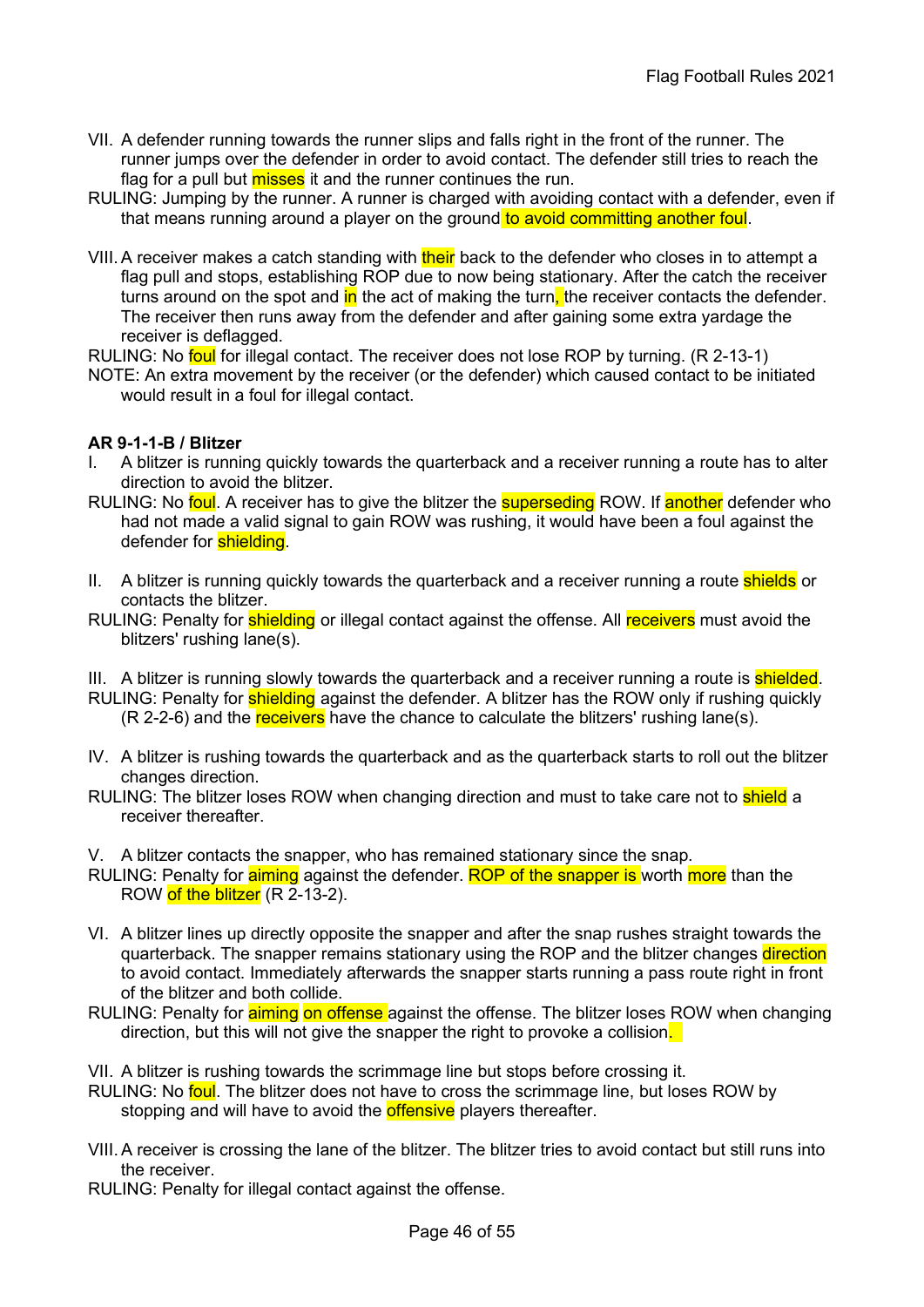VII. A defender running towards the runner slips and falls right in the front of the runner. The runner jumps over the defender in order to avoid contact. The defender still tries to reach the flag for a pull but misses it and the runner continues the run.
RULING: Jumping by the runner. A runner is charged with avoiding contact with a defender, even if that means running around a player on the ground to avoid committing another foul.

VIII. A receiver makes a catch standing with their back to the defender who closes in to attempt a flag pull and stops, establishing ROP due to now being stationary. After the catch the receiver turns around on the spot and in the act of making the turn, the receiver contacts the defender. The receiver then runs away from the defender and after gaining some extra yardage the receiver is deflagged.
RULING: No foul for illegal contact. The receiver does not lose ROP by turning. (R 2-13-1)
NOTE: An extra movement by the receiver (or the defender) which caused contact to be initiated would result in a foul for illegal contact.

**AR 9-1-1-B / Blitzer**

I. A blitzer is running quickly towards the quarterback and a receiver running a route has to alter direction to avoid the blitzer.
RULING: No foul. A receiver has to give the blitzer the superseding ROW. If another defender who had not made a valid signal to gain ROW was rushing, it would have been a foul against the defender for shielding.

II. A blitzer is running quickly towards the quarterback and a receiver running a route shields or contacts the blitzer.
RULING: Penalty for shielding or illegal contact against the offense. All receivers must avoid the blitzers' rushing lane(s).

III. A blitzer is running slowly towards the quarterback and a receiver running a route is shielded.
RULING: Penalty for shielding against the defender. A blitzer has the ROW only if rushing quickly (R 2-2-6) and the receivers have the chance to calculate the blitzers' rushing lane(s).

IV. A blitzer is rushing towards the quarterback and as the quarterback starts to roll out the blitzer changes direction.
RULING: The blitzer loses ROW when changing direction and must to take care not to shield a receiver thereafter.

V. A blitzer contacts the snapper, who has remained stationary since the snap.
RULING: Penalty for aiming against the defender. ROP of the snapper is worth more than the ROW of the blitzer (R 2-13-2).

VI. A blitzer lines up directly opposite the snapper and after the snap rushes straight towards the quarterback. The snapper remains stationary using the ROP and the blitzer changes direction to avoid contact. Immediately afterwards the snapper starts running a pass route right in front of the blitzer and both collide.
RULING: Penalty for aiming on offense against the offense. The blitzer loses ROW when changing direction, but this will not give the snapper the right to provoke a collision.

VII. A blitzer is rushing towards the scrimmage line but stops before crossing it.
RULING: No foul. The blitzer does not have to cross the scrimmage line, but loses ROW by stopping and will have to avoid the offensive players thereafter.

VIII. A receiver is crossing the lane of the blitzer. The blitzer tries to avoid contact but still runs into the receiver.
RULING: Penalty for illegal contact against the offense.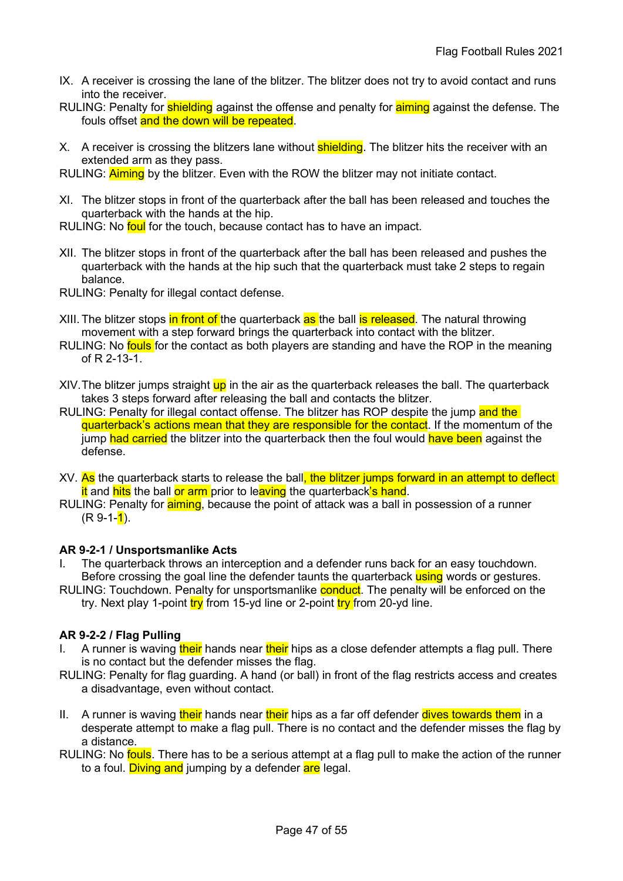IX. A receiver is crossing the lane of the blitzer. The blitzer does not try to avoid contact and runs into the receiver.

RULING: Penalty for shielding against the offense and penalty for aiming against the defense. The fouls offset and the down will be repeated.

X. A receiver is crossing the blitzers lane without shielding. The blitzer hits the receiver with an extended arm as they pass.

RULING: Aiming by the blitzer. Even with the ROW the blitzer may not initiate contact.

XI. The blitzer stops in front of the quarterback after the ball has been released and touches the quarterback with the hands at the hip.

RULING: No foul for the touch, because contact has to have an impact.

XII. The blitzer stops in front of the quarterback after the ball has been released and pushes the quarterback with the hands at the hip such that the quarterback must take 2 steps to regain balance.

RULING: Penalty for illegal contact defense.

XIII. The blitzer stops in front of the quarterback as the ball is released. The natural throwing movement with a step forward brings the quarterback into contact with the blitzer.

RULING: No fouls for the contact as both players are standing and have the ROP in the meaning of R 2-13-1.

XIV. The blitzer jumps straight up in the air as the quarterback releases the ball. The quarterback takes 3 steps forward after releasing the ball and contacts the blitzer.

RULING: Penalty for illegal contact offense. The blitzer has ROP despite the jump and the quarterback's actions mean that they are responsible for the contact. If the momentum of the jump had carried the blitzer into the quarterback then the foul would have been against the defense.

XV. As the quarterback starts to release the ball, the blitzer jumps forward in an attempt to deflect it and hits the ball or arm prior to leaving the quarterback's hand.

RULING: Penalty for aiming, because the point of attack was a ball in possession of a runner (R 9-1-1).

### AR 9-2-1 / Unsportsmanlike Acts

I. The quarterback throws an interception and a defender runs back for an easy touchdown. Before crossing the goal line the defender taunts the quarterback using words or gestures.

RULING: Touchdown. Penalty for unsportsmanlike conduct. The penalty will be enforced on the try. Next play 1-point try from 15-yd line or 2-point try from 20-yd line.

### AR 9-2-2 / Flag Pulling

I. A runner is waving their hands near their hips as a close defender attempts a flag pull. There is no contact but the defender misses the flag.

RULING: Penalty for flag guarding. A hand (or ball) in front of the flag restricts access and creates a disadvantage, even without contact.

II. A runner is waving their hands near their hips as a far off defender dives towards them in a desperate attempt to make a flag pull. There is no contact and the defender misses the flag by a distance.

RULING: No fouls. There has to be a serious attempt at a flag pull to make the action of the runner to a foul. Diving and jumping by a defender are legal.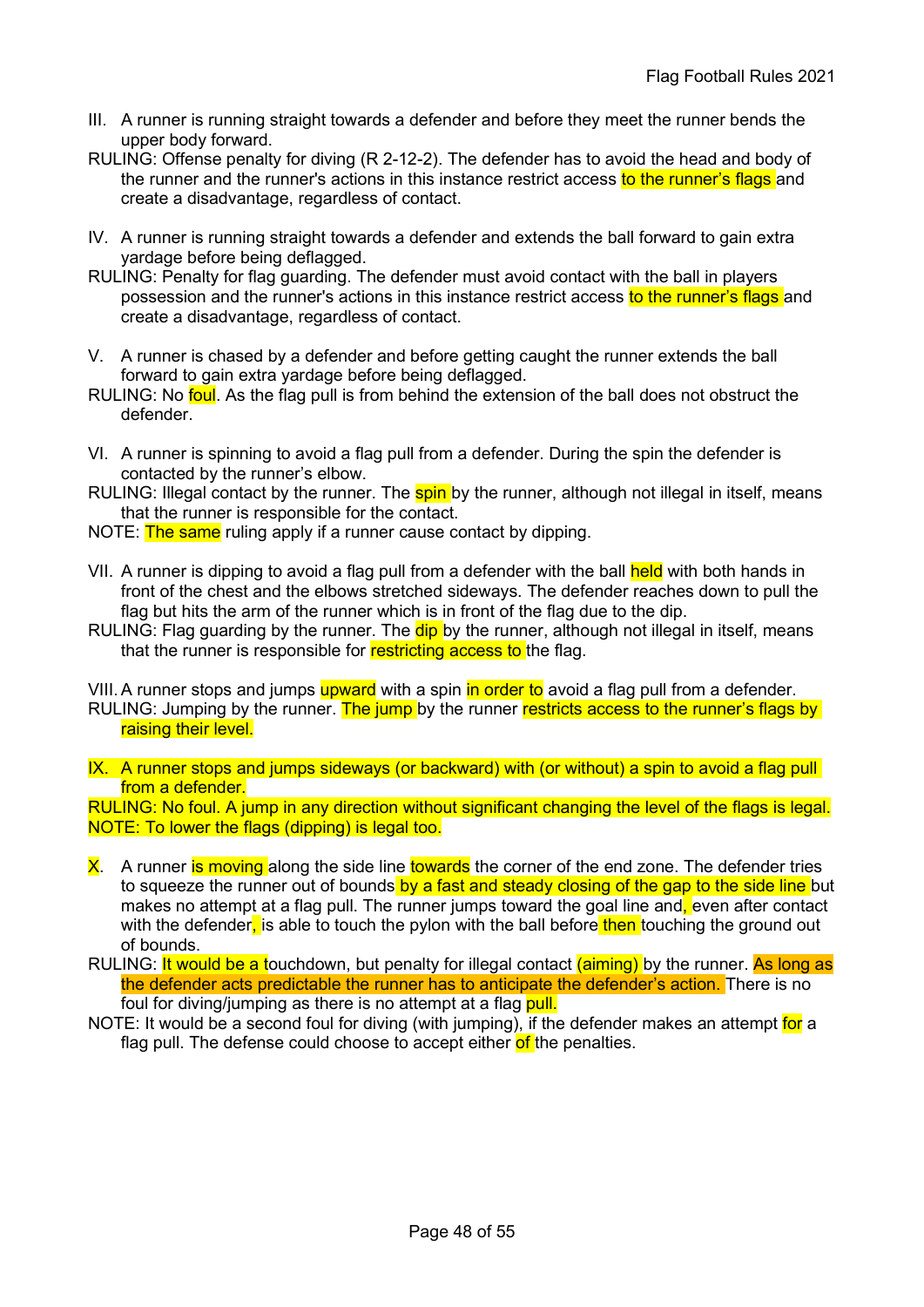III. A runner is running straight towards a defender and before they meet the runner bends the upper body forward.

RULING: Offense penalty for diving (R 2-12-2). The defender has to avoid the head and body of the runner and the runner's actions in this instance restrict access to the runner's flags and create a disadvantage, regardless of contact.

IV. A runner is running straight towards a defender and extends the ball forward to gain extra yardage before being deflagged.

RULING: Penalty for flag guarding. The defender must avoid contact with the ball in players possession and the runner's actions in this instance restrict access to the runner's flags and create a disadvantage, regardless of contact.

V. A runner is chased by a defender and before getting caught the runner extends the ball forward to gain extra yardage before being deflagged.

RULING: No foul. As the flag pull is from behind the extension of the ball does not obstruct the defender.

VI. A runner is spinning to avoid a flag pull from a defender. During the spin the defender is contacted by the runner's elbow.

RULING: Illegal contact by the runner. The spin by the runner, although not illegal in itself, means that the runner is responsible for the contact.

NOTE: The same ruling apply if a runner cause contact by dipping.

VII. A runner is dipping to avoid a flag pull from a defender with the ball held with both hands in front of the chest and the elbows stretched sideways. The defender reaches down to pull the flag but hits the arm of the runner which is in front of the flag due to the dip.

RULING: Flag guarding by the runner. The dip by the runner, although not illegal in itself, means that the runner is responsible for restricting access to the flag.

VIII. A runner stops and jumps upward with a spin in order to avoid a flag pull from a defender.

RULING: Jumping by the runner. The jump by the runner restricts access to the runner's flags by raising their level.

IX. A runner stops and jumps sideways (or backward) with (or without) a spin to avoid a flag pull from a defender.

RULING: No foul. A jump in any direction without significant changing the level of the flags is legal.

NOTE: To lower the flags (dipping) is legal too.

X. A runner is moving along the side line towards the corner of the end zone. The defender tries to squeeze the runner out of bounds by a fast and steady closing of the gap to the side line but makes no attempt at a flag pull. The runner jumps toward the goal line and, even after contact with the defender, is able to touch the pylon with the ball before then touching the ground out of bounds.

RULING: It would be a touchdown, but penalty for illegal contact (aiming) by the runner. As long as the defender acts predictable the runner has to anticipate the defender's action. There is no foul for diving/jumping as there is no attempt at a flag pull.

NOTE: It would be a second foul for diving (with jumping), if the defender makes an attempt for a flag pull. The defense could choose to accept either of the penalties.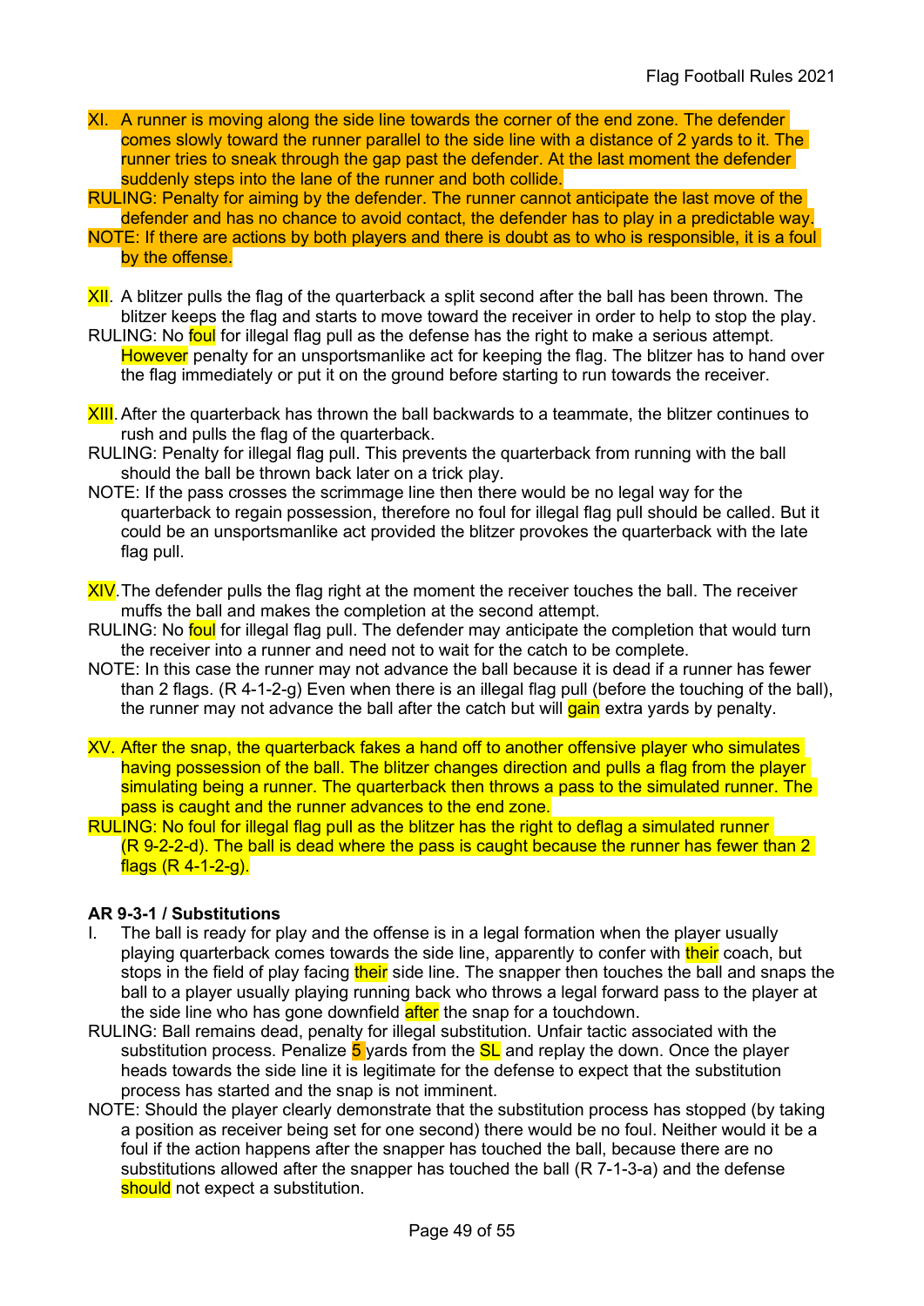XI. A runner is moving along the side line towards the corner of the end zone. The defender comes slowly toward the runner parallel to the side line with a distance of 2 yards to it. The runner tries to sneak through the gap past the defender. At the last moment the defender suddenly steps into the lane of the runner and both collide.

RULING: Penalty for aiming by the defender. The runner cannot anticipate the last move of the defender and has no chance to avoid contact, the defender has to play in a predictable way.

NOTE: If there are actions by both players and there is doubt as to who is responsible, it is a foul by the offense.

XII. A blitzer pulls the flag of the quarterback a split second after the ball has been thrown. The blitzer keeps the flag and starts to move toward the receiver in order to help to stop the play.

RULING: No foul for illegal flag pull as the defense has the right to make a serious attempt. However penalty for an unsportsmanlike act for keeping the flag. The blitzer has to hand over the flag immediately or put it on the ground before starting to run towards the receiver.

XIII. After the quarterback has thrown the ball backwards to a teammate, the blitzer continues to rush and pulls the flag of the quarterback.

RULING: Penalty for illegal flag pull. This prevents the quarterback from running with the ball should the ball be thrown back later on a trick play.

NOTE: If the pass crosses the scrimmage line then there would be no legal way for the quarterback to regain possession, therefore no foul for illegal flag pull should be called. But it could be an unsportsmanlike act provided the blitzer provokes the quarterback with the late flag pull.

XIV. The defender pulls the flag right at the moment the receiver touches the ball. The receiver muffs the ball and makes the completion at the second attempt.

RULING: No foul for illegal flag pull. The defender may anticipate the completion that would turn the receiver into a runner and need not to wait for the catch to be complete.

NOTE: In this case the runner may not advance the ball because it is dead if a runner has fewer than 2 flags. (R 4-1-2-g) Even when there is an illegal flag pull (before the touching of the ball), the runner may not advance the ball after the catch but will gain extra yards by penalty.

XV. After the snap, the quarterback fakes a hand off to another offensive player who simulates having possession of the ball. The blitzer changes direction and pulls a flag from the player simulating being a runner. The quarterback then throws a pass to the simulated runner. The pass is caught and the runner advances to the end zone.

RULING: No foul for illegal flag pull as the blitzer has the right to deflag a simulated runner (R 9-2-2-d). The ball is dead where the pass is caught because the runner has fewer than 2 flags (R 4-1-2-g).

**AR 9-3-1 / Substitutions**

I. The ball is ready for play and the offense is in a legal formation when the player usually playing quarterback comes towards the side line, apparently to confer with their coach, but stops in the field of play facing their side line. The snapper then touches the ball and snaps the ball to a player usually playing running back who throws a legal forward pass to the player at the side line who has gone downfield after the snap for a touchdown.

RULING: Ball remains dead, penalty for illegal substitution. Unfair tactic associated with the substitution process. Penalize 5 yards from the SL and replay the down. Once the player heads towards the side line it is legitimate for the defense to expect that the substitution process has started and the snap is not imminent.

NOTE: Should the player clearly demonstrate that the substitution process has stopped (by taking a position as receiver being set for one second) there would be no foul. Neither would it be a foul if the action happens after the snapper has touched the ball, because there are no substitutions allowed after the snapper has touched the ball (R 7-1-3-a) and the defense should not expect a substitution.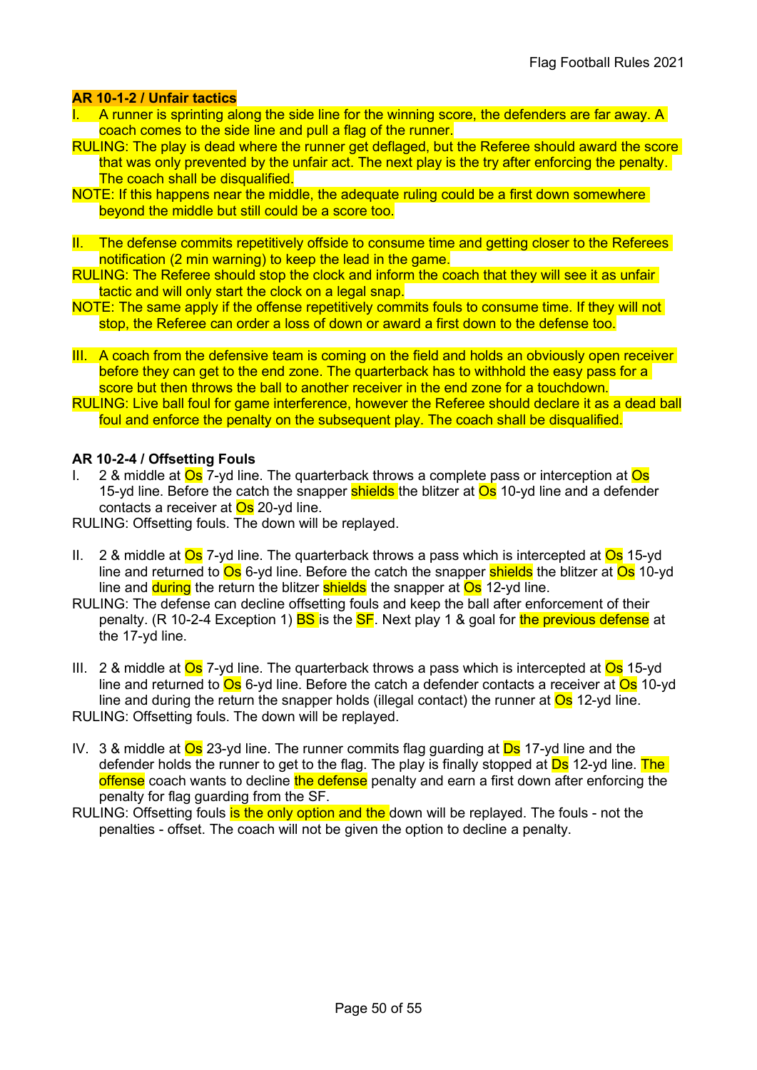**AR 10-1-2 / Unfair tactics**

I. A runner is sprinting along the side line for the winning score, the defenders are far away. A coach comes to the side line and pull a flag of the runner.

RULING: The play is dead where the runner get deflaged, but the Referee should award the score that was only prevented by the unfair act. The next play is the try after enforcing the penalty. The coach shall be disqualified.

NOTE: If this happens near the middle, the adequate ruling could be a first down somewhere beyond the middle but still could be a score too.

II. The defense commits repetitively offside to consume time and getting closer to the Referees notification (2 min warning) to keep the lead in the game.

RULING: The Referee should stop the clock and inform the coach that they will see it as unfair tactic and will only start the clock on a legal snap.

NOTE: The same apply if the offense repetitively commits fouls to consume time. If they will not stop, the Referee can order a loss of down or award a first down to the defense too.

III. A coach from the defensive team is coming on the field and holds an obviously open receiver before they can get to the end zone. The quarterback has to withhold the easy pass for a score but then throws the ball to another receiver in the end zone for a touchdown.

RULING: Live ball foul for game interference, however the Referee should declare it as a dead ball foul and enforce the penalty on the subsequent play. The coach shall be disqualified.

**AR 10-2-4 / Offsetting Fouls**

I. 2 & middle at Os 7-yd line. The quarterback throws a complete pass or interception at Os 15-yd line. Before the catch the snapper shields the blitzer at Os 10-yd line and a defender contacts a receiver at Os 20-yd line.

RULING: Offsetting fouls. The down will be replayed.

II. 2 & middle at Os 7-yd line. The quarterback throws a pass which is intercepted at Os 15-yd line and returned to Os 6-yd line. Before the catch the snapper shields the blitzer at Os 10-yd line and during the return the blitzer shields the snapper at Os 12-yd line.

RULING: The defense can decline offsetting fouls and keep the ball after enforcement of their penalty. (R 10-2-4 Exception 1) BS is the SF. Next play 1 & goal for the previous defense at the 17-yd line.

III. 2 & middle at Os 7-yd line. The quarterback throws a pass which is intercepted at Os 15-yd line and returned to Os 6-yd line. Before the catch a defender contacts a receiver at Os 10-yd line and during the return the snapper holds (illegal contact) the runner at Os 12-yd line.

RULING: Offsetting fouls. The down will be replayed.

IV. 3 & middle at Os 23-yd line. The runner commits flag guarding at Ds 17-yd line and the defender holds the runner to get to the flag. The play is finally stopped at Ds 12-yd line. The offense coach wants to decline the defense penalty and earn a first down after enforcing the penalty for flag guarding from the SF.

RULING: Offsetting fouls is the only option and the down will be replayed. The fouls - not the penalties - offset. The coach will not be given the option to decline a penalty.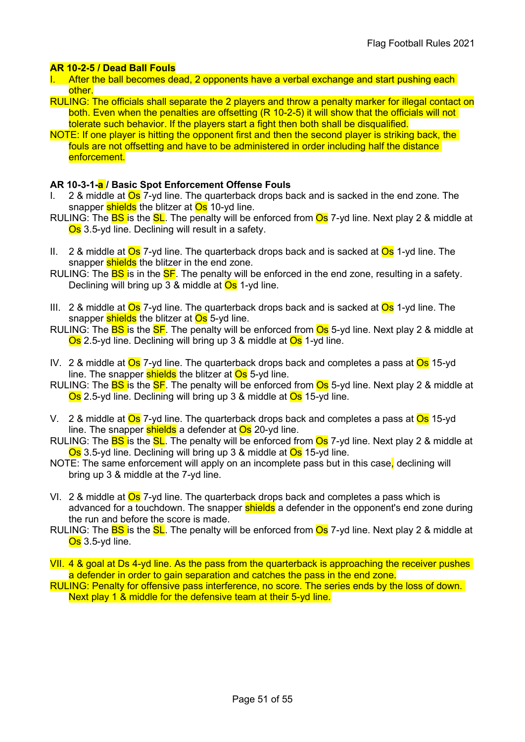**AR 10-2-5 / Dead Ball Fouls**

I. After the ball becomes dead, 2 opponents have a verbal exchange and start pushing each other.

RULING: The officials shall separate the 2 players and throw a penalty marker for illegal contact on both. Even when the penalties are offsetting (R 10-2-5) it will show that the officials will not tolerate such behavior. If the players start a fight then both shall be disqualified.

NOTE: If one player is hitting the opponent first and then the second player is striking back, the fouls are not offsetting and have to be administered in order including half the distance enforcement.

**AR 10-3-1-a / Basic Spot Enforcement Offense Fouls**

I. 2 & middle at Os 7-yd line. The quarterback drops back and is sacked in the end zone. The snapper shields the blitzer at Os 10-yd line.

RULING: The BS is the SL. The penalty will be enforced from Os 7-yd line. Next play 2 & middle at Os 3.5-yd line. Declining will result in a safety.

II. 2 & middle at Os 7-yd line. The quarterback drops back and is sacked at Os 1-yd line. The snapper shields the blitzer in the end zone.

RULING: The BS is in the SF. The penalty will be enforced in the end zone, resulting in a safety. Declining will bring up 3 & middle at Os 1-yd line.

III. 2 & middle at Os 7-yd line. The quarterback drops back and is sacked at Os 1-yd line. The snapper shields the blitzer at Os 5-yd line.

RULING: The BS is the SF. The penalty will be enforced from Os 5-yd line. Next play 2 & middle at Os 2.5-yd line. Declining will bring up 3 & middle at Os 1-yd line.

IV. 2 & middle at Os 7-yd line. The quarterback drops back and completes a pass at Os 15-yd line. The snapper shields the blitzer at Os 5-yd line.

RULING: The BS is the SF. The penalty will be enforced from Os 5-yd line. Next play 2 & middle at Os 2.5-yd line. Declining will bring up 3 & middle at Os 15-yd line.

V. 2 & middle at Os 7-yd line. The quarterback drops back and completes a pass at Os 15-yd line. The snapper shields a defender at Os 20-yd line.

RULING: The BS is the SL. The penalty will be enforced from Os 7-yd line. Next play 2 & middle at Os 3.5-yd line. Declining will bring up 3 & middle at Os 15-yd line.

NOTE: The same enforcement will apply on an incomplete pass but in this case, declining will bring up 3 & middle at the 7-yd line.

VI. 2 & middle at Os 7-yd line. The quarterback drops back and completes a pass which is advanced for a touchdown. The snapper shields a defender in the opponent's end zone during the run and before the score is made.

RULING: The BS is the SL. The penalty will be enforced from Os 7-yd line. Next play 2 & middle at Os 3.5-yd line.

VII. 4 & goal at Ds 4-yd line. As the pass from the quarterback is approaching the receiver pushes a defender in order to gain separation and catches the pass in the end zone.

RULING: Penalty for offensive pass interference, no score. The series ends by the loss of down. Next play 1 & middle for the defensive team at their 5-yd line.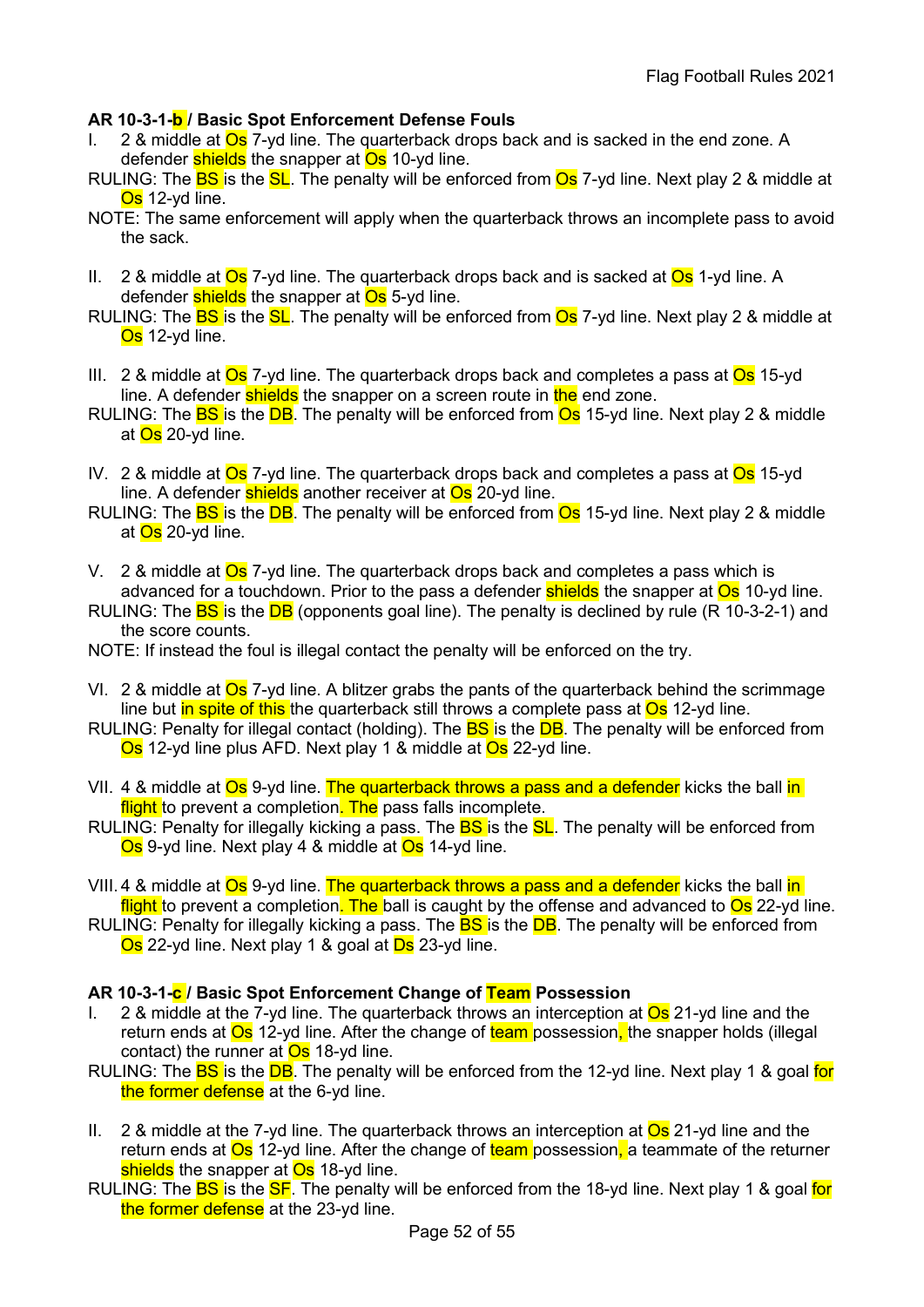**AR 10-3-1-b / Basic Spot Enforcement Defense Fouls**

I. 2 & middle at Os 7-yd line. The quarterback drops back and is sacked in the end zone. A defender shields the snapper at Os 10-yd line.

RULING: The BS is the SL. The penalty will be enforced from Os 7-yd line. Next play 2 & middle at Os 12-yd line.

NOTE: The same enforcement will apply when the quarterback throws an incomplete pass to avoid the sack.

II. 2 & middle at Os 7-yd line. The quarterback drops back and is sacked at Os 1-yd line. A defender shields the snapper at Os 5-yd line.

RULING: The BS is the SL. The penalty will be enforced from Os 7-yd line. Next play 2 & middle at Os 12-yd line.

III. 2 & middle at Os 7-yd line. The quarterback drops back and completes a pass at Os 15-yd line. A defender shields the snapper on a screen route in the end zone.

RULING: The BS is the DB. The penalty will be enforced from Os 15-yd line. Next play 2 & middle at Os 20-yd line.

IV. 2 & middle at Os 7-yd line. The quarterback drops back and completes a pass at Os 15-yd line. A defender shields another receiver at Os 20-yd line.

RULING: The BS is the DB. The penalty will be enforced from Os 15-yd line. Next play 2 & middle at Os 20-yd line.

V. 2 & middle at Os 7-yd line. The quarterback drops back and completes a pass which is advanced for a touchdown. Prior to the pass a defender shields the snapper at Os 10-yd line.

RULING: The BS is the DB (opponents goal line). The penalty is declined by rule (R 10-3-2-1) and the score counts.

NOTE: If instead the foul is illegal contact the penalty will be enforced on the try.

VI. 2 & middle at Os 7-yd line. A blitzer grabs the pants of the quarterback behind the scrimmage line but in spite of this the quarterback still throws a complete pass at Os 12-yd line.

RULING: Penalty for illegal contact (holding). The BS is the DB. The penalty will be enforced from Os 12-yd line plus AFD. Next play 1 & middle at Os 22-yd line.

VII. 4 & middle at Os 9-yd line. The quarterback throws a pass and a defender kicks the ball in flight to prevent a completion. The pass falls incomplete.

RULING: Penalty for illegally kicking a pass. The BS is the SL. The penalty will be enforced from Os 9-yd line. Next play 4 & middle at Os 14-yd line.

VIII. 4 & middle at Os 9-yd line. The quarterback throws a pass and a defender kicks the ball in flight to prevent a completion. The ball is caught by the offense and advanced to Os 22-yd line.

RULING: Penalty for illegally kicking a pass. The BS is the DB. The penalty will be enforced from Os 22-yd line. Next play 1 & goal at Ds 23-yd line.

**AR 10-3-1-c / Basic Spot Enforcement Change of Team Possession**

I. 2 & middle at the 7-yd line. The quarterback throws an interception at Os 21-yd line and the return ends at Os 12-yd line. After the change of team possession, the snapper holds (illegal contact) the runner at Os 18-yd line.

RULING: The BS is the DB. The penalty will be enforced from the 12-yd line. Next play 1 & goal for the former defense at the 6-yd line.

II. 2 & middle at the 7-yd line. The quarterback throws an interception at Os 21-yd line and the return ends at Os 12-yd line. After the change of team possession, a teammate of the returner shields the snapper at Os 18-yd line.

RULING: The BS is the SF. The penalty will be enforced from the 18-yd line. Next play 1 & goal for the former defense at the 23-yd line.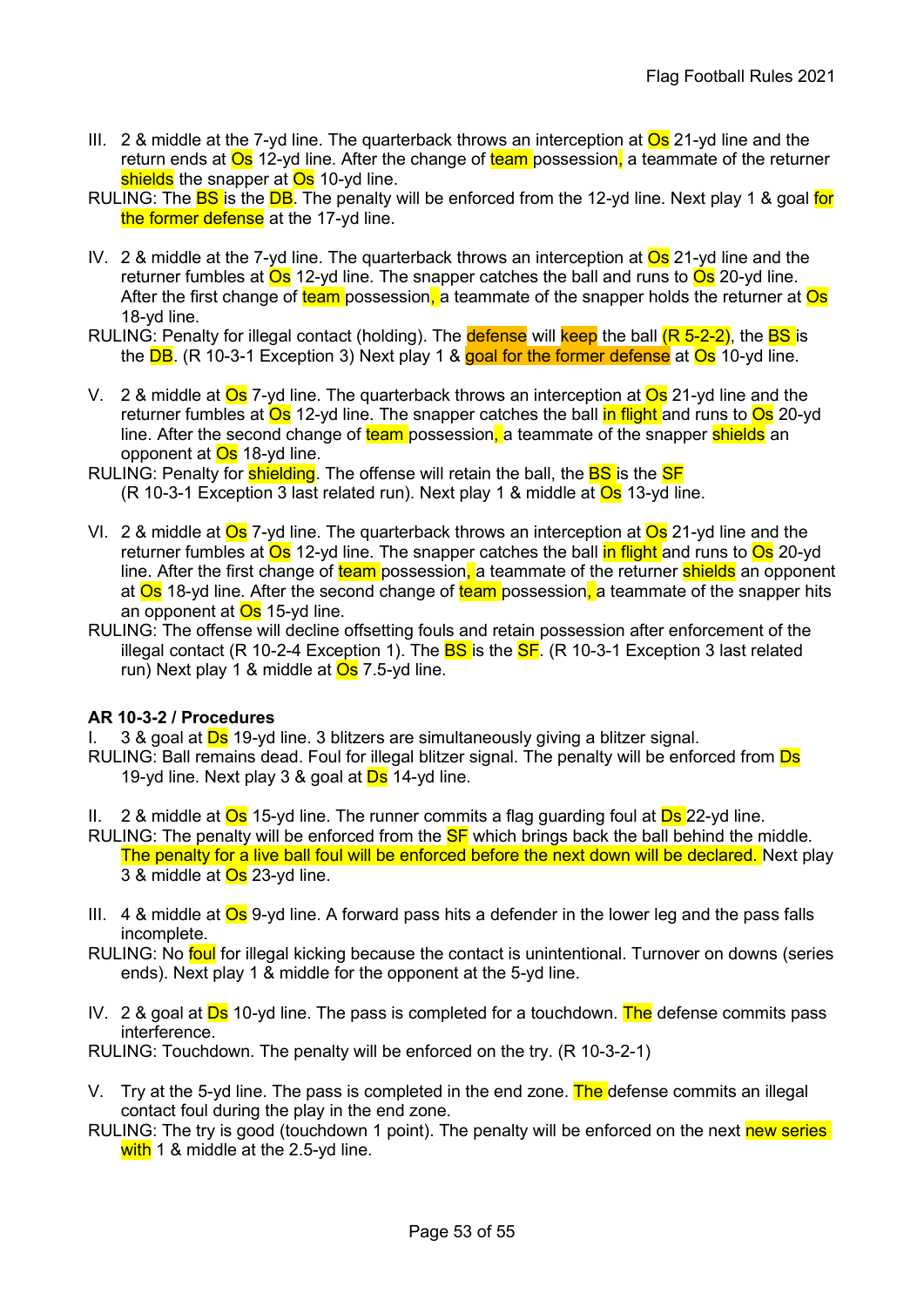III. 2 & middle at the 7-yd line. The quarterback throws an interception at Os 21-yd line and the return ends at Os 12-yd line. After the change of team possession, a teammate of the returner shields the snapper at Os 10-yd line.

RULING: The BS is the DB. The penalty will be enforced from the 12-yd line. Next play 1 & goal for the former defense at the 17-yd line.

IV. 2 & middle at the 7-yd line. The quarterback throws an interception at Os 21-yd line and the returner fumbles at Os 12-yd line. The snapper catches the ball and runs to Os 20-yd line. After the first change of team possession, a teammate of the snapper holds the returner at Os 18-yd line.

RULING: Penalty for illegal contact (holding). The defense will keep the ball (R 5-2-2), the BS is the DB. (R 10-3-1 Exception 3) Next play 1 & goal for the former defense at Os 10-yd line.

V. 2 & middle at Os 7-yd line. The quarterback throws an interception at Os 21-yd line and the returner fumbles at Os 12-yd line. The snapper catches the ball in flight and runs to Os 20-yd line. After the second change of team possession, a teammate of the snapper shields an opponent at Os 18-yd line.

RULING: Penalty for shielding. The offense will retain the ball, the BS is the SF (R 10-3-1 Exception 3 last related run). Next play 1 & middle at Os 13-yd line.

VI. 2 & middle at Os 7-yd line. The quarterback throws an interception at Os 21-yd line and the returner fumbles at Os 12-yd line. The snapper catches the ball in flight and runs to Os 20-yd line. After the first change of team possession, a teammate of the returner shields an opponent at Os 18-yd line. After the second change of team possession, a teammate of the snapper hits an opponent at Os 15-yd line.

RULING: The offense will decline offsetting fouls and retain possession after enforcement of the illegal contact (R 10-2-4 Exception 1). The BS is the SF. (R 10-3-1 Exception 3 last related run) Next play 1 & middle at Os 7.5-yd line.

**AR 10-3-2 / Procedures**

I. 3 & goal at Ds 19-yd line. 3 blitzers are simultaneously giving a blitzer signal.

RULING: Ball remains dead. Foul for illegal blitzer signal. The penalty will be enforced from Ds 19-yd line. Next play 3 & goal at Ds 14-yd line.

II. 2 & middle at Os 15-yd line. The runner commits a flag guarding foul at Ds 22-yd line.

RULING: The penalty will be enforced from the SF which brings back the ball behind the middle. The penalty for a live ball foul will be enforced before the next down will be declared. Next play 3 & middle at Os 23-yd line.

III. 4 & middle at Os 9-yd line. A forward pass hits a defender in the lower leg and the pass falls incomplete.

RULING: No foul for illegal kicking because the contact is unintentional. Turnover on downs (series ends). Next play 1 & middle for the opponent at the 5-yd line.

IV. 2 & goal at Ds 10-yd line. The pass is completed for a touchdown. The defense commits pass interference.

RULING: Touchdown. The penalty will be enforced on the try. (R 10-3-2-1)

V. Try at the 5-yd line. The pass is completed in the end zone. The defense commits an illegal contact foul during the play in the end zone.

RULING: The try is good (touchdown 1 point). The penalty will be enforced on the next new series with 1 & middle at the 2.5-yd line.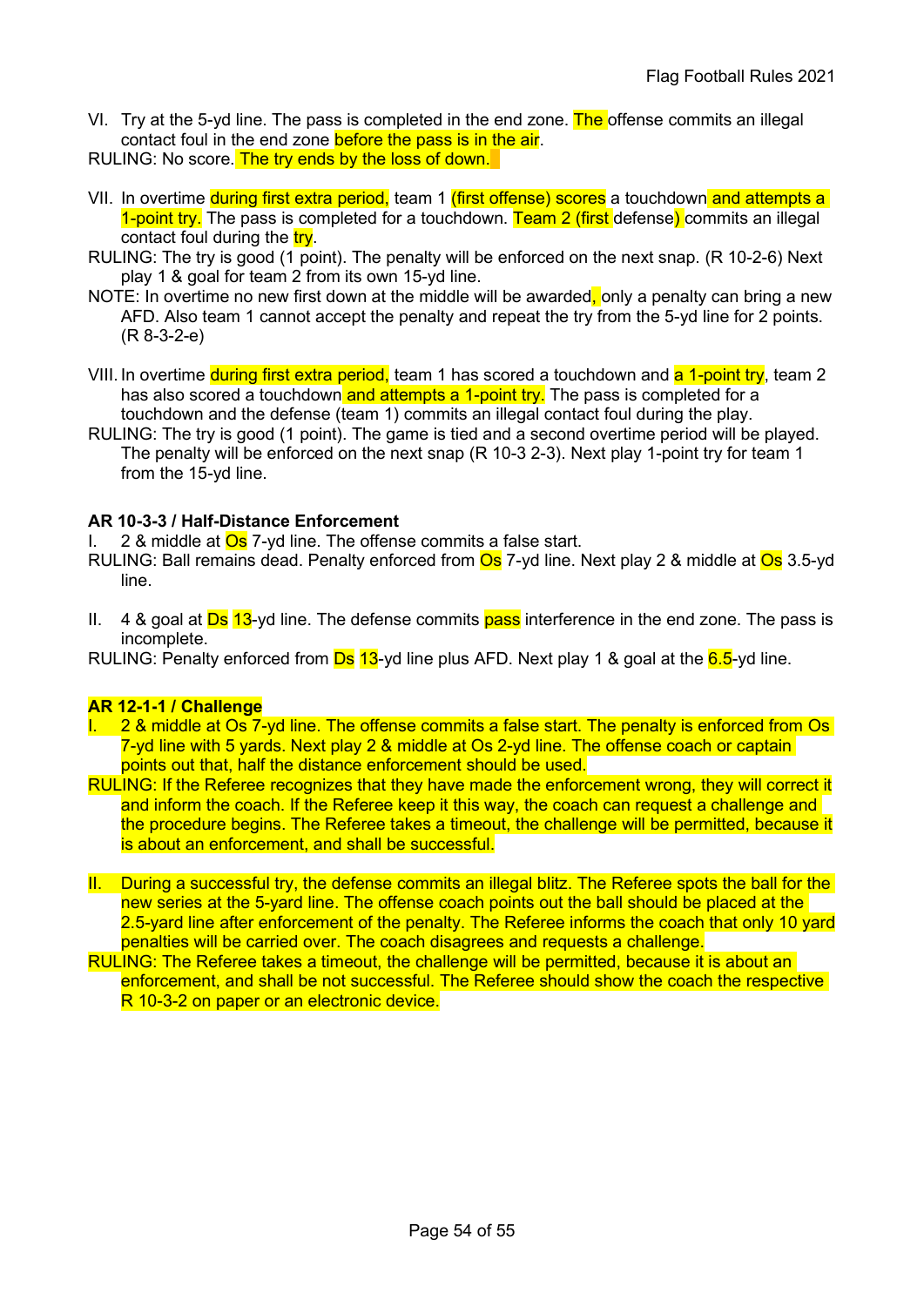VI. Try at the 5-yd line. The pass is completed in the end zone. The offense commits an illegal contact foul in the end zone before the pass is in the air.

RULING: No score. The try ends by the loss of down.

VII. In overtime during first extra period, team 1 (first offense) scores a touchdown and attempts a 1-point try. The pass is completed for a touchdown. Team 2 (first defense) commits an illegal contact foul during the try.

RULING: The try is good (1 point). The penalty will be enforced on the next snap. (R 10-2-6) Next play 1 & goal for team 2 from its own 15-yd line.

NOTE: In overtime no new first down at the middle will be awarded, only a penalty can bring a new AFD. Also team 1 cannot accept the penalty and repeat the try from the 5-yd line for 2 points. (R 8-3-2-e)

VIII. In overtime during first extra period, team 1 has scored a touchdown and a 1-point try, team 2 has also scored a touchdown and attempts a 1-point try. The pass is completed for a touchdown and the defense (team 1) commits an illegal contact foul during the play.

RULING: The try is good (1 point). The game is tied and a second overtime period will be played. The penalty will be enforced on the next snap (R 10-3 2-3). Next play 1-point try for team 1 from the 15-yd line.

**AR 10-3-3 / Half-Distance Enforcement**

I. 2 & middle at Os 7-yd line. The offense commits a false start.

RULING: Ball remains dead. Penalty enforced from Os 7-yd line. Next play 2 & middle at Os 3.5-yd line.

II. 4 & goal at Ds 13-yd line. The defense commits pass interference in the end zone. The pass is incomplete.

RULING: Penalty enforced from Ds 13-yd line plus AFD. Next play 1 & goal at the 6.5-yd line.

**AR 12-1-1 / Challenge**

I. 2 & middle at Os 7-yd line. The offense commits a false start. The penalty is enforced from Os 7-yd line with 5 yards. Next play 2 & middle at Os 2-yd line. The offense coach or captain points out that, half the distance enforcement should be used.

RULING: If the Referee recognizes that they have made the enforcement wrong, they will correct it and inform the coach. If the Referee keep it this way, the coach can request a challenge and the procedure begins. The Referee takes a timeout, the challenge will be permitted, because it is about an enforcement, and shall be successful.

II. During a successful try, the defense commits an illegal blitz. The Referee spots the ball for the new series at the 5-yard line. The offense coach points out the ball should be placed at the 2.5-yard line after enforcement of the penalty. The Referee informs the coach that only 10 yard penalties will be carried over. The coach disagrees and requests a challenge.

RULING: The Referee takes a timeout, the challenge will be permitted, because it is about an enforcement, and shall be not successful. The Referee should show the coach the respective R 10-3-2 on paper or an electronic device.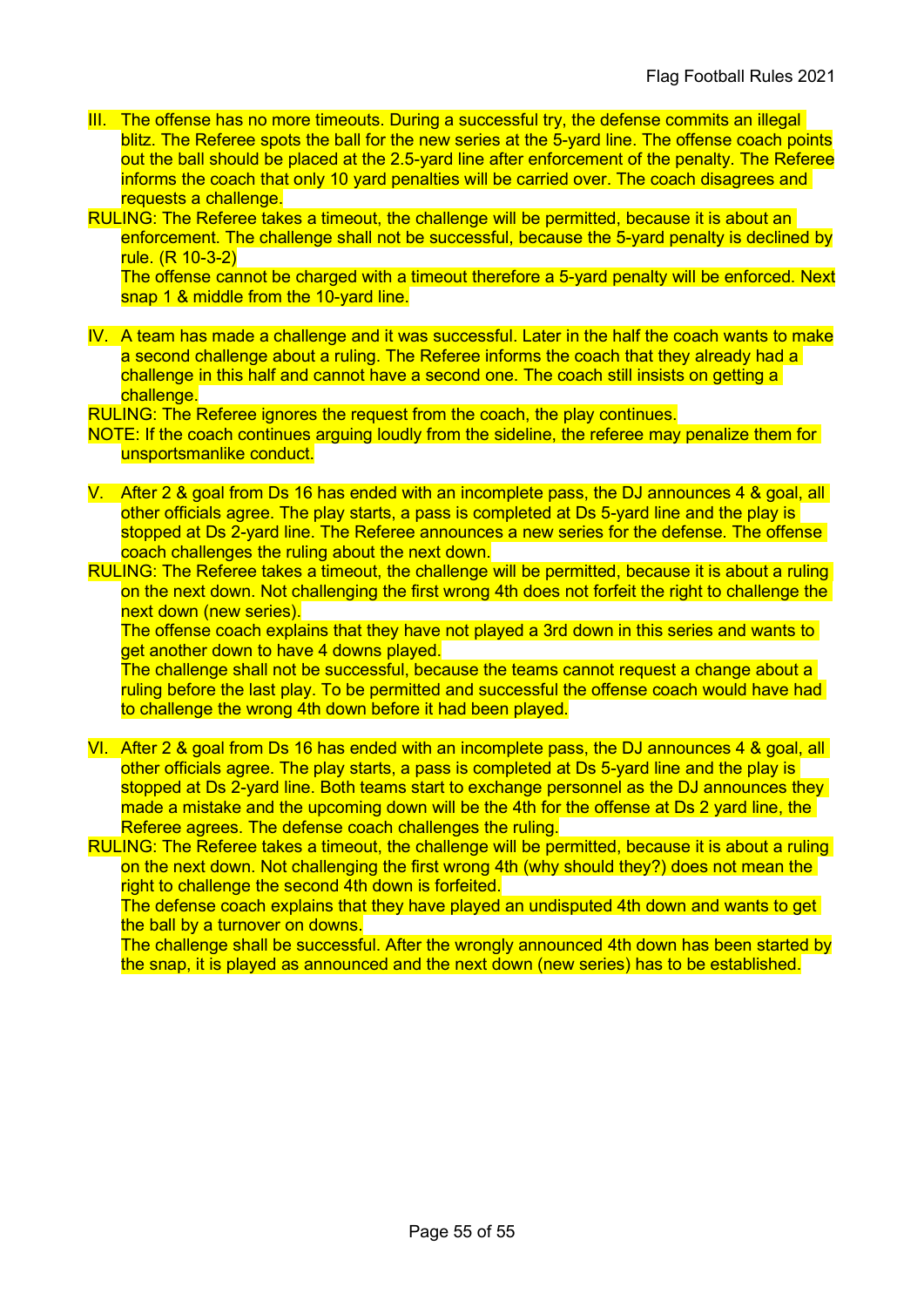III. The offense has no more timeouts. During a successful try, the defense commits an illegal blitz. The Referee spots the ball for the new series at the 5-yard line. The offense coach points out the ball should be placed at the 2.5-yard line after enforcement of the penalty. The Referee informs the coach that only 10 yard penalties will be carried over. The coach disagrees and requests a challenge.

RULING: The Referee takes a timeout, the challenge will be permitted, because it is about an enforcement. The challenge shall not be successful, because the 5-yard penalty is declined by rule. (R 10-3-2)
The offense cannot be charged with a timeout therefore a 5-yard penalty will be enforced. Next snap 1 & middle from the 10-yard line.

IV. A team has made a challenge and it was successful. Later in the half the coach wants to make a second challenge about a ruling. The Referee informs the coach that they already had a challenge in this half and cannot have a second one. The coach still insists on getting a challenge.

RULING: The Referee ignores the request from the coach, the play continues.

NOTE: If the coach continues arguing loudly from the sideline, the referee may penalize them for unsportsmanlike conduct.

V. After 2 & goal from Ds 16 has ended with an incomplete pass, the DJ announces 4 & goal, all other officials agree. The play starts, a pass is completed at Ds 5-yard line and the play is stopped at Ds 2-yard line. The Referee announces a new series for the defense. The offense coach challenges the ruling about the next down.

RULING: The Referee takes a timeout, the challenge will be permitted, because it is about a ruling on the next down. Not challenging the first wrong 4th does not forfeit the right to challenge the next down (new series).
The offense coach explains that they have not played a 3rd down in this series and wants to get another down to have 4 downs played.
The challenge shall not be successful, because the teams cannot request a change about a ruling before the last play. To be permitted and successful the offense coach would have had to challenge the wrong 4th down before it had been played.

VI. After 2 & goal from Ds 16 has ended with an incomplete pass, the DJ announces 4 & goal, all other officials agree. The play starts, a pass is completed at Ds 5-yard line and the play is stopped at Ds 2-yard line. Both teams start to exchange personnel as the DJ announces they made a mistake and the upcoming down will be the 4th for the offense at Ds 2 yard line, the Referee agrees. The defense coach challenges the ruling.

RULING: The Referee takes a timeout, the challenge will be permitted, because it is about a ruling on the next down. Not challenging the first wrong 4th (why should they?) does not mean the right to challenge the second 4th down is forfeited.
The defense coach explains that they have played an undisputed 4th down and wants to get the ball by a turnover on downs.
The challenge shall be successful. After the wrongly announced 4th down has been started by the snap, it is played as announced and the next down (new series) has to be established.